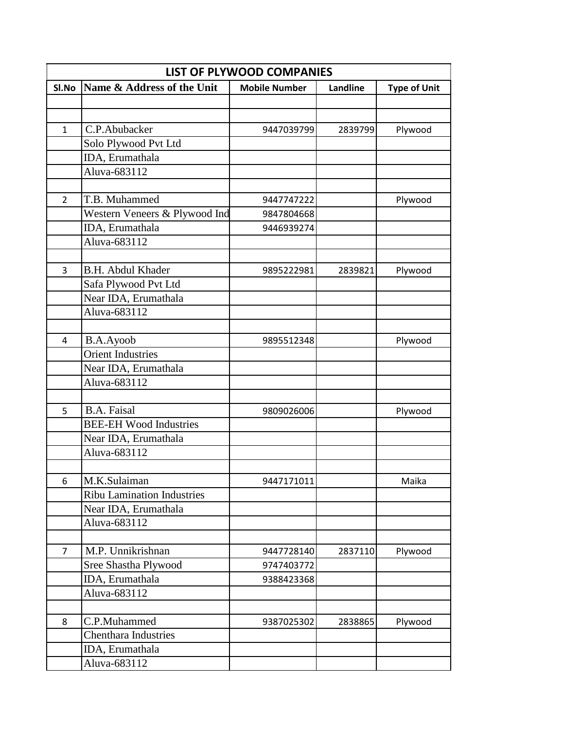# LIST OF PLYWOOD COMPANIES

| Sl.No | Name & Address of the Unit | Mobile Number | Landline | Type of Unit |
|---|---|---|---|---|
| | | | | |
| | | | | |
| 1 | C.P.Abubacker | 9447039799 | 2839799 | Plywood |
| | Solo Plywood Pvt Ltd | | | |
| | IDA, Erumathala | | | |
| | Aluva-683112 | | | |
| | | | | |
| 2 | T.B. Muhammed | 9447747222 | | Plywood |
| | Western Veneers & Plywood Ind | 9847804668 | | |
| | IDA, Erumathala | 9446939274 | | |
| | Aluva-683112 | | | |
| | | | | |
| 3 | B.H. Abdul Khader | 9895222981 | 2839821 | Plywood |
| | Safa Plywood Pvt Ltd | | | |
| | Near IDA, Erumathala | | | |
| | Aluva-683112 | | | |
| | | | | |
| 4 | B.A.Ayoob | 9895512348 | | Plywood |
| | Orient Industries | | | |
| | Near IDA, Erumathala | | | |
| | Aluva-683112 | | | |
| | | | | |
| 5 | B.A. Faisal | 9809026006 | | Plywood |
| | BEE-EH Wood Industries | | | |
| | Near IDA, Erumathala | | | |
| | Aluva-683112 | | | |
| | | | | |
| 6 | M.K.Sulaiman | 9447171011 | | Maika |
| | Ribu Lamination Industries | | | |
| | Near IDA, Erumathala | | | |
| | Aluva-683112 | | | |
| | | | | |
| 7 | M.P. Unnikrishnan | 9447728140 | 2837110 | Plywood |
| | Sree Shastha Plywood | 9747403772 | | |
| | IDA, Erumathala | 9388423368 | | |
| | Aluva-683112 | | | |
| | | | | |
| 8 | C.P.Muhammed | 9387025302 | 2838865 | Plywood |
| | Chenthara Industries | | | |
| | IDA, Erumathala | | | |
| | Aluva-683112 | | | |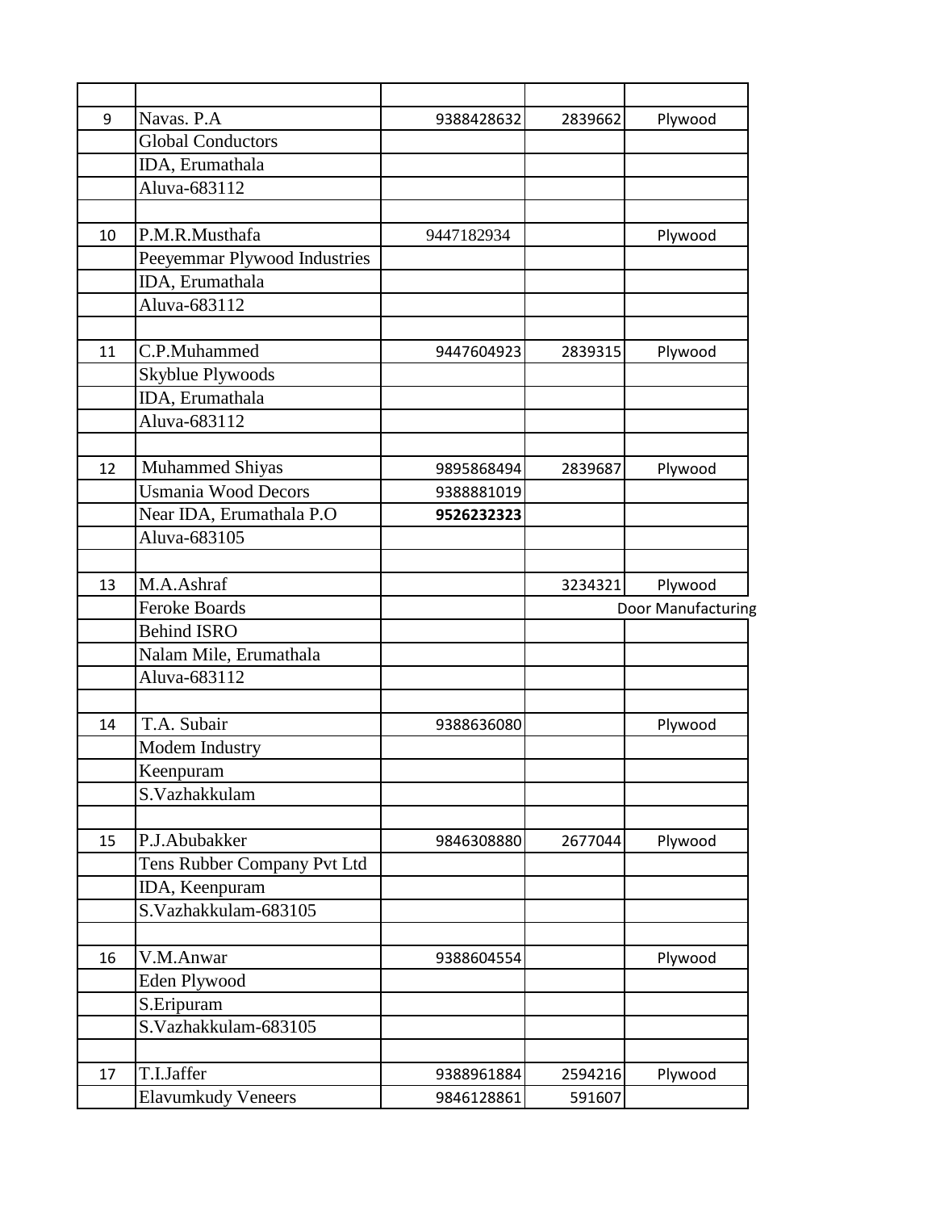| | | | | |
|---|---|---|---|---|
| 9 | Navas. P.A | 9388428632 | 2839662 | Plywood |
| | Global Conductors | | | |
| | IDA, Erumathala | | | |
| | Aluva-683112 | | | |
| | | | | |
| 10 | P.M.R.Musthafa | 9447182934 | | Plywood |
| | Peeyemmar Plywood Industries | | | |
| | IDA, Erumathala | | | |
| | Aluva-683112 | | | |
| | | | | |
| 11 | C.P.Muhammed | 9447604923 | 2839315 | Plywood |
| | Skyblue Plywoods | | | |
| | IDA, Erumathala | | | |
| | Aluva-683112 | | | |
| | | | | |
| 12 | Muhammed Shiyas | 9895868494 | 2839687 | Plywood |
| | Usmania Wood Decors | 9388881019 | | |
| | Near IDA, Erumathala P.O | **9526232323** | | |
| | Aluva-683105 | | | |
| | | | | |
| 13 | M.A.Ashraf | | 3234321 | Plywood |
| | Feroke Boards | | | Door Manufacturing |
| | Behind ISRO | | | |
| | Nalam Mile, Erumathala | | | |
| | Aluva-683112 | | | |
| | | | | |
| 14 | T.A. Subair | 9388636080 | | Plywood |
| | Modem Industry | | | |
| | Keenpuram | | | |
| | S.Vazhakkulam | | | |
| | | | | |
| 15 | P.J.Abubakker | 9846308880 | 2677044 | Plywood |
| | Tens Rubber Company Pvt Ltd | | | |
| | IDA, Keenpuram | | | |
| | S.Vazhakkulam-683105 | | | |
| | | | | |
| 16 | V.M.Anwar | 9388604554 | | Plywood |
| | Eden Plywood | | | |
| | S.Eripuram | | | |
| | S.Vazhakkulam-683105 | | | |
| | | | | |
| 17 | T.I.Jaffer | 9388961884 | 2594216 | Plywood |
| | Elavumkudy Veneers | 9846128861 | 591607 | |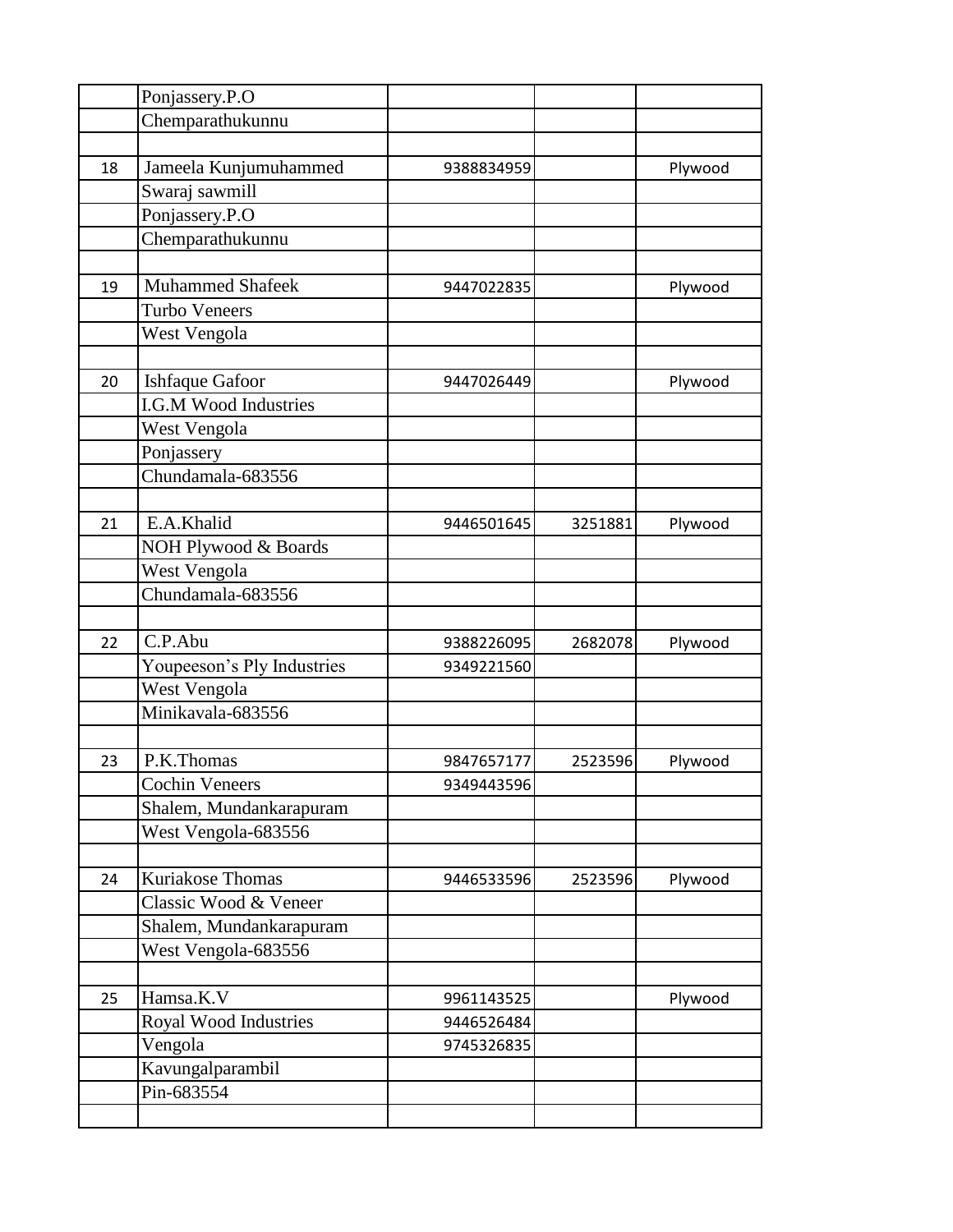| | | | | |
|---|---|---|---|---|
| | Ponjassery.P.O | | | |
| | Chemparathukunnu | | | |
| | | | | |
| 18 | Jameela Kunjumuhammed | 9388834959 | | Plywood |
| | Swaraj sawmill | | | |
| | Ponjassery.P.O | | | |
| | Chemparathukunnu | | | |
| | | | | |
| 19 | Muhammed Shafeek | 9447022835 | | Plywood |
| | Turbo Veneers | | | |
| | West Vengola | | | |
| | | | | |
| 20 | Ishfaque Gafoor | 9447026449 | | Plywood |
| | I.G.M Wood Industries | | | |
| | West Vengola | | | |
| | Ponjassery | | | |
| | Chundamala-683556 | | | |
| | | | | |
| 21 | E.A.Khalid | 9446501645 | 3251881 | Plywood |
| | NOH Plywood & Boards | | | |
| | West Vengola | | | |
| | Chundamala-683556 | | | |
| | | | | |
| 22 | C.P.Abu | 9388226095 | 2682078 | Plywood |
| | Youpeeson's Ply Industries | 9349221560 | | |
| | West Vengola | | | |
| | Minikavala-683556 | | | |
| | | | | |
| 23 | P.K.Thomas | 9847657177 | 2523596 | Plywood |
| | Cochin Veneers | 9349443596 | | |
| | Shalem, Mundankarapuram | | | |
| | West Vengola-683556 | | | |
| | | | | |
| 24 | Kuriakose Thomas | 9446533596 | 2523596 | Plywood |
| | Classic Wood & Veneer | | | |
| | Shalem, Mundankarapuram | | | |
| | West Vengola-683556 | | | |
| | | | | |
| 25 | Hamsa.K.V | 9961143525 | | Plywood |
| | Royal Wood Industries | 9446526484 | | |
| | Vengola | 9745326835 | | |
| | Kavungalparambil | | | |
| | Pin-683554 | | | |
| | | | | |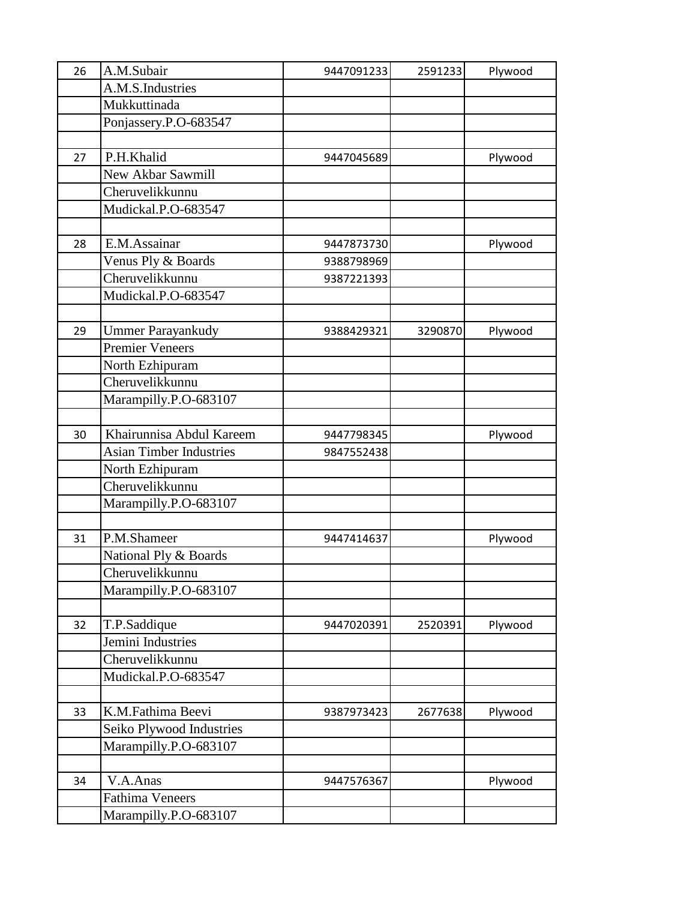| | | | | |
|---|---|---|---|---|
| 26 | A.M.Subair | 9447091233 | 2591233 | Plywood |
| | A.M.S.Industries | | | |
| | Mukkuttinada | | | |
| | Ponjassery.P.O-683547 | | | |
| | | | | |
| 27 | P.H.Khalid | 9447045689 | | Plywood |
| | New Akbar Sawmill | | | |
| | Cheruvelikkunnu | | | |
| | Mudickal.P.O-683547 | | | |
| | | | | |
| 28 | E.M.Assainar | 9447873730 | | Plywood |
| | Venus Ply & Boards | 9388798969 | | |
| | Cheruvelikkunnu | 9387221393 | | |
| | Mudickal.P.O-683547 | | | |
| | | | | |
| 29 | Ummer Parayankudy | 9388429321 | 3290870 | Plywood |
| | Premier Veneers | | | |
| | North Ezhipuram | | | |
| | Cheruvelikkunnu | | | |
| | Marampilly.P.O-683107 | | | |
| | | | | |
| 30 | Khairunnisa Abdul Kareem | 9447798345 | | Plywood |
| | Asian Timber Industries | 9847552438 | | |
| | North Ezhipuram | | | |
| | Cheruvelikkunnu | | | |
| | Marampilly.P.O-683107 | | | |
| | | | | |
| 31 | P.M.Shameer | 9447414637 | | Plywood |
| | National Ply & Boards | | | |
| | Cheruvelikkunnu | | | |
| | Marampilly.P.O-683107 | | | |
| | | | | |
| 32 | T.P.Saddique | 9447020391 | 2520391 | Plywood |
| | Jemini Industries | | | |
| | Cheruvelikkunnu | | | |
| | Mudickal.P.O-683547 | | | |
| | | | | |
| 33 | K.M.Fathima Beevi | 9387973423 | 2677638 | Plywood |
| | Seiko Plywood Industries | | | |
| | Marampilly.P.O-683107 | | | |
| | | | | |
| 34 | V.A.Anas | 9447576367 | | Plywood |
| | Fathima Veneers | | | |
| | Marampilly.P.O-683107 | | | |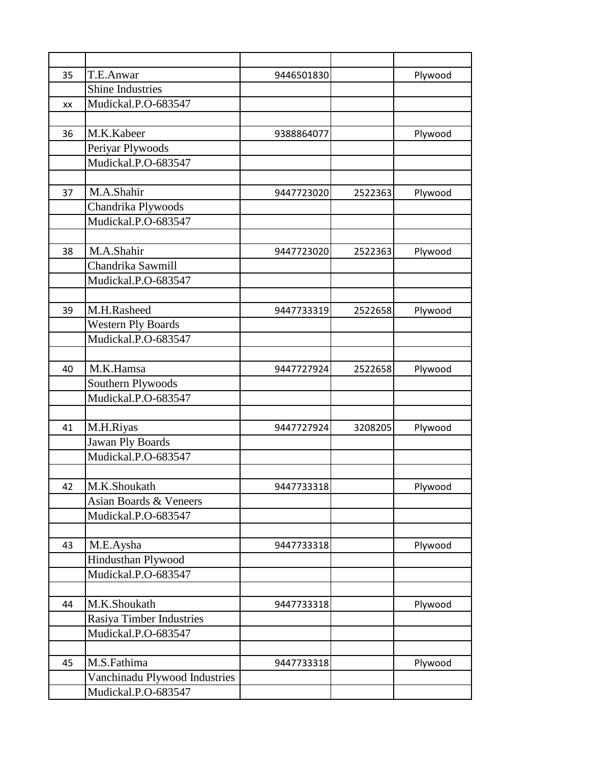| | | | | |
|---|---|---|---|---|
| 35 | T.E.Anwar | 9446501830 | | Plywood |
| | Shine Industries | | | |
| xx | Mudickal.P.O-683547 | | | |
| | | | | |
| 36 | M.K.Kabeer | 9388864077 | | Plywood |
| | Periyar Plywoods | | | |
| | Mudickal.P.O-683547 | | | |
| | | | | |
| 37 | M.A.Shahir | 9447723020 | 2522363 | Plywood |
| | Chandrika Plywoods | | | |
| | Mudickal.P.O-683547 | | | |
| | | | | |
| 38 | M.A.Shahir | 9447723020 | 2522363 | Plywood |
| | Chandrika Sawmill | | | |
| | Mudickal.P.O-683547 | | | |
| | | | | |
| 39 | M.H.Rasheed | 9447733319 | 2522658 | Plywood |
| | Western Ply Boards | | | |
| | Mudickal.P.O-683547 | | | |
| | | | | |
| 40 | M.K.Hamsa | 9447727924 | 2522658 | Plywood |
| | Southern Plywoods | | | |
| | Mudickal.P.O-683547 | | | |
| | | | | |
| 41 | M.H.Riyas | 9447727924 | 3208205 | Plywood |
| | Jawan Ply Boards | | | |
| | Mudickal.P.O-683547 | | | |
| | | | | |
| 42 | M.K.Shoukath | 9447733318 | | Plywood |
| | Asian Boards & Veneers | | | |
| | Mudickal.P.O-683547 | | | |
| | | | | |
| 43 | M.E.Aysha | 9447733318 | | Plywood |
| | Hindusthan Plywood | | | |
| | Mudickal.P.O-683547 | | | |
| | | | | |
| 44 | M.K.Shoukath | 9447733318 | | Plywood |
| | Rasiya Timber Industries | | | |
| | Mudickal.P.O-683547 | | | |
| | | | | |
| 45 | M.S.Fathima | 9447733318 | | Plywood |
| | Vanchinadu Plywood Industries | | | |
| | Mudickal.P.O-683547 | | | |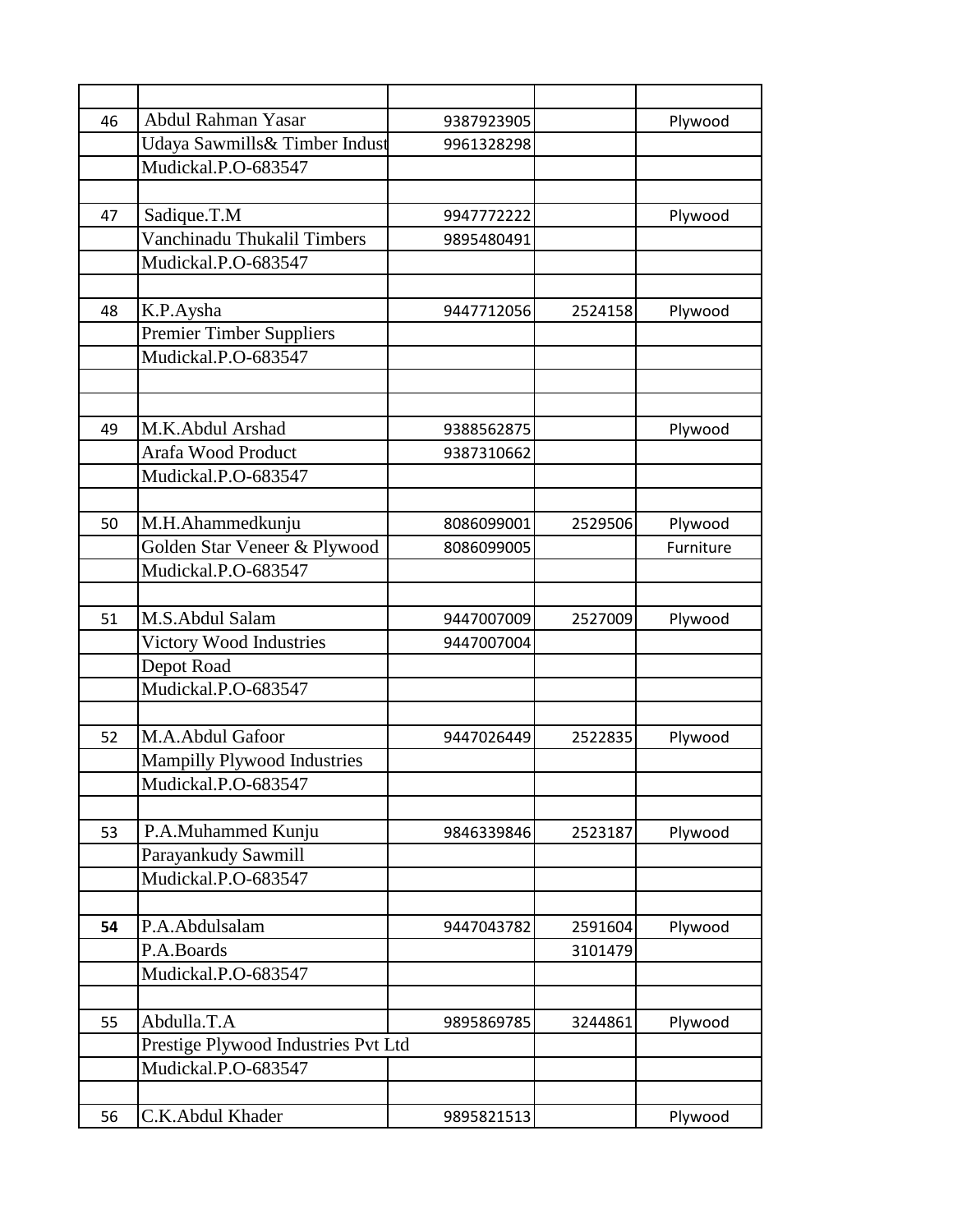| | | | | |
|---|---|---|---|---|
| 46 | Abdul Rahman Yasar | 9387923905 | | Plywood |
| | Udaya Sawmills& Timber Indust | 9961328298 | | |
| | Mudickal.P.O-683547 | | | |
| | | | | |
| 47 | Sadique.T.M | 9947772222 | | Plywood |
| | Vanchinadu Thukalil Timbers | 9895480491 | | |
| | Mudickal.P.O-683547 | | | |
| | | | | |
| 48 | K.P.Aysha | 9447712056 | 2524158 | Plywood |
| | Premier Timber Suppliers | | | |
| | Mudickal.P.O-683547 | | | |
| | | | | |
| | | | | |
| 49 | M.K.Abdul Arshad | 9388562875 | | Plywood |
| | Arafa Wood Product | 9387310662 | | |
| | Mudickal.P.O-683547 | | | |
| | | | | |
| 50 | M.H.Ahammedkunju | 8086099001 | 2529506 | Plywood |
| | Golden Star Veneer & Plywood | 8086099005 | | Furniture |
| | Mudickal.P.O-683547 | | | |
| | | | | |
| 51 | M.S.Abdul Salam | 9447007009 | 2527009 | Plywood |
| | Victory Wood Industries | 9447007004 | | |
| | Depot Road | | | |
| | Mudickal.P.O-683547 | | | |
| | | | | |
| 52 | M.A.Abdul Gafoor | 9447026449 | 2522835 | Plywood |
| | Mampilly Plywood Industries | | | |
| | Mudickal.P.O-683547 | | | |
| | | | | |
| 53 | P.A.Muhammed Kunju | 9846339846 | 2523187 | Plywood |
| | Parayankudy Sawmill | | | |
| | Mudickal.P.O-683547 | | | |
| | | | | |
| **54** | P.A.Abdulsalam | 9447043782 | 2591604 | Plywood |
| | P.A.Boards | | 3101479 | |
| | Mudickal.P.O-683547 | | | |
| | | | | |
| 55 | Abdulla.T.A | 9895869785 | 3244861 | Plywood |
| | Prestige Plywood Industries Pvt Ltd | | | |
| | Mudickal.P.O-683547 | | | |
| | | | | |
| 56 | C.K.Abdul Khader | 9895821513 | | Plywood |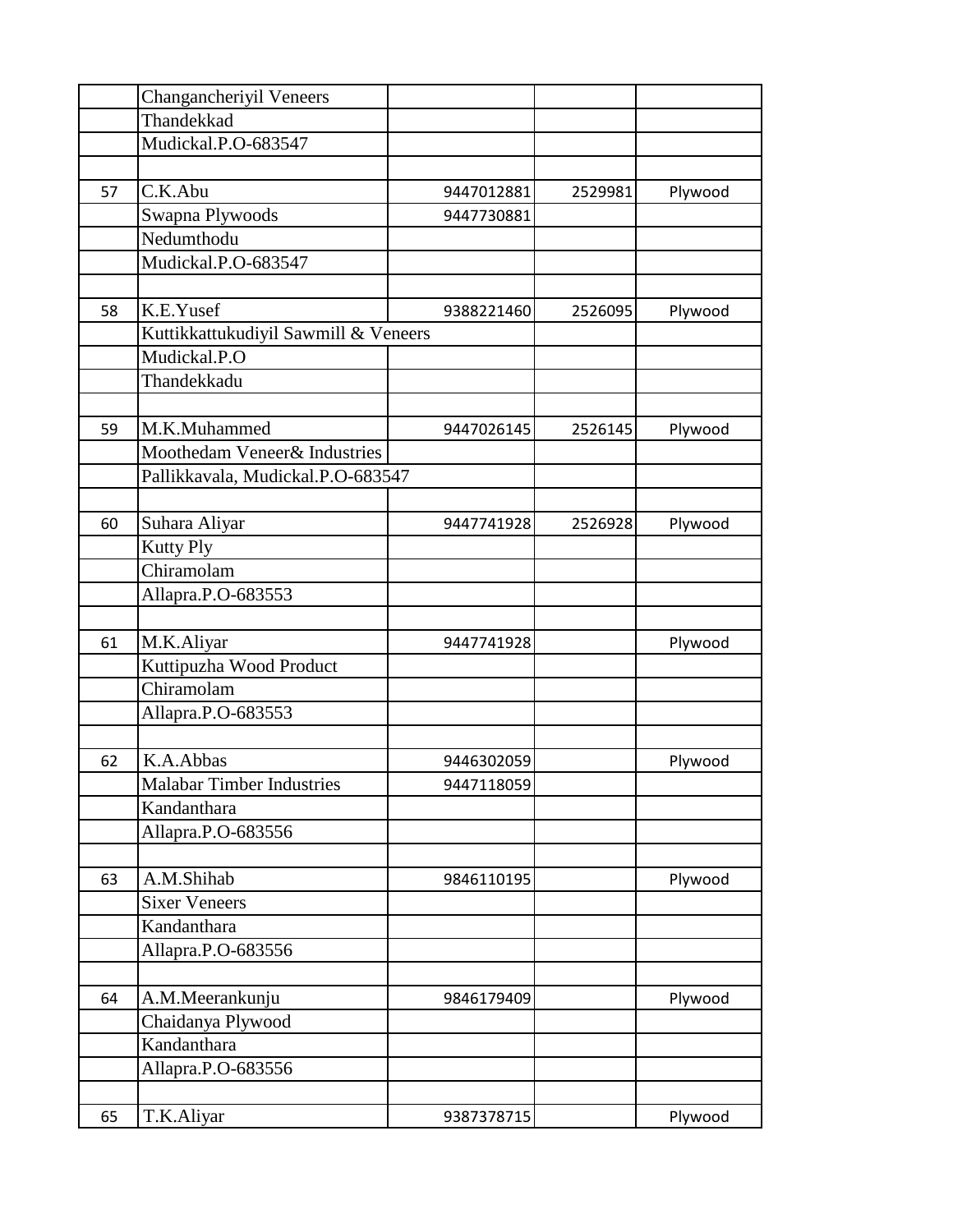| | | | | |
|---|---|---|---|---|
| | Changancheriyil Veneers | | | |
| | Thandekkad | | | |
| | Mudickal.P.O-683547 | | | |
| | | | | |
| 57 | C.K.Abu | 9447012881 | 2529981 | Plywood |
| | Swapna Plywoods | 9447730881 | | |
| | Nedumthodu | | | |
| | Mudickal.P.O-683547 | | | |
| | | | | |
| 58 | K.E.Yusef | 9388221460 | 2526095 | Plywood |
| | Kuttikkattukudiyil Sawmill & Veneers | | | |
| | Mudickal.P.O | | | |
| | Thandekkadu | | | |
| | | | | |
| 59 | M.K.Muhammed | 9447026145 | 2526145 | Plywood |
| | Moothedam Veneer& Industries | | | |
| | Pallikkavala, Mudickal.P.O-683547 | | | |
| | | | | |
| 60 | Suhara Aliyar | 9447741928 | 2526928 | Plywood |
| | Kutty Ply | | | |
| | Chiramolam | | | |
| | Allapra.P.O-683553 | | | |
| | | | | |
| 61 | M.K.Aliyar | 9447741928 | | Plywood |
| | Kuttipuzha Wood Product | | | |
| | Chiramolam | | | |
| | Allapra.P.O-683553 | | | |
| | | | | |
| 62 | K.A.Abbas | 9446302059 | | Plywood |
| | Malabar Timber Industries | 9447118059 | | |
| | Kandanthara | | | |
| | Allapra.P.O-683556 | | | |
| | | | | |
| 63 | A.M.Shihab | 9846110195 | | Plywood |
| | Sixer Veneers | | | |
| | Kandanthara | | | |
| | Allapra.P.O-683556 | | | |
| | | | | |
| 64 | A.M.Meerankunju | 9846179409 | | Plywood |
| | Chaidanya Plywood | | | |
| | Kandanthara | | | |
| | Allapra.P.O-683556 | | | |
| | | | | |
| 65 | T.K.Aliyar | 9387378715 | | Plywood |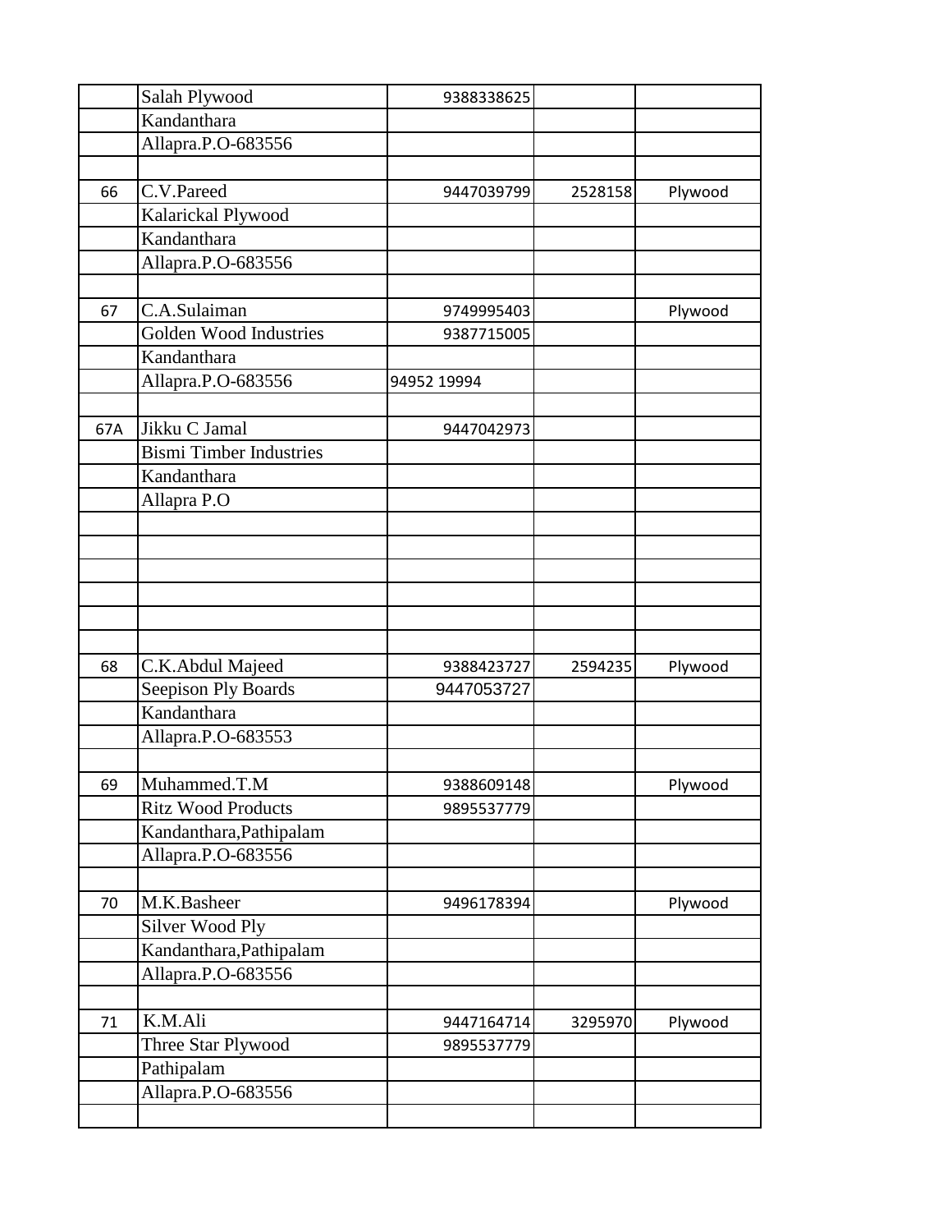| | | | | |
|---|---|---|---|---|
| | Salah Plywood | 9388338625 | | |
| | Kandanthara | | | |
| | Allapra.P.O-683556 | | | |
| | | | | |
| 66 | C.V.Pareed | 9447039799 | 2528158 | Plywood |
| | Kalarickal Plywood | | | |
| | Kandanthara | | | |
| | Allapra.P.O-683556 | | | |
| | | | | |
| 67 | C.A.Sulaiman | 9749995403 | | Plywood |
| | Golden Wood Industries | 9387715005 | | |
| | Kandanthara | | | |
| | Allapra.P.O-683556 | 94952 19994 | | |
| | | | | |
| 67A | Jikku C Jamal | 9447042973 | | |
| | Bismi Timber Industries | | | |
| | Kandanthara | | | |
| | Allapra P.O | | | |
| | | | | |
| | | | | |
| | | | | |
| | | | | |
| | | | | |
| | | | | |
| 68 | C.K.Abdul Majeed | 9388423727 | 2594235 | Plywood |
| | Seepison Ply Boards | 9447053727 | | |
| | Kandanthara | | | |
| | Allapra.P.O-683553 | | | |
| | | | | |
| 69 | Muhammed.T.M | 9388609148 | | Plywood |
| | Ritz Wood Products | 9895537779 | | |
| | Kandanthara,Pathipalam | | | |
| | Allapra.P.O-683556 | | | |
| | | | | |
| 70 | M.K.Basheer | 9496178394 | | Plywood |
| | Silver Wood Ply | | | |
| | Kandanthara,Pathipalam | | | |
| | Allapra.P.O-683556 | | | |
| | | | | |
| 71 | K.M.Ali | 9447164714 | 3295970 | Plywood |
| | Three Star Plywood | 9895537779 | | |
| | Pathipalam | | | |
| | Allapra.P.O-683556 | | | |
| | | | | |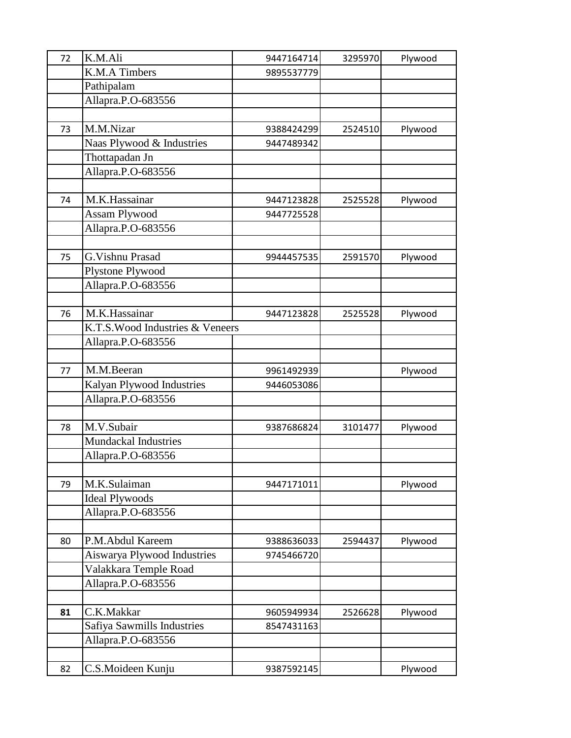| | | | | |
|---|---|---|---|---|
| 72 | K.M.Ali | 9447164714 | 3295970 | Plywood |
| | K.M.A Timbers | 9895537779 | | |
| | Pathipalam | | | |
| | Allapra.P.O-683556 | | | |
| | | | | |
| 73 | M.M.Nizar | 9388424299 | 2524510 | Plywood |
| | Naas Plywood & Industries | 9447489342 | | |
| | Thottapadan Jn | | | |
| | Allapra.P.O-683556 | | | |
| | | | | |
| 74 | M.K.Hassainar | 9447123828 | 2525528 | Plywood |
| | Assam Plywood | 9447725528 | | |
| | Allapra.P.O-683556 | | | |
| | | | | |
| 75 | G.Vishnu Prasad | 9944457535 | 2591570 | Plywood |
| | Plystone Plywood | | | |
| | Allapra.P.O-683556 | | | |
| | | | | |
| 76 | M.K.Hassainar | 9447123828 | 2525528 | Plywood |
| | K.T.S.Wood Industries & Veneers | | | |
| | Allapra.P.O-683556 | | | |
| | | | | |
| 77 | M.M.Beeran | 9961492939 | | Plywood |
| | Kalyan Plywood Industries | 9446053086 | | |
| | Allapra.P.O-683556 | | | |
| | | | | |
| 78 | M.V.Subair | 9387686824 | 3101477 | Plywood |
| | Mundackal Industries | | | |
| | Allapra.P.O-683556 | | | |
| | | | | |
| 79 | M.K.Sulaiman | 9447171011 | | Plywood |
| | Ideal Plywoods | | | |
| | Allapra.P.O-683556 | | | |
| | | | | |
| 80 | P.M.Abdul Kareem | 9388636033 | 2594437 | Plywood |
| | Aiswarya Plywood Industries | 9745466720 | | |
| | Valakkara Temple Road | | | |
| | Allapra.P.O-683556 | | | |
| | | | | |
| **81** | C.K.Makkar | 9605949934 | 2526628 | Plywood |
| | Safiya Sawmills Industries | 8547431163 | | |
| | Allapra.P.O-683556 | | | |
| | | | | |
| 82 | C.S.Moideen Kunju | 9387592145 | | Plywood |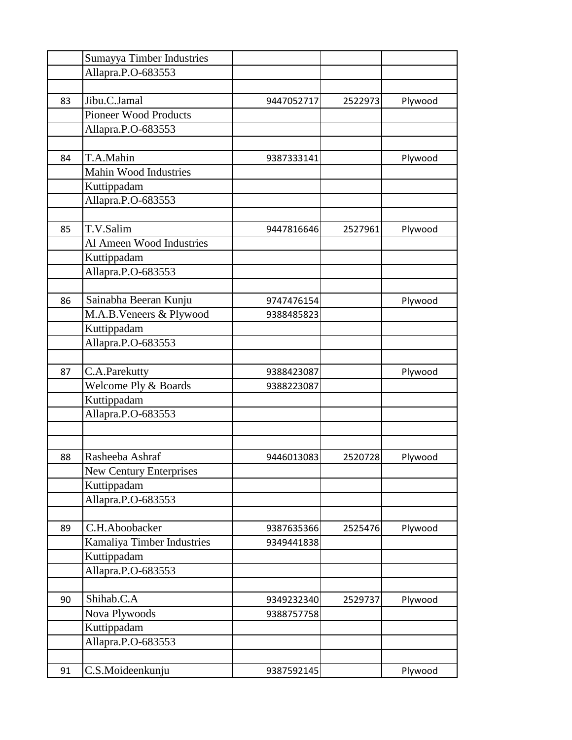| | | | | |
|---|---|---|---|---|
| | Sumayya Timber Industries | | | |
| | Allapra.P.O-683553 | | | |
| | | | | |
| 83 | Jibu.C.Jamal | 9447052717 | 2522973 | Plywood |
| | Pioneer Wood Products | | | |
| | Allapra.P.O-683553 | | | |
| | | | | |
| 84 | T.A.Mahin | 9387333141 | | Plywood |
| | Mahin Wood Industries | | | |
| | Kuttippadam | | | |
| | Allapra.P.O-683553 | | | |
| | | | | |
| 85 | T.V.Salim | 9447816646 | 2527961 | Plywood |
| | Al Ameen Wood Industries | | | |
| | Kuttippadam | | | |
| | Allapra.P.O-683553 | | | |
| | | | | |
| 86 | Sainabha Beeran Kunju | 9747476154 | | Plywood |
| | M.A.B.Veneers & Plywood | 9388485823 | | |
| | Kuttippadam | | | |
| | Allapra.P.O-683553 | | | |
| | | | | |
| 87 | C.A.Parekutty | 9388423087 | | Plywood |
| | Welcome Ply & Boards | 9388223087 | | |
| | Kuttippadam | | | |
| | Allapra.P.O-683553 | | | |
| | | | | |
| | | | | |
| 88 | Rasheeba Ashraf | 9446013083 | 2520728 | Plywood |
| | New Century Enterprises | | | |
| | Kuttippadam | | | |
| | Allapra.P.O-683553 | | | |
| | | | | |
| 89 | C.H.Aboobacker | 9387635366 | 2525476 | Plywood |
| | Kamaliya Timber Industries | 9349441838 | | |
| | Kuttippadam | | | |
| | Allapra.P.O-683553 | | | |
| | | | | |
| 90 | Shihab.C.A | 9349232340 | 2529737 | Plywood |
| | Nova Plywoods | 9388757758 | | |
| | Kuttippadam | | | |
| | Allapra.P.O-683553 | | | |
| | | | | |
| 91 | C.S.Moideenkunju | 9387592145 | | Plywood |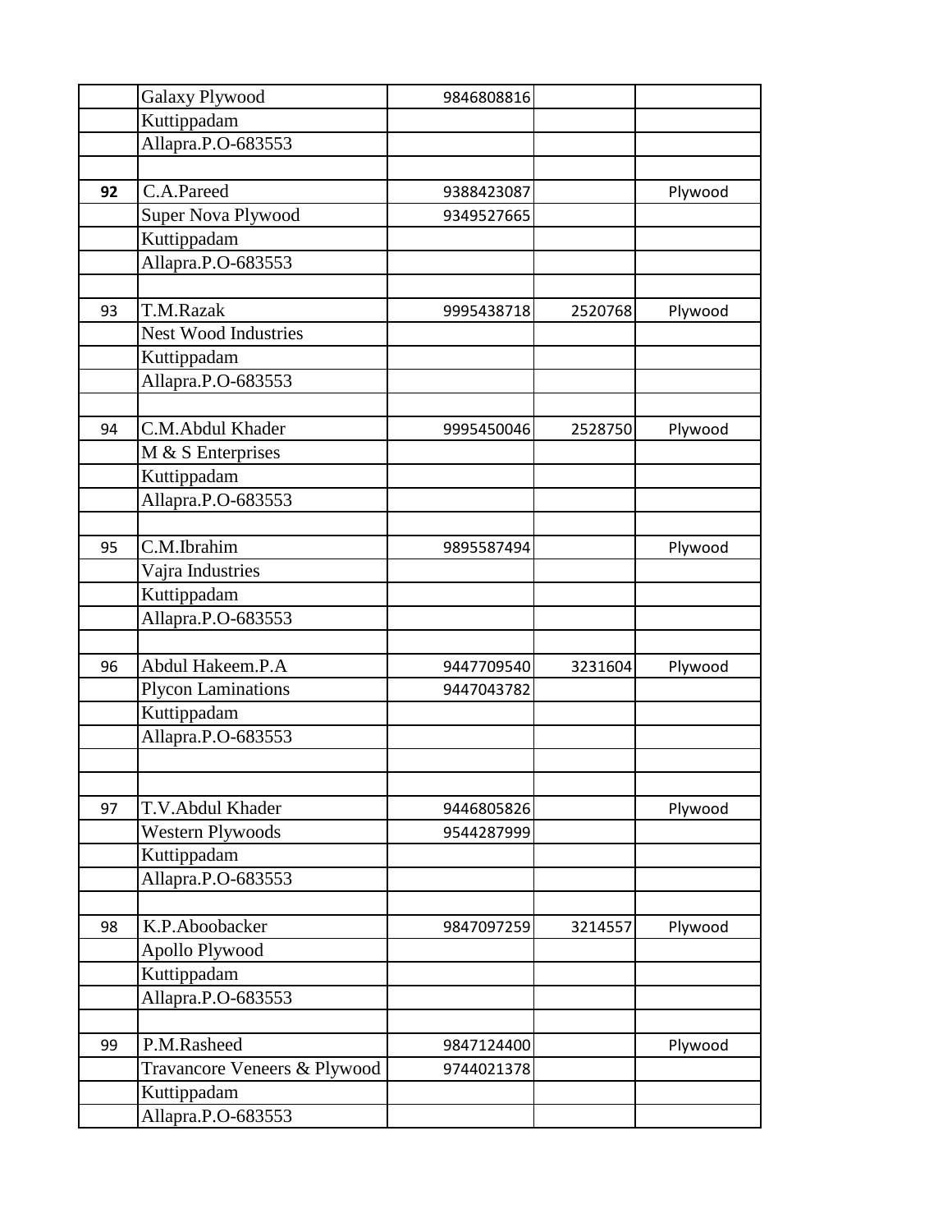| | | | | |
|---|---|---|---|---|
| | Galaxy Plywood | 9846808816 | | |
| | Kuttippadam | | | |
| | Allapra.P.O-683553 | | | |
| | | | | |
| **92** | C.A.Pareed | 9388423087 | | Plywood |
| | Super Nova Plywood | 9349527665 | | |
| | Kuttippadam | | | |
| | Allapra.P.O-683553 | | | |
| | | | | |
| 93 | T.M.Razak | 9995438718 | 2520768 | Plywood |
| | Nest Wood Industries | | | |
| | Kuttippadam | | | |
| | Allapra.P.O-683553 | | | |
| | | | | |
| 94 | C.M.Abdul Khader | 9995450046 | 2528750 | Plywood |
| | M & S Enterprises | | | |
| | Kuttippadam | | | |
| | Allapra.P.O-683553 | | | |
| | | | | |
| 95 | C.M.Ibrahim | 9895587494 | | Plywood |
| | Vajra Industries | | | |
| | Kuttippadam | | | |
| | Allapra.P.O-683553 | | | |
| | | | | |
| 96 | Abdul Hakeem.P.A | 9447709540 | 3231604 | Plywood |
| | Plycon Laminations | 9447043782 | | |
| | Kuttippadam | | | |
| | Allapra.P.O-683553 | | | |
| | | | | |
| | | | | |
| 97 | T.V.Abdul Khader | 9446805826 | | Plywood |
| | Western Plywoods | 9544287999 | | |
| | Kuttippadam | | | |
| | Allapra.P.O-683553 | | | |
| | | | | |
| 98 | K.P.Aboobacker | 9847097259 | 3214557 | Plywood |
| | Apollo Plywood | | | |
| | Kuttippadam | | | |
| | Allapra.P.O-683553 | | | |
| | | | | |
| 99 | P.M.Rasheed | 9847124400 | | Plywood |
| | Travancore Veneers & Plywood | 9744021378 | | |
| | Kuttippadam | | | |
| | Allapra.P.O-683553 | | | |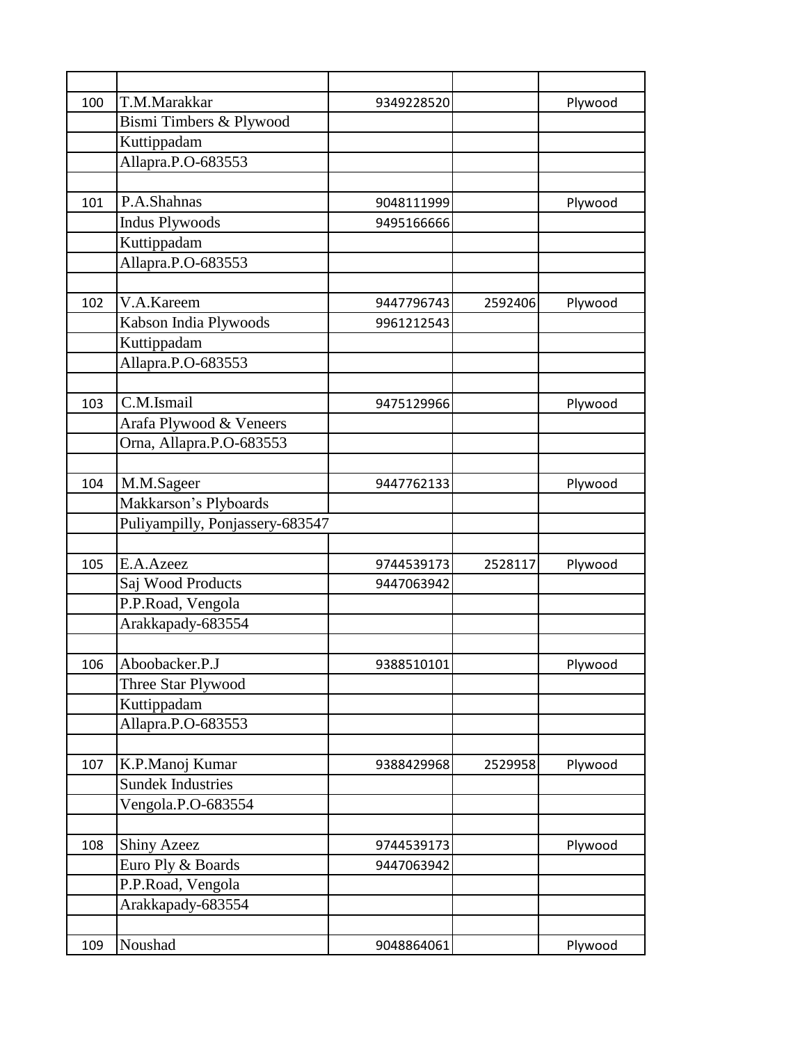| | | | | |
|---|---|---|---|---|
| 100 | T.M.Marakkar | 9349228520 | | Plywood |
| | Bismi Timbers & Plywood | | | |
| | Kuttippadam | | | |
| | Allapra.P.O-683553 | | | |
| | | | | |
| 101 | P.A.Shahnas | 9048111999 | | Plywood |
| | Indus Plywoods | 9495166666 | | |
| | Kuttippadam | | | |
| | Allapra.P.O-683553 | | | |
| | | | | |
| 102 | V.A.Kareem | 9447796743 | 2592406 | Plywood |
| | Kabson India Plywoods | 9961212543 | | |
| | Kuttippadam | | | |
| | Allapra.P.O-683553 | | | |
| | | | | |
| 103 | C.M.Ismail | 9475129966 | | Plywood |
| | Arafa Plywood & Veneers | | | |
| | Orna, Allapra.P.O-683553 | | | |
| | | | | |
| 104 | M.M.Sageer | 9447762133 | | Plywood |
| | Makkarson's Plyboards | | | |
| | Puliyampilly, Ponjassery-683547 | | | |
| | | | | |
| 105 | E.A.Azeez | 9744539173 | 2528117 | Plywood |
| | Saj Wood Products | 9447063942 | | |
| | P.P.Road, Vengola | | | |
| | Arakkapady-683554 | | | |
| | | | | |
| 106 | Aboobacker.P.J | 9388510101 | | Plywood |
| | Three Star Plywood | | | |
| | Kuttippadam | | | |
| | Allapra.P.O-683553 | | | |
| | | | | |
| 107 | K.P.Manoj Kumar | 9388429968 | 2529958 | Plywood |
| | Sundek Industries | | | |
| | Vengola.P.O-683554 | | | |
| | | | | |
| 108 | Shiny Azeez | 9744539173 | | Plywood |
| | Euro Ply & Boards | 9447063942 | | |
| | P.P.Road, Vengola | | | |
| | Arakkapady-683554 | | | |
| | | | | |
| 109 | Noushad | 9048864061 | | Plywood |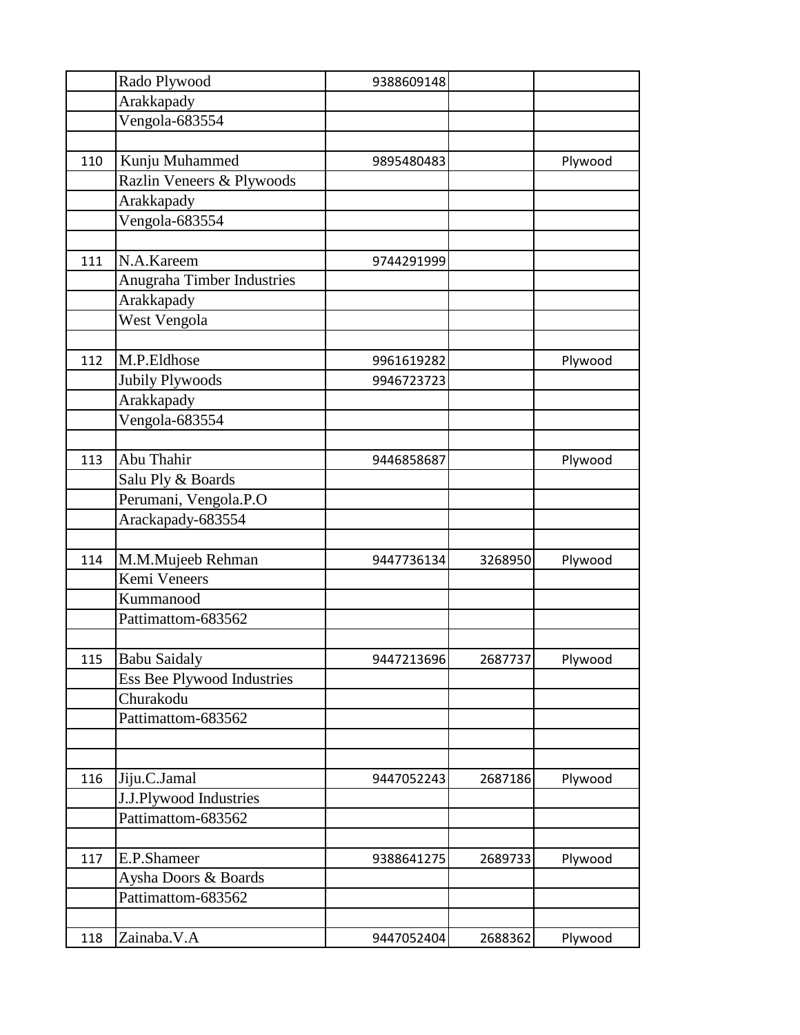| | | | | |
|---|---|---|---|---|
| | Rado Plywood | 9388609148 | | |
| | Arakkapady | | | |
| | Vengola-683554 | | | |
| | | | | |
| 110 | Kunju Muhammed | 9895480483 | | Plywood |
| | Razlin Veneers & Plywoods | | | |
| | Arakkapady | | | |
| | Vengola-683554 | | | |
| | | | | |
| 111 | N.A.Kareem | 9744291999 | | |
| | Anugraha Timber Industries | | | |
| | Arakkapady | | | |
| | West Vengola | | | |
| | | | | |
| 112 | M.P.Eldhose | 9961619282 | | Plywood |
| | Jubily Plywoods | 9946723723 | | |
| | Arakkapady | | | |
| | Vengola-683554 | | | |
| | | | | |
| 113 | Abu Thahir | 9446858687 | | Plywood |
| | Salu Ply & Boards | | | |
| | Perumani, Vengola.P.O | | | |
| | Arackapady-683554 | | | |
| | | | | |
| 114 | M.M.Mujeeb Rehman | 9447736134 | 3268950 | Plywood |
| | Kemi Veneers | | | |
| | Kummanood | | | |
| | Pattimattom-683562 | | | |
| | | | | |
| 115 | Babu Saidaly | 9447213696 | 2687737 | Plywood |
| | Ess Bee Plywood Industries | | | |
| | Churakodu | | | |
| | Pattimattom-683562 | | | |
| | | | | |
| | | | | |
| 116 | Jiju.C.Jamal | 9447052243 | 2687186 | Plywood |
| | J.J.Plywood Industries | | | |
| | Pattimattom-683562 | | | |
| | | | | |
| 117 | E.P.Shameer | 9388641275 | 2689733 | Plywood |
| | Aysha Doors & Boards | | | |
| | Pattimattom-683562 | | | |
| | | | | |
| 118 | Zainaba.V.A | 9447052404 | 2688362 | Plywood |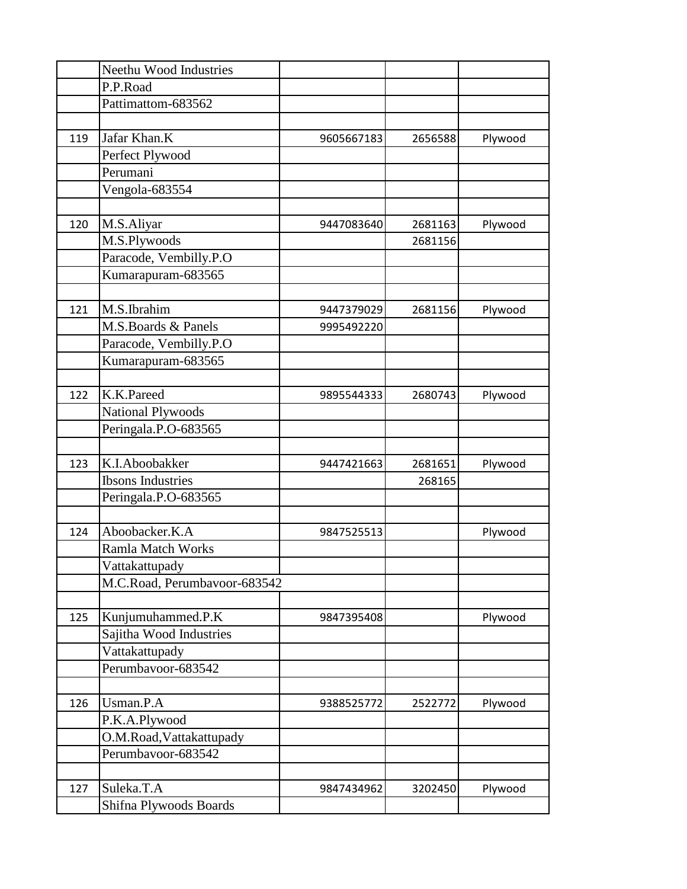| | | | | |
|---|---|---|---|---|
| | Neethu Wood Industries | | | |
| | P.P.Road | | | |
| | Pattimattom-683562 | | | |
| | | | | |
| 119 | Jafar Khan.K | 9605667183 | 2656588 | Plywood |
| | Perfect Plywood | | | |
| | Perumani | | | |
| | Vengola-683554 | | | |
| | | | | |
| 120 | M.S.Aliyar | 9447083640 | 2681163 | Plywood |
| | M.S.Plywoods | | 2681156 | |
| | Paracode, Vembilly.P.O | | | |
| | Kumarapuram-683565 | | | |
| | | | | |
| 121 | M.S.Ibrahim | 9447379029 | 2681156 | Plywood |
| | M.S.Boards & Panels | 9995492220 | | |
| | Paracode, Vembilly.P.O | | | |
| | Kumarapuram-683565 | | | |
| | | | | |
| 122 | K.K.Pareed | 9895544333 | 2680743 | Plywood |
| | National Plywoods | | | |
| | Peringala.P.O-683565 | | | |
| | | | | |
| 123 | K.I.Aboobakker | 9447421663 | 2681651 | Plywood |
| | Ibsons Industries | | 268165 | |
| | Peringala.P.O-683565 | | | |
| | | | | |
| 124 | Aboobacker.K.A | 9847525513 | | Plywood |
| | Ramla Match Works | | | |
| | Vattakattupady | | | |
| | M.C.Road, Perumbavoor-683542 | | | |
| | | | | |
| 125 | Kunjumuhammed.P.K | 9847395408 | | Plywood |
| | Sajitha Wood Industries | | | |
| | Vattakattupady | | | |
| | Perumbavoor-683542 | | | |
| | | | | |
| 126 | Usman.P.A | 9388525772 | 2522772 | Plywood |
| | P.K.A.Plywood | | | |
| | O.M.Road,Vattakattupady | | | |
| | Perumbavoor-683542 | | | |
| | | | | |
| 127 | Suleka.T.A | 9847434962 | 3202450 | Plywood |
| | Shifna Plywoods Boards | | | |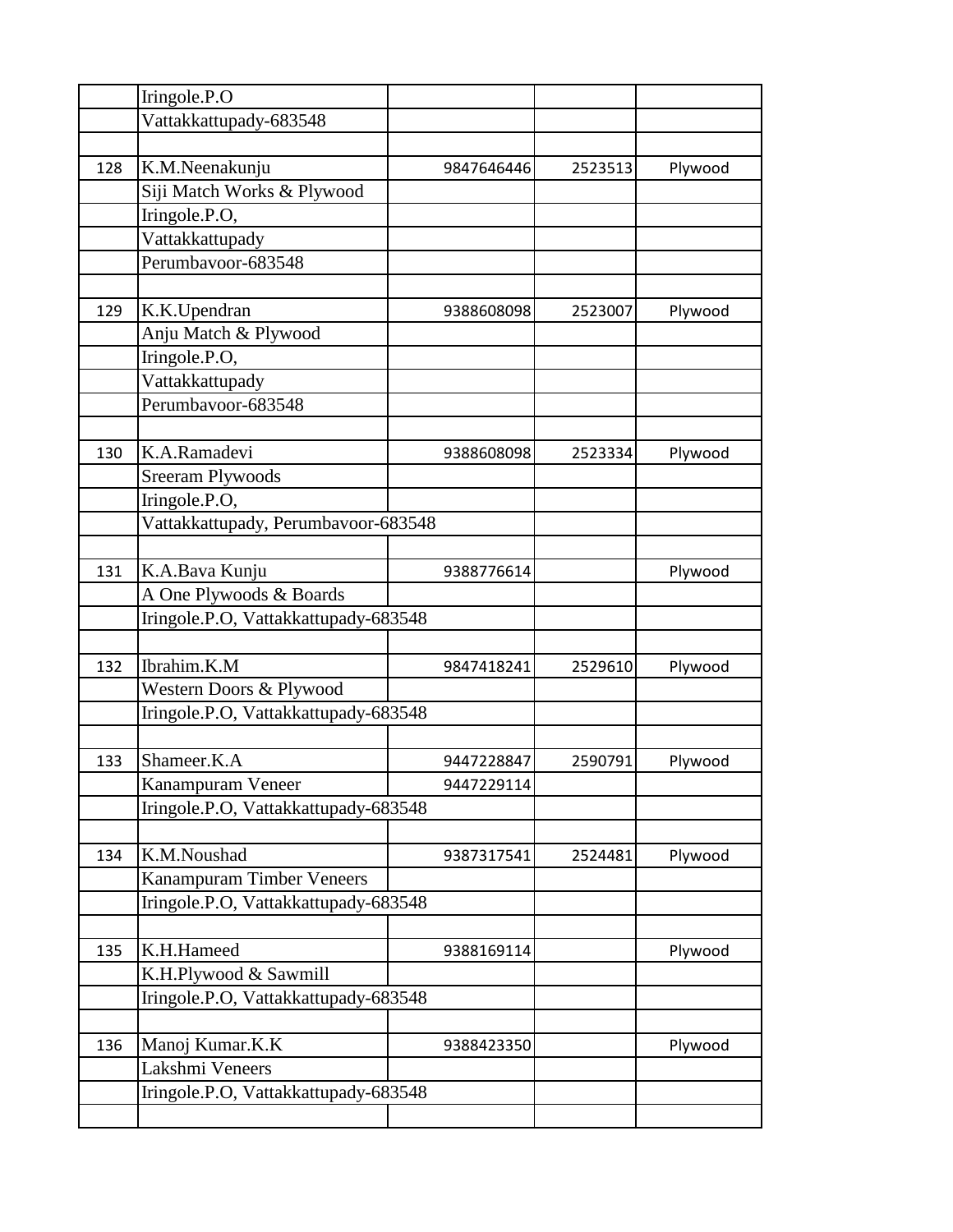| | | | | |
|---|---|---|---|---|
| | Iringole.P.O | | | |
| | Vattakkattupady-683548 | | | |
| | | | | |
| 128 | K.M.Neenakunju | 9847646446 | 2523513 | Plywood |
| | Siji Match Works & Plywood | | | |
| | Iringole.P.O, | | | |
| | Vattakkattupady | | | |
| | Perumbavoor-683548 | | | |
| | | | | |
| 129 | K.K.Upendran | 9388608098 | 2523007 | Plywood |
| | Anju Match & Plywood | | | |
| | Iringole.P.O, | | | |
| | Vattakkattupady | | | |
| | Perumbavoor-683548 | | | |
| | | | | |
| 130 | K.A.Ramadevi | 9388608098 | 2523334 | Plywood |
| | Sreeram Plywoods | | | |
| | Iringole.P.O, | | | |
| | Vattakkattupady, Perumbavoor-683548 | | | |
| | | | | |
| 131 | K.A.Bava Kunju | 9388776614 | | Plywood |
| | A One Plywoods & Boards | | | |
| | Iringole.P.O, Vattakkattupady-683548 | | | |
| | | | | |
| 132 | Ibrahim.K.M | 9847418241 | 2529610 | Plywood |
| | Western Doors & Plywood | | | |
| | Iringole.P.O, Vattakkattupady-683548 | | | |
| | | | | |
| 133 | Shameer.K.A | 9447228847 | 2590791 | Plywood |
| | Kanampuram Veneer | 9447229114 | | |
| | Iringole.P.O, Vattakkattupady-683548 | | | |
| | | | | |
| 134 | K.M.Noushad | 9387317541 | 2524481 | Plywood |
| | Kanampuram Timber Veneers | | | |
| | Iringole.P.O, Vattakkattupady-683548 | | | |
| | | | | |
| 135 | K.H.Hameed | 9388169114 | | Plywood |
| | K.H.Plywood & Sawmill | | | |
| | Iringole.P.O, Vattakkattupady-683548 | | | |
| | | | | |
| 136 | Manoj Kumar.K.K | 9388423350 | | Plywood |
| | Lakshmi Veneers | | | |
| | Iringole.P.O, Vattakkattupady-683548 | | | |
| | | | | |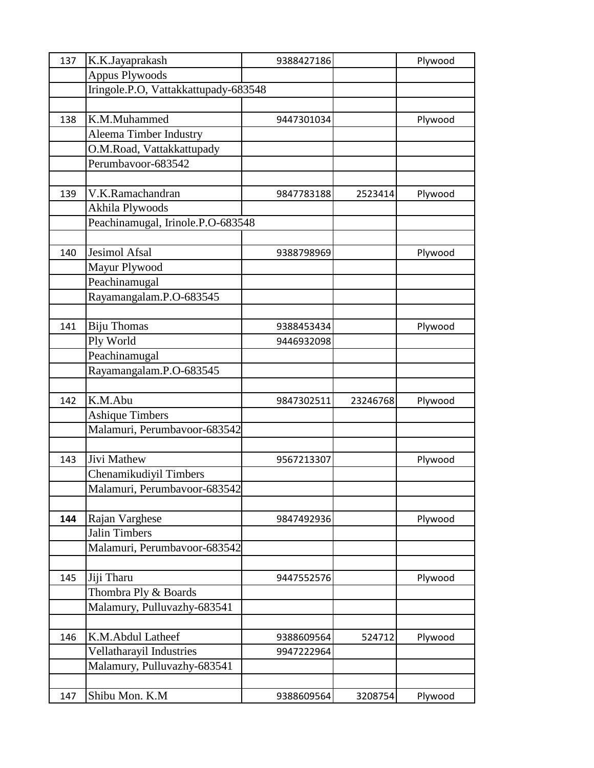| | | | | |
|---|---|---|---|---|
| 137 | K.K.Jayaprakash | 9388427186 | | Plywood |
| | Appus Plywoods | | | |
| | Iringole.P.O, Vattakkattupady-683548 | | | |
| | | | | |
| 138 | K.M.Muhammed | 9447301034 | | Plywood |
| | Aleema Timber Industry | | | |
| | O.M.Road, Vattakkattupady | | | |
| | Perumbavoor-683542 | | | |
| | | | | |
| 139 | V.K.Ramachandran | 9847783188 | 2523414 | Plywood |
| | Akhila Plywoods | | | |
| | Peachinamugal, Irinole.P.O-683548 | | | |
| | | | | |
| 140 | Jesimol Afsal | 9388798969 | | Plywood |
| | Mayur Plywood | | | |
| | Peachinamugal | | | |
| | Rayamangalam.P.O-683545 | | | |
| | | | | |
| 141 | Biju Thomas | 9388453434 | | Plywood |
| | Ply World | 9446932098 | | |
| | Peachinamugal | | | |
| | Rayamangalam.P.O-683545 | | | |
| | | | | |
| 142 | K.M.Abu | 9847302511 | 23246768 | Plywood |
| | Ashique Timbers | | | |
| | Malamuri, Perumbavoor-683542 | | | |
| | | | | |
| 143 | Jivi Mathew | 9567213307 | | Plywood |
| | Chenamikudiyil Timbers | | | |
| | Malamuri, Perumbavoor-683542 | | | |
| | | | | |
| **144** | Rajan Varghese | 9847492936 | | Plywood |
| | Jalin Timbers | | | |
| | Malamuri, Perumbavoor-683542 | | | |
| | | | | |
| 145 | Jiji Tharu | 9447552576 | | Plywood |
| | Thombra Ply & Boards | | | |
| | Malamury, Pulluvazhy-683541 | | | |
| | | | | |
| 146 | K.M.Abdul Latheef | 9388609564 | 524712 | Plywood |
| | Vellatharayil Industries | 9947222964 | | |
| | Malamury, Pulluvazhy-683541 | | | |
| | | | | |
| 147 | Shibu Mon. K.M | 9388609564 | 3208754 | Plywood |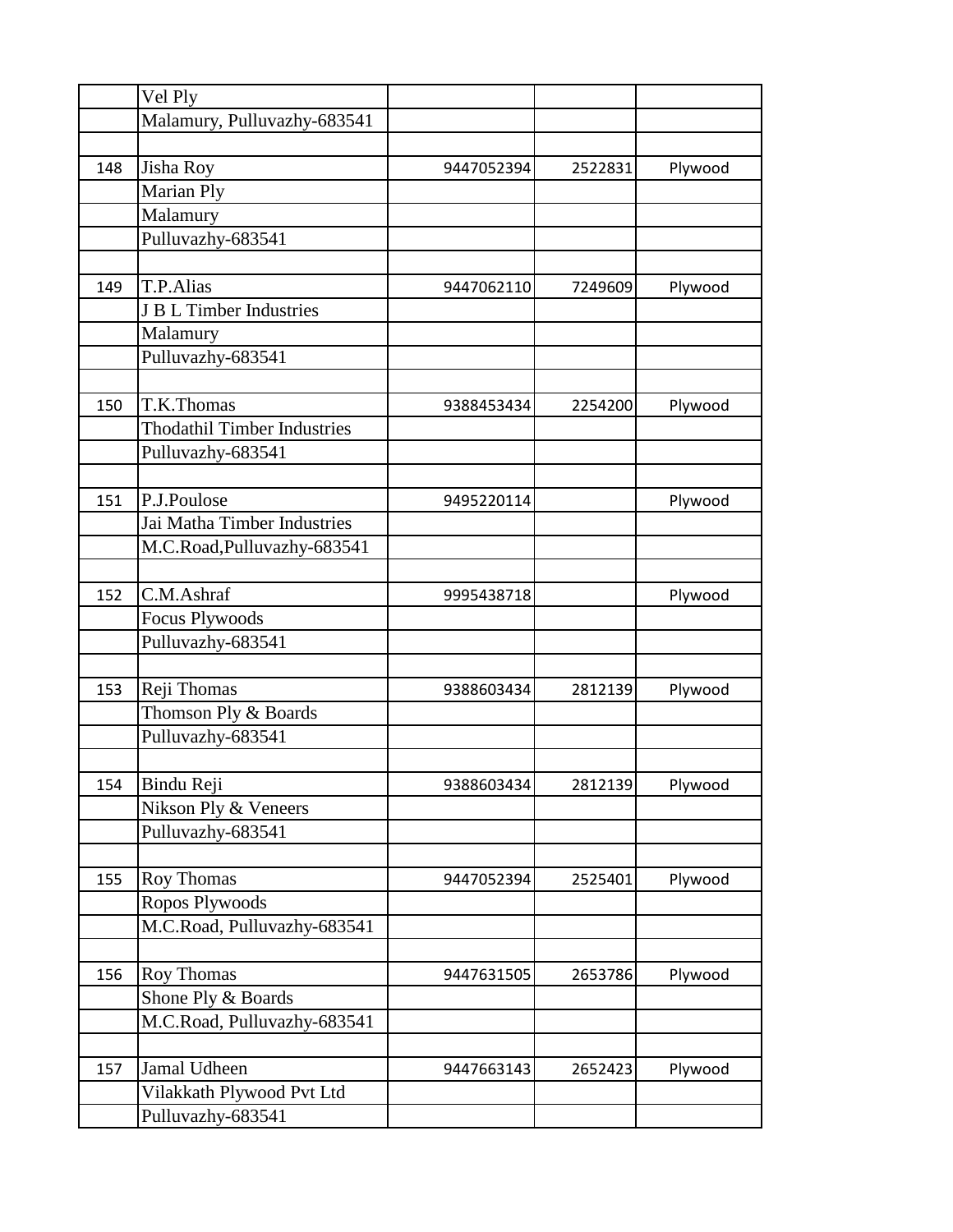| | | | | |
|---|---|---|---|---|
| | Vel Ply | | | |
| | Malamury, Pulluvazhy-683541 | | | |
| | | | | |
| 148 | Jisha Roy | 9447052394 | 2522831 | Plywood |
| | Marian Ply | | | |
| | Malamury | | | |
| | Pulluvazhy-683541 | | | |
| | | | | |
| 149 | T.P.Alias | 9447062110 | 7249609 | Plywood |
| | J B L Timber Industries | | | |
| | Malamury | | | |
| | Pulluvazhy-683541 | | | |
| | | | | |
| 150 | T.K.Thomas | 9388453434 | 2254200 | Plywood |
| | Thodathil Timber Industries | | | |
| | Pulluvazhy-683541 | | | |
| | | | | |
| 151 | P.J.Poulose | 9495220114 | | Plywood |
| | Jai Matha Timber Industries | | | |
| | M.C.Road,Pulluvazhy-683541 | | | |
| | | | | |
| 152 | C.M.Ashraf | 9995438718 | | Plywood |
| | Focus Plywoods | | | |
| | Pulluvazhy-683541 | | | |
| | | | | |
| 153 | Reji Thomas | 9388603434 | 2812139 | Plywood |
| | Thomson Ply & Boards | | | |
| | Pulluvazhy-683541 | | | |
| | | | | |
| 154 | Bindu Reji | 9388603434 | 2812139 | Plywood |
| | Nikson Ply & Veneers | | | |
| | Pulluvazhy-683541 | | | |
| | | | | |
| 155 | Roy Thomas | 9447052394 | 2525401 | Plywood |
| | Ropos Plywoods | | | |
| | M.C.Road, Pulluvazhy-683541 | | | |
| | | | | |
| 156 | Roy Thomas | 9447631505 | 2653786 | Plywood |
| | Shone Ply & Boards | | | |
| | M.C.Road, Pulluvazhy-683541 | | | |
| | | | | |
| 157 | Jamal Udheen | 9447663143 | 2652423 | Plywood |
| | Vilakkath Plywood Pvt Ltd | | | |
| | Pulluvazhy-683541 | | | |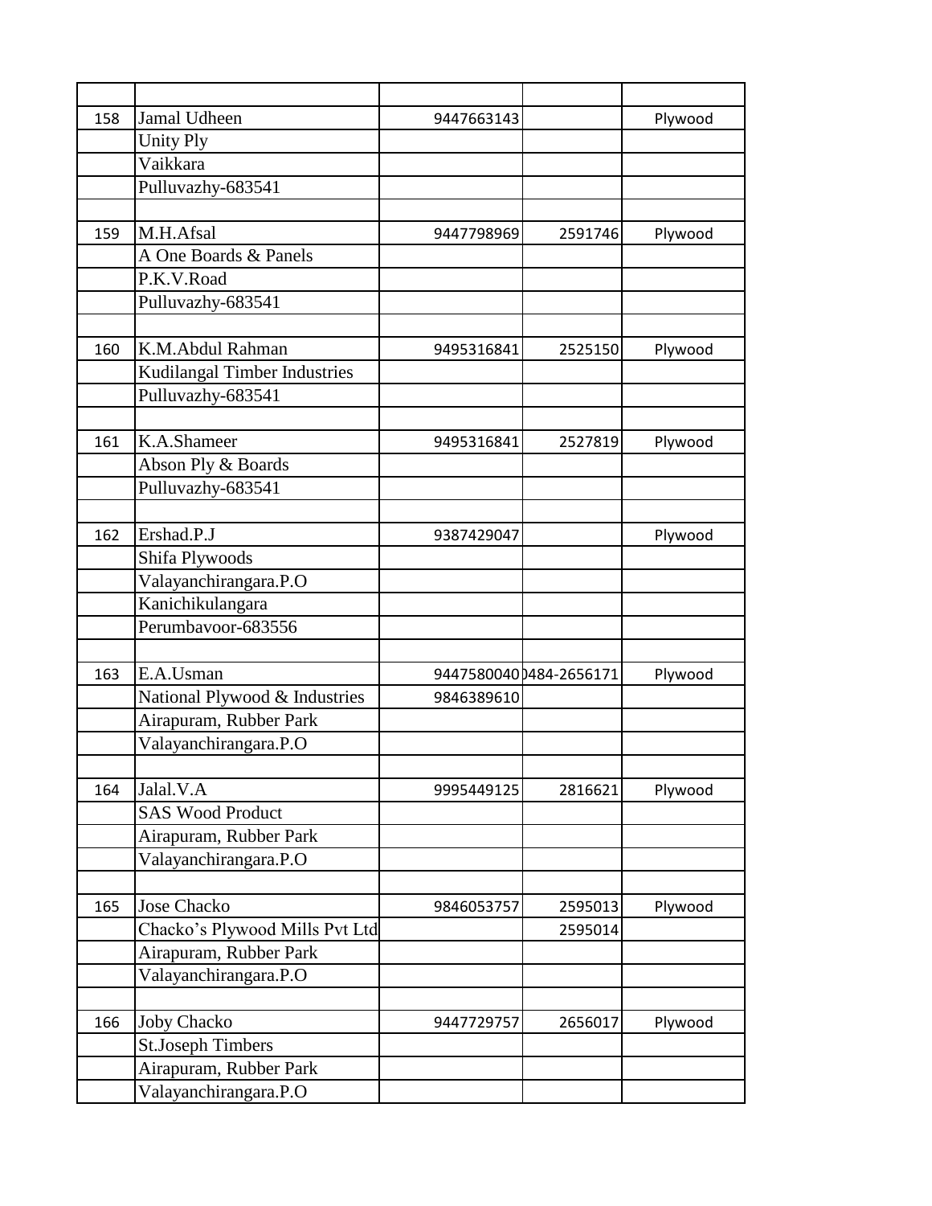| | | | | |
|---|---|---|---|---|
| 158 | Jamal Udheen | 9447663143 | | Plywood |
| | Unity Ply | | | |
| | Vaikkara | | | |
| | Pulluvazhy-683541 | | | |
| | | | | |
| 159 | M.H.Afsal | 9447798969 | 2591746 | Plywood |
| | A One Boards & Panels | | | |
| | P.K.V.Road | | | |
| | Pulluvazhy-683541 | | | |
| | | | | |
| 160 | K.M.Abdul Rahman | 9495316841 | 2525150 | Plywood |
| | Kudilangal Timber Industries | | | |
| | Pulluvazhy-683541 | | | |
| | | | | |
| 161 | K.A.Shameer | 9495316841 | 2527819 | Plywood |
| | Abson Ply & Boards | | | |
| | Pulluvazhy-683541 | | | |
| | | | | |
| 162 | Ershad.P.J | 9387429047 | | Plywood |
| | Shifa Plywoods | | | |
| | Valayanchirangara.P.O | | | |
| | Kanichikulangara | | | |
| | Perumbavoor-683556 | | | |
| | | | | |
| 163 | E.A.Usman | 9447580040 | 0484-2656171 | Plywood |
| | National Plywood & Industries | 9846389610 | | |
| | Airapuram, Rubber Park | | | |
| | Valayanchirangara.P.O | | | |
| | | | | |
| 164 | Jalal.V.A | 9995449125 | 2816621 | Plywood |
| | SAS Wood Product | | | |
| | Airapuram, Rubber Park | | | |
| | Valayanchirangara.P.O | | | |
| | | | | |
| 165 | Jose Chacko | 9846053757 | 2595013 | Plywood |
| | Chacko's Plywood Mills Pvt Ltd | | 2595014 | |
| | Airapuram, Rubber Park | | | |
| | Valayanchirangara.P.O | | | |
| | | | | |
| 166 | Joby Chacko | 9447729757 | 2656017 | Plywood |
| | St.Joseph Timbers | | | |
| | Airapuram, Rubber Park | | | |
| | Valayanchirangara.P.O | | | |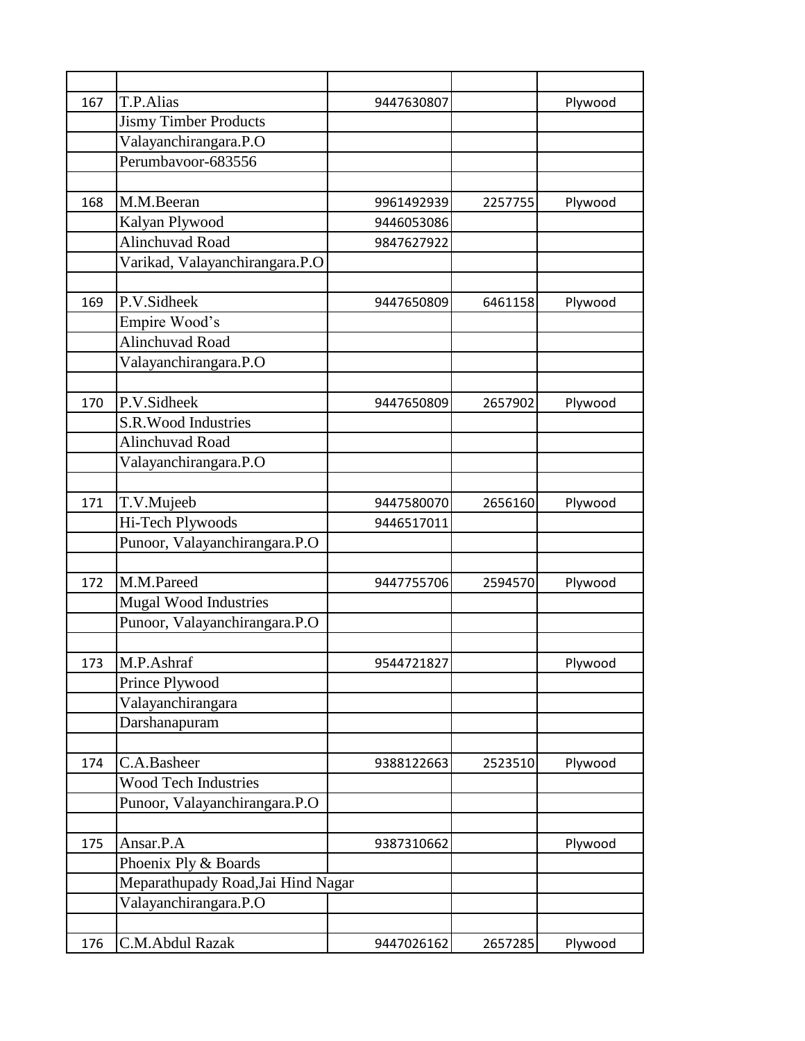| | | | | |
|---|---|---|---|---|
| 167 | T.P.Alias | 9447630807 | | Plywood |
| | Jismy Timber Products | | | |
| | Valayanchirangara.P.O | | | |
| | Perumbavoor-683556 | | | |
| | | | | |
| 168 | M.M.Beeran | 9961492939 | 2257755 | Plywood |
| | Kalyan Plywood | 9446053086 | | |
| | Alinchuvad Road | 9847627922 | | |
| | Varikad, Valayanchirangara.P.O | | | |
| | | | | |
| 169 | P.V.Sidheek | 9447650809 | 6461158 | Plywood |
| | Empire Wood's | | | |
| | Alinchuvad Road | | | |
| | Valayanchirangara.P.O | | | |
| | | | | |
| 170 | P.V.Sidheek | 9447650809 | 2657902 | Plywood |
| | S.R.Wood Industries | | | |
| | Alinchuvad Road | | | |
| | Valayanchirangara.P.O | | | |
| | | | | |
| 171 | T.V.Mujeeb | 9447580070 | 2656160 | Plywood |
| | Hi-Tech Plywoods | 9446517011 | | |
| | Punoor, Valayanchirangara.P.O | | | |
| | | | | |
| 172 | M.M.Pareed | 9447755706 | 2594570 | Plywood |
| | Mugal Wood Industries | | | |
| | Punoor, Valayanchirangara.P.O | | | |
| | | | | |
| 173 | M.P.Ashraf | 9544721827 | | Plywood |
| | Prince Plywood | | | |
| | Valayanchirangara | | | |
| | Darshanapuram | | | |
| | | | | |
| 174 | C.A.Basheer | 9388122663 | 2523510 | Plywood |
| | Wood Tech Industries | | | |
| | Punoor, Valayanchirangara.P.O | | | |
| | | | | |
| 175 | Ansar.P.A | 9387310662 | | Plywood |
| | Phoenix Ply & Boards | | | |
| | Meparathupady Road,Jai Hind Nagar | | | |
| | Valayanchirangara.P.O | | | |
| | | | | |
| 176 | C.M.Abdul Razak | 9447026162 | 2657285 | Plywood |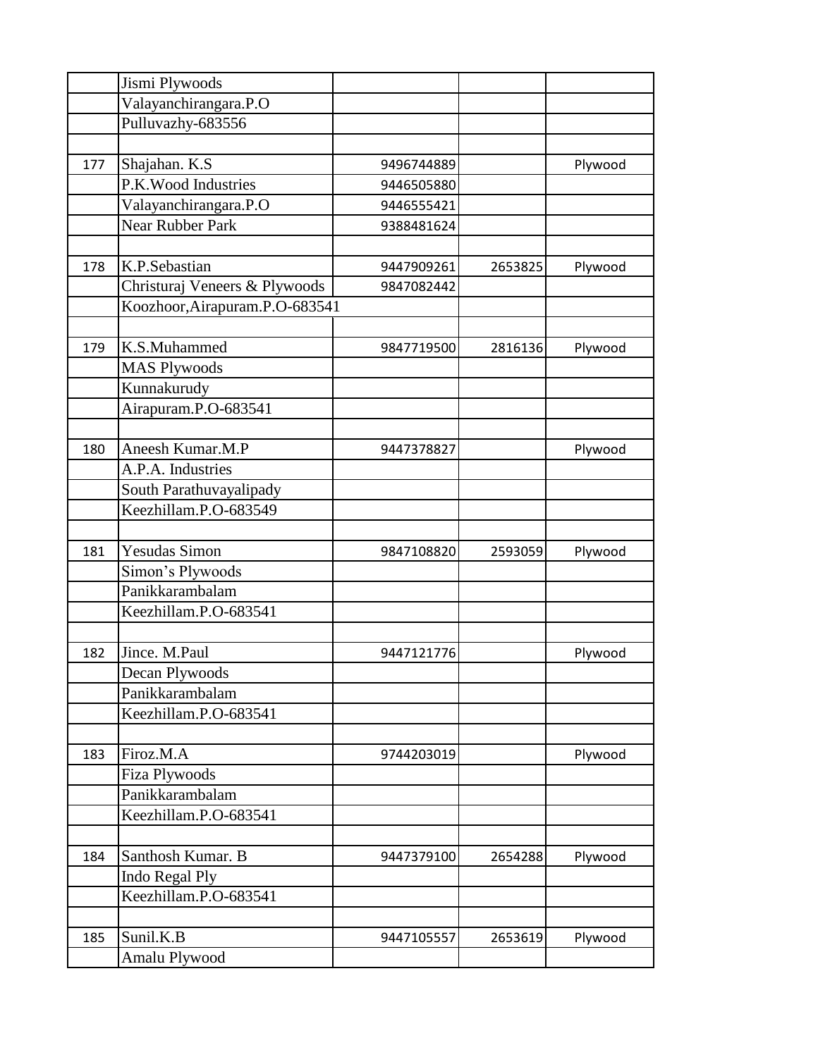| | | | | |
|---|---|---|---|---|
| | Jismi Plywoods | | | |
| | Valayanchirangara.P.O | | | |
| | Pulluvazhy-683556 | | | |
| | | | | |
| 177 | Shajahan. K.S | 9496744889 | | Plywood |
| | P.K.Wood Industries | 9446505880 | | |
| | Valayanchirangara.P.O | 9446555421 | | |
| | Near Rubber Park | 9388481624 | | |
| | | | | |
| 178 | K.P.Sebastian | 9447909261 | 2653825 | Plywood |
| | Christuraj Veneers & Plywoods | 9847082442 | | |
| | Koozhoor,Airapuram.P.O-683541 | | | |
| | | | | |
| 179 | K.S.Muhammed | 9847719500 | 2816136 | Plywood |
| | MAS Plywoods | | | |
| | Kunnakurudy | | | |
| | Airapuram.P.O-683541 | | | |
| | | | | |
| 180 | Aneesh Kumar.M.P | 9447378827 | | Plywood |
| | A.P.A. Industries | | | |
| | South Parathuvayalipady | | | |
| | Keezhillam.P.O-683549 | | | |
| | | | | |
| 181 | Yesudas Simon | 9847108820 | 2593059 | Plywood |
| | Simon's Plywoods | | | |
| | Panikkarambalam | | | |
| | Keezhillam.P.O-683541 | | | |
| | | | | |
| 182 | Jince. M.Paul | 9447121776 | | Plywood |
| | Decan Plywoods | | | |
| | Panikkarambalam | | | |
| | Keezhillam.P.O-683541 | | | |
| | | | | |
| 183 | Firoz.M.A | 9744203019 | | Plywood |
| | Fiza Plywoods | | | |
| | Panikkarambalam | | | |
| | Keezhillam.P.O-683541 | | | |
| | | | | |
| 184 | Santhosh Kumar. B | 9447379100 | 2654288 | Plywood |
| | Indo Regal Ply | | | |
| | Keezhillam.P.O-683541 | | | |
| | | | | |
| 185 | Sunil.K.B | 9447105557 | 2653619 | Plywood |
| | Amalu Plywood | | | |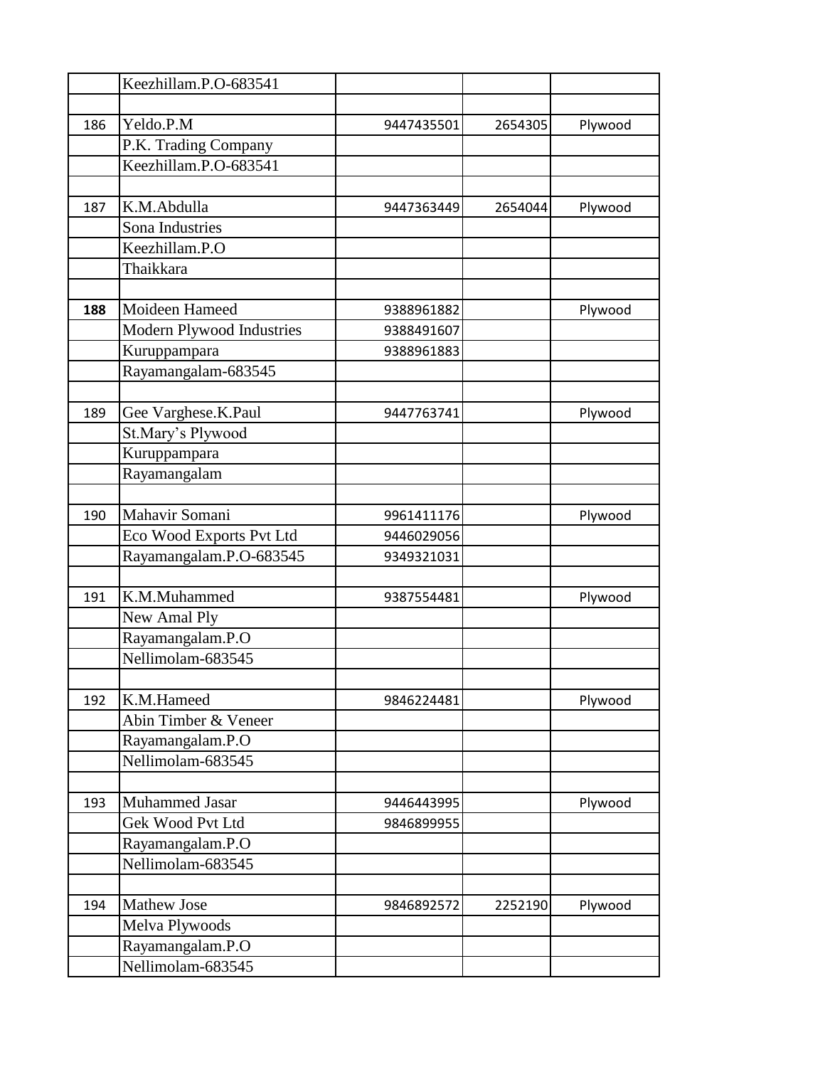| | | | | |
|---|---|---|---|---|
| | Keezhillam.P.O-683541 | | | |
| | | | | |
| 186 | Yeldo.P.M | 9447435501 | 2654305 | Plywood |
| | P.K. Trading Company | | | |
| | Keezhillam.P.O-683541 | | | |
| | | | | |
| 187 | K.M.Abdulla | 9447363449 | 2654044 | Plywood |
| | Sona Industries | | | |
| | Keezhillam.P.O | | | |
| | Thaikkara | | | |
| | | | | |
| **188** | Moideen Hameed | 9388961882 | | Plywood |
| | Modern Plywood Industries | 9388491607 | | |
| | Kuruppampara | 9388961883 | | |
| | Rayamangalam-683545 | | | |
| | | | | |
| 189 | Gee Varghese.K.Paul | 9447763741 | | Plywood |
| | St.Mary's Plywood | | | |
| | Kuruppampara | | | |
| | Rayamangalam | | | |
| | | | | |
| 190 | Mahavir Somani | 9961411176 | | Plywood |
| | Eco Wood Exports Pvt Ltd | 9446029056 | | |
| | Rayamangalam.P.O-683545 | 9349321031 | | |
| | | | | |
| 191 | K.M.Muhammed | 9387554481 | | Plywood |
| | New Amal Ply | | | |
| | Rayamangalam.P.O | | | |
| | Nellimolam-683545 | | | |
| | | | | |
| 192 | K.M.Hameed | 9846224481 | | Plywood |
| | Abin Timber & Veneer | | | |
| | Rayamangalam.P.O | | | |
| | Nellimolam-683545 | | | |
| | | | | |
| 193 | Muhammed Jasar | 9446443995 | | Plywood |
| | Gek Wood Pvt Ltd | 9846899955 | | |
| | Rayamangalam.P.O | | | |
| | Nellimolam-683545 | | | |
| | | | | |
| 194 | Mathew Jose | 9846892572 | 2252190 | Plywood |
| | Melva Plywoods | | | |
| | Rayamangalam.P.O | | | |
| | Nellimolam-683545 | | | |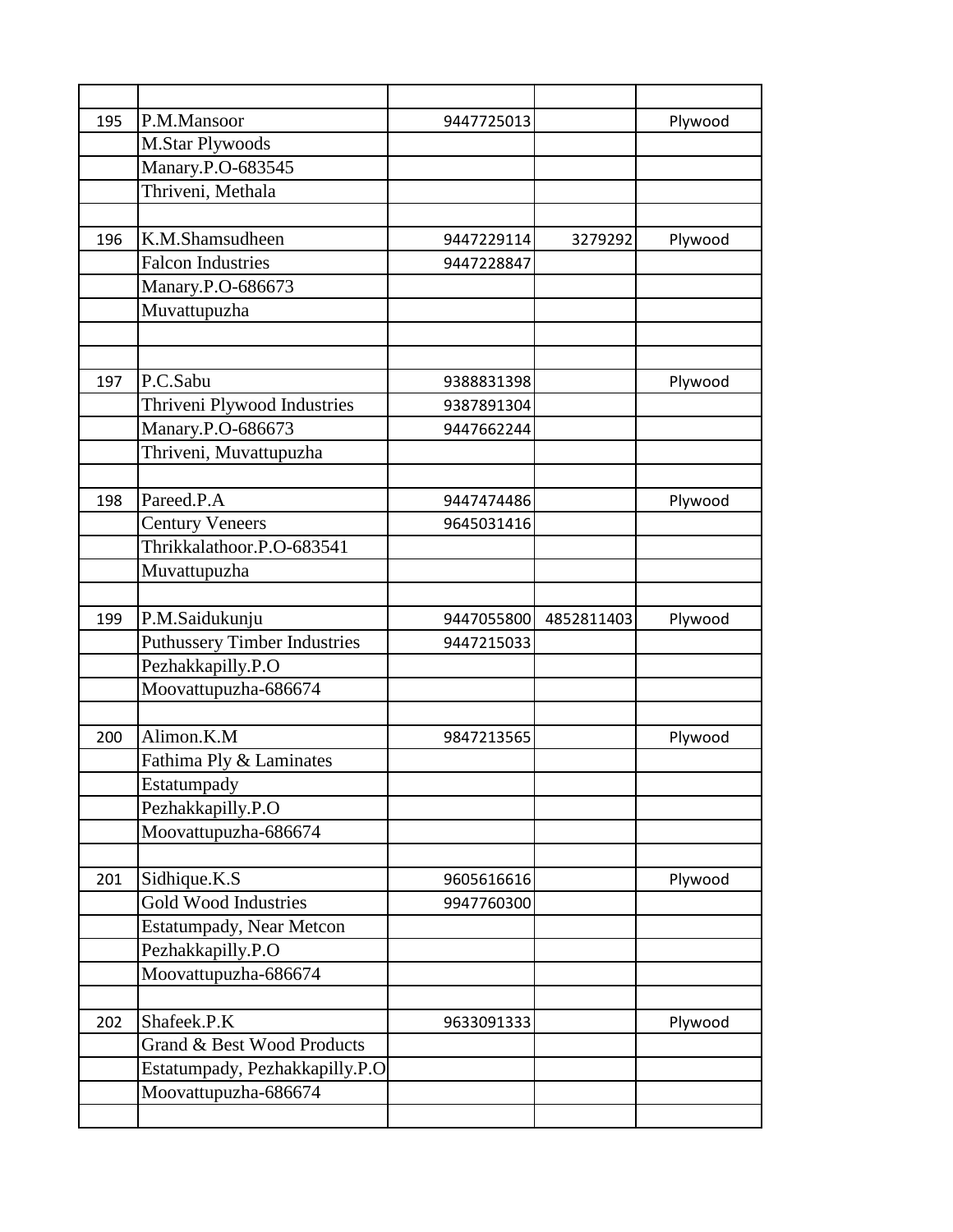| | | | | |
|---|---|---|---|---|
| 195 | P.M.Mansoor | 9447725013 | | Plywood |
| | M.Star Plywoods | | | |
| | Manary.P.O-683545 | | | |
| | Thriveni, Methala | | | |
| | | | | |
| 196 | K.M.Shamsudheen | 9447229114 | 3279292 | Plywood |
| | Falcon Industries | 9447228847 | | |
| | Manary.P.O-686673 | | | |
| | Muvattupuzha | | | |
| | | | | |
| | | | | |
| 197 | P.C.Sabu | 9388831398 | | Plywood |
| | Thriveni Plywood Industries | 9387891304 | | |
| | Manary.P.O-686673 | 9447662244 | | |
| | Thriveni, Muvattupuzha | | | |
| | | | | |
| 198 | Pareed.P.A | 9447474486 | | Plywood |
| | Century Veneers | 9645031416 | | |
| | Thrikkalathoor.P.O-683541 | | | |
| | Muvattupuzha | | | |
| | | | | |
| 199 | P.M.Saidukunju | 9447055800 | 4852811403 | Plywood |
| | Puthussery Timber Industries | 9447215033 | | |
| | Pezhakkapilly.P.O | | | |
| | Moovattupuzha-686674 | | | |
| | | | | |
| 200 | Alimon.K.M | 9847213565 | | Plywood |
| | Fathima Ply & Laminates | | | |
| | Estatumpady | | | |
| | Pezhakkapilly.P.O | | | |
| | Moovattupuzha-686674 | | | |
| | | | | |
| 201 | Sidhique.K.S | 9605616616 | | Plywood |
| | Gold Wood Industries | 9947760300 | | |
| | Estatumpady, Near Metcon | | | |
| | Pezhakkapilly.P.O | | | |
| | Moovattupuzha-686674 | | | |
| | | | | |
| 202 | Shafeek.P.K | 9633091333 | | Plywood |
| | Grand & Best Wood Products | | | |
| | Estatumpady, Pezhakkapilly.P.O | | | |
| | Moovattupuzha-686674 | | | |
| | | | | |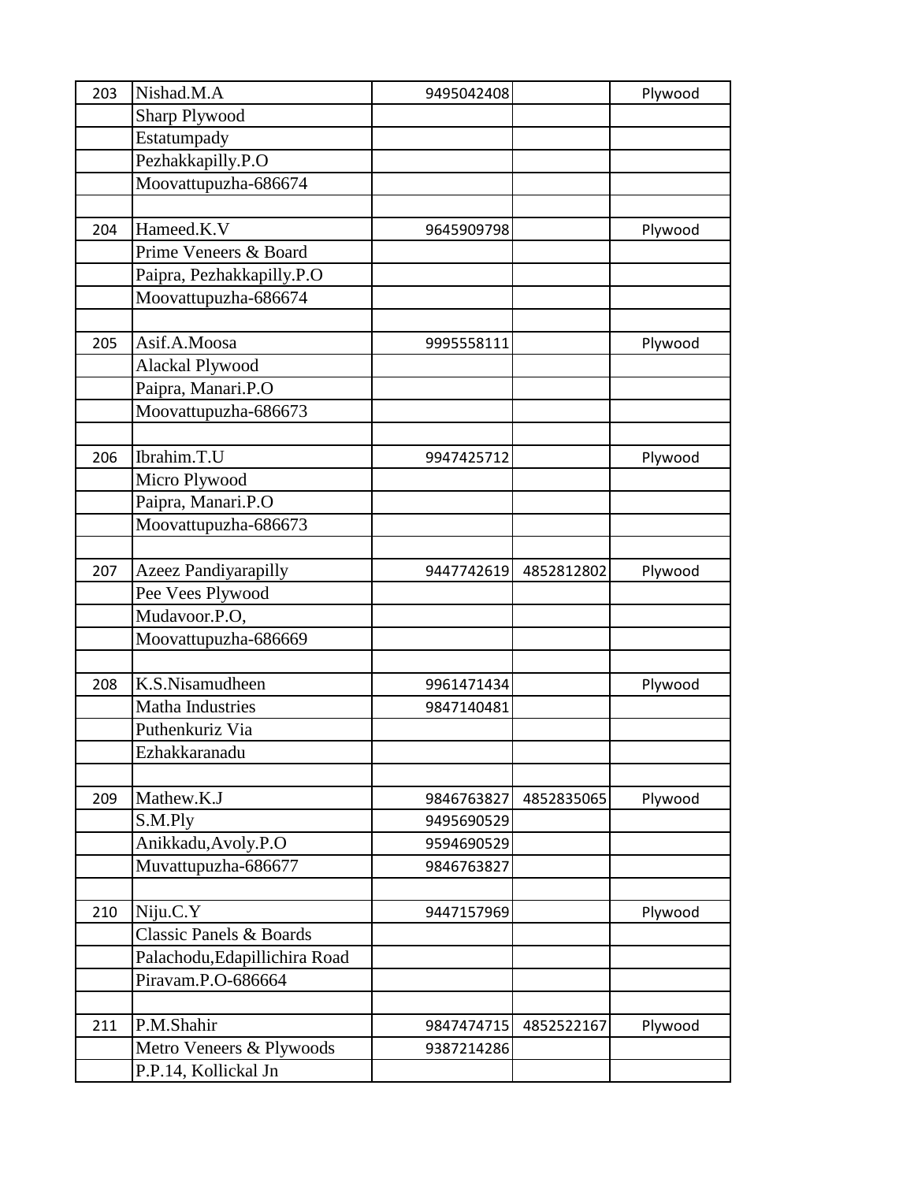| | | | | |
|---|---|---|---|---|
| 203 | Nishad.M.A | 9495042408 | | Plywood |
| | Sharp Plywood | | | |
| | Estatumpady | | | |
| | Pezhakkapilly.P.O | | | |
| | Moovattupuzha-686674 | | | |
| | | | | |
| 204 | Hameed.K.V | 9645909798 | | Plywood |
| | Prime Veneers & Board | | | |
| | Paipra, Pezhakkapilly.P.O | | | |
| | Moovattupuzha-686674 | | | |
| | | | | |
| 205 | Asif.A.Moosa | 9995558111 | | Plywood |
| | Alackal Plywood | | | |
| | Paipra, Manari.P.O | | | |
| | Moovattupuzha-686673 | | | |
| | | | | |
| 206 | Ibrahim.T.U | 9947425712 | | Plywood |
| | Micro Plywood | | | |
| | Paipra, Manari.P.O | | | |
| | Moovattupuzha-686673 | | | |
| | | | | |
| 207 | Azeez Pandiyarapilly | 9447742619 | 4852812802 | Plywood |
| | Pee Vees Plywood | | | |
| | Mudavoor.P.O, | | | |
| | Moovattupuzha-686669 | | | |
| | | | | |
| 208 | K.S.Nisamudheen | 9961471434 | | Plywood |
| | Matha Industries | 9847140481 | | |
| | Puthenkuriz Via | | | |
| | Ezhakkaranadu | | | |
| | | | | |
| 209 | Mathew.K.J | 9846763827 | 4852835065 | Plywood |
| | S.M.Ply | 9495690529 | | |
| | Anikkadu,Avoly.P.O | 9594690529 | | |
| | Muvattupuzha-686677 | 9846763827 | | |
| | | | | |
| 210 | Niju.C.Y | 9447157969 | | Plywood |
| | Classic Panels & Boards | | | |
| | Palachodu,Edapillichira Road | | | |
| | Piravam.P.O-686664 | | | |
| | | | | |
| 211 | P.M.Shahir | 9847474715 | 4852522167 | Plywood |
| | Metro Veneers & Plywoods | 9387214286 | | |
| | P.P.14, Kollickal Jn | | | |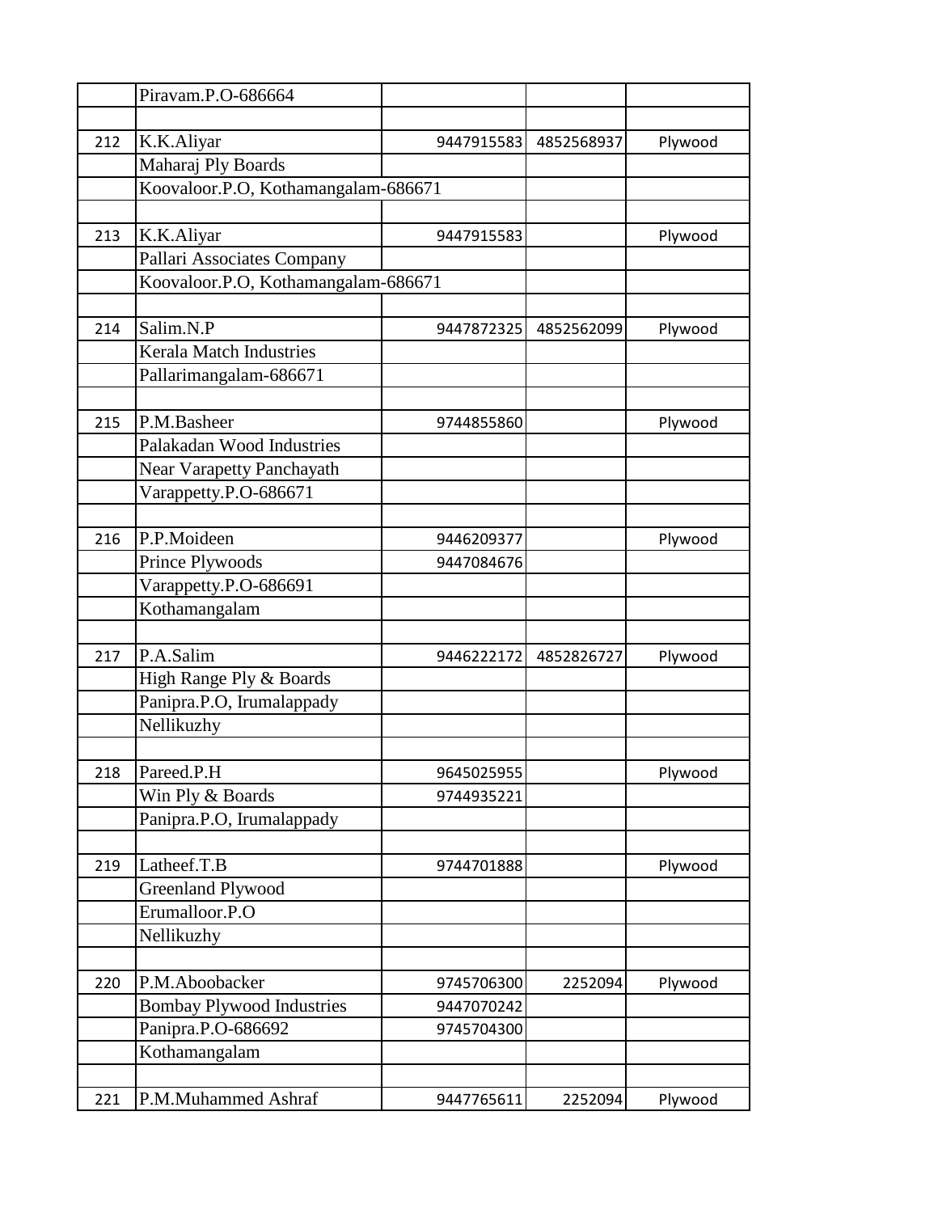| | | | | |
|---|---|---|---|---|
| | Piravam.P.O-686664 | | | |
| | | | | |
| 212 | K.K.Aliyar | 9447915583 | 4852568937 | Plywood |
| | Maharaj Ply Boards | | | |
| | Koovaloor.P.O, Kothamangalam-686671 | | | |
| | | | | |
| 213 | K.K.Aliyar | 9447915583 | | Plywood |
| | Pallari Associates Company | | | |
| | Koovaloor.P.O, Kothamangalam-686671 | | | |
| | | | | |
| 214 | Salim.N.P | 9447872325 | 4852562099 | Plywood |
| | Kerala Match Industries | | | |
| | Pallarimangalam-686671 | | | |
| | | | | |
| 215 | P.M.Basheer | 9744855860 | | Plywood |
| | Palakadan Wood Industries | | | |
| | Near Varapetty Panchayath | | | |
| | Varappetty.P.O-686671 | | | |
| | | | | |
| 216 | P.P.Moideen | 9446209377 | | Plywood |
| | Prince Plywoods | 9447084676 | | |
| | Varappetty.P.O-686691 | | | |
| | Kothamangalam | | | |
| | | | | |
| 217 | P.A.Salim | 9446222172 | 4852826727 | Plywood |
| | High Range Ply & Boards | | | |
| | Panipra.P.O, Irumalappady | | | |
| | Nellikuzhy | | | |
| | | | | |
| 218 | Pareed.P.H | 9645025955 | | Plywood |
| | Win Ply & Boards | 9744935221 | | |
| | Panipra.P.O, Irumalappady | | | |
| | | | | |
| 219 | Latheef.T.B | 9744701888 | | Plywood |
| | Greenland Plywood | | | |
| | Erumalloor.P.O | | | |
| | Nellikuzhy | | | |
| | | | | |
| 220 | P.M.Aboobacker | 9745706300 | 2252094 | Plywood |
| | Bombay Plywood Industries | 9447070242 | | |
| | Panipra.P.O-686692 | 9745704300 | | |
| | Kothamangalam | | | |
| | | | | |
| 221 | P.M.Muhammed Ashraf | 9447765611 | 2252094 | Plywood |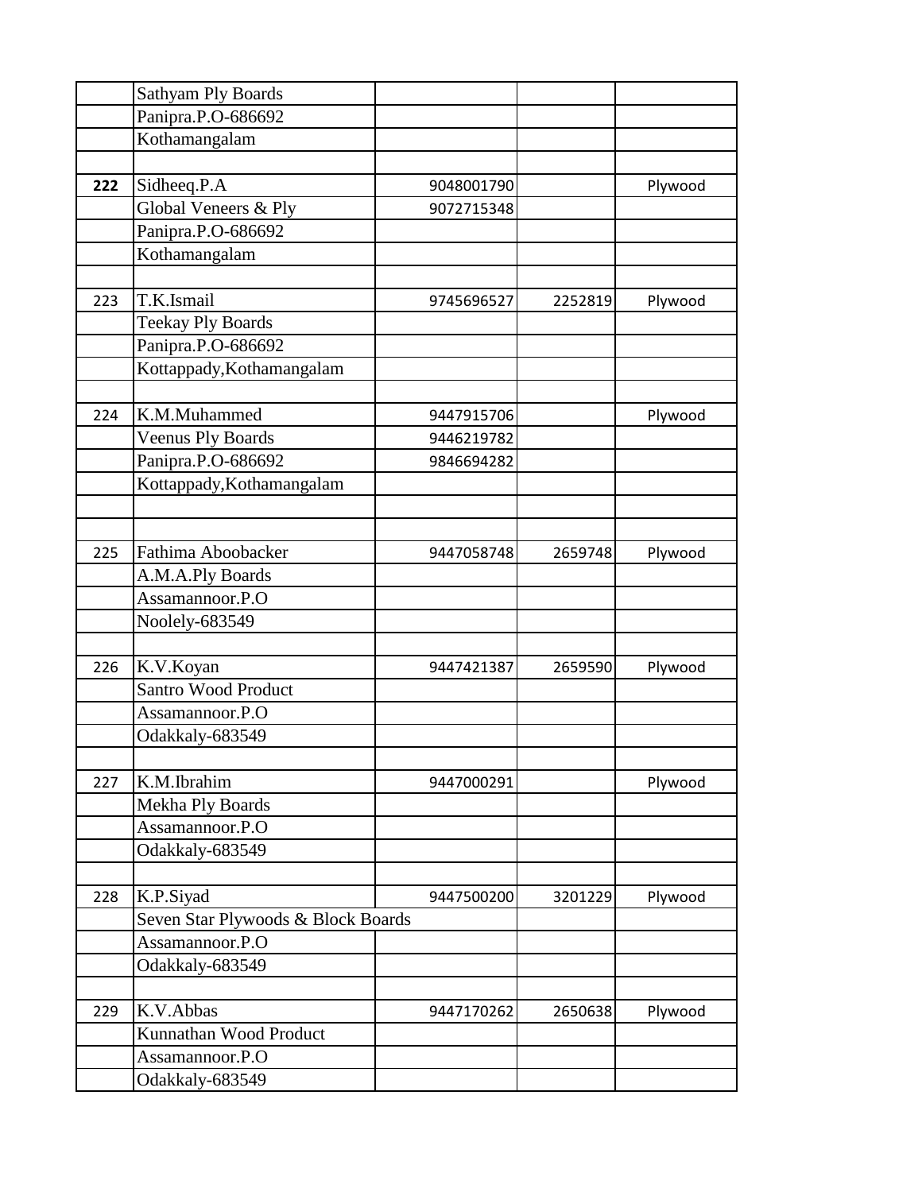| | | | | |
|---|---|---|---|---|
| | Sathyam Ply Boards | | | |
| | Panipra.P.O-686692 | | | |
| | Kothamangalam | | | |
| | | | | |
| **222** | Sidheeq.P.A | 9048001790 | | Plywood |
| | Global Veneers & Ply | 9072715348 | | |
| | Panipra.P.O-686692 | | | |
| | Kothamangalam | | | |
| | | | | |
| 223 | T.K.Ismail | 9745696527 | 2252819 | Plywood |
| | Teekay Ply Boards | | | |
| | Panipra.P.O-686692 | | | |
| | Kottappady,Kothamangalam | | | |
| | | | | |
| 224 | K.M.Muhammed | 9447915706 | | Plywood |
| | Veenus Ply Boards | 9446219782 | | |
| | Panipra.P.O-686692 | 9846694282 | | |
| | Kottappady,Kothamangalam | | | |
| | | | | |
| | | | | |
| 225 | Fathima Aboobacker | 9447058748 | 2659748 | Plywood |
| | A.M.A.Ply Boards | | | |
| | Assamannoor.P.O | | | |
| | Noolely-683549 | | | |
| | | | | |
| 226 | K.V.Koyan | 9447421387 | 2659590 | Plywood |
| | Santro Wood Product | | | |
| | Assamannoor.P.O | | | |
| | Odakkaly-683549 | | | |
| | | | | |
| 227 | K.M.Ibrahim | 9447000291 | | Plywood |
| | Mekha Ply Boards | | | |
| | Assamannoor.P.O | | | |
| | Odakkaly-683549 | | | |
| | | | | |
| 228 | K.P.Siyad | 9447500200 | 3201229 | Plywood |
| | Seven Star Plywoods & Block Boards | | | |
| | Assamannoor.P.O | | | |
| | Odakkaly-683549 | | | |
| | | | | |
| 229 | K.V.Abbas | 9447170262 | 2650638 | Plywood |
| | Kunnathan Wood Product | | | |
| | Assamannoor.P.O | | | |
| | Odakkaly-683549 | | | |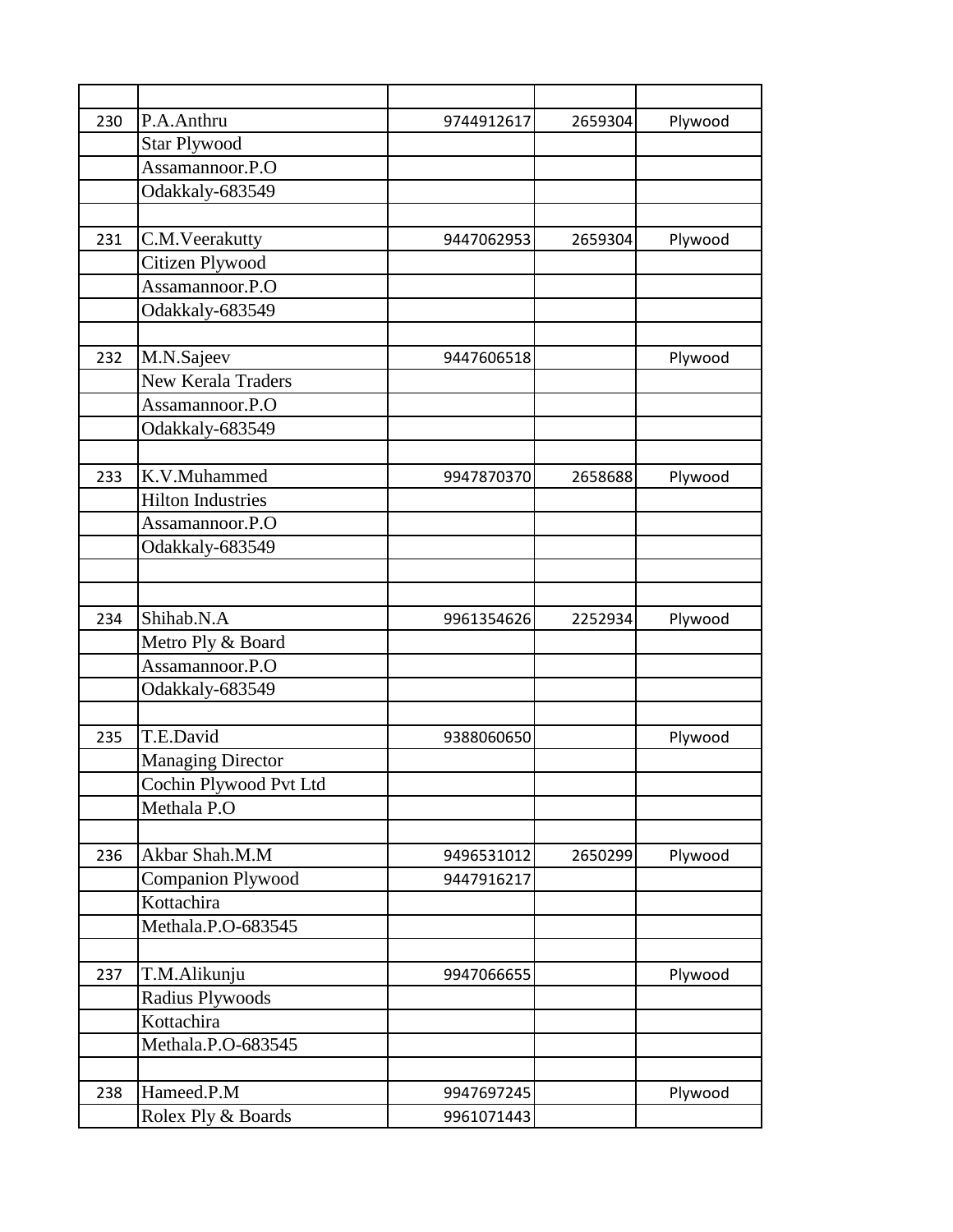| | | | | |
|---|---|---|---|---|
| 230 | P.A.Anthru | 9744912617 | 2659304 | Plywood |
| | Star Plywood | | | |
| | Assamannoor.P.O | | | |
| | Odakkaly-683549 | | | |
| | | | | |
| 231 | C.M.Veerakutty | 9447062953 | 2659304 | Plywood |
| | Citizen Plywood | | | |
| | Assamannoor.P.O | | | |
| | Odakkaly-683549 | | | |
| | | | | |
| 232 | M.N.Sajeev | 9447606518 | | Plywood |
| | New Kerala Traders | | | |
| | Assamannoor.P.O | | | |
| | Odakkaly-683549 | | | |
| | | | | |
| 233 | K.V.Muhammed | 9947870370 | 2658688 | Plywood |
| | Hilton Industries | | | |
| | Assamannoor.P.O | | | |
| | Odakkaly-683549 | | | |
| | | | | |
| | | | | |
| 234 | Shihab.N.A | 9961354626 | 2252934 | Plywood |
| | Metro Ply & Board | | | |
| | Assamannoor.P.O | | | |
| | Odakkaly-683549 | | | |
| | | | | |
| 235 | T.E.David | 9388060650 | | Plywood |
| | Managing Director | | | |
| | Cochin Plywood Pvt Ltd | | | |
| | Methala P.O | | | |
| | | | | |
| 236 | Akbar Shah.M.M | 9496531012 | 2650299 | Plywood |
| | Companion Plywood | 9447916217 | | |
| | Kottachira | | | |
| | Methala.P.O-683545 | | | |
| | | | | |
| 237 | T.M.Alikunju | 9947066655 | | Plywood |
| | Radius Plywoods | | | |
| | Kottachira | | | |
| | Methala.P.O-683545 | | | |
| | | | | |
| 238 | Hameed.P.M | 9947697245 | | Plywood |
| | Rolex Ply & Boards | 9961071443 | | |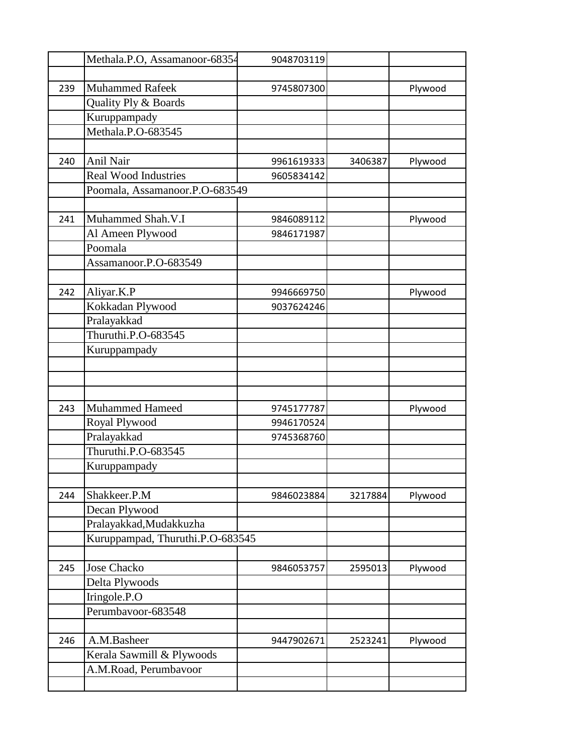| | | | | |
|---|---|---|---|---|
| | Methala.P.O, Assamanoor-68354 | 9048703119 | | |
| | | | | |
| 239 | Muhammed Rafeek | 9745807300 | | Plywood |
| | Quality Ply & Boards | | | |
| | Kuruppampady | | | |
| | Methala.P.O-683545 | | | |
| | | | | |
| 240 | Anil Nair | 9961619333 | 3406387 | Plywood |
| | Real Wood Industries | 9605834142 | | |
| | Poomala, Assamanoor.P.O-683549 | | | |
| | | | | |
| 241 | Muhammed Shah.V.I | 9846089112 | | Plywood |
| | Al Ameen Plywood | 9846171987 | | |
| | Poomala | | | |
| | Assamanoor.P.O-683549 | | | |
| | | | | |
| 242 | Aliyar.K.P | 9946669750 | | Plywood |
| | Kokkadan Plywood | 9037624246 | | |
| | Pralayakkad | | | |
| | Thuruthi.P.O-683545 | | | |
| | Kuruppampady | | | |
| | | | | |
| | | | | |
| | | | | |
| 243 | Muhammed Hameed | 9745177787 | | Plywood |
| | Royal Plywood | 9946170524 | | |
| | Pralayakkad | 9745368760 | | |
| | Thuruthi.P.O-683545 | | | |
| | Kuruppampady | | | |
| | | | | |
| 244 | Shakkeer.P.M | 9846023884 | 3217884 | Plywood |
| | Decan Plywood | | | |
| | Pralayakkad,Mudakkuzha | | | |
| | Kuruppampad, Thuruthi.P.O-683545 | | | |
| | | | | |
| 245 | Jose Chacko | 9846053757 | 2595013 | Plywood |
| | Delta Plywoods | | | |
| | Iringole.P.O | | | |
| | Perumbavoor-683548 | | | |
| | | | | |
| 246 | A.M.Basheer | 9447902671 | 2523241 | Plywood |
| | Kerala Sawmill & Plywoods | | | |
| | A.M.Road, Perumbavoor | | | |
| | | | | |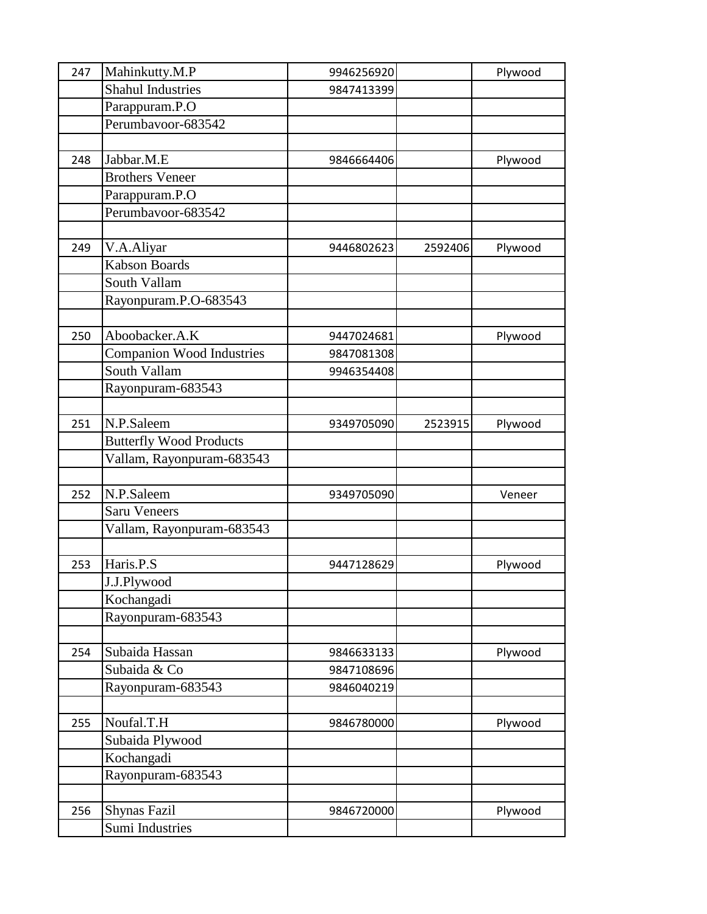| 247 | Mahinkutty.M.P | 9946256920 | | Plywood |
|---|---|---|---|---|
| | Shahul Industries | 9847413399 | | |
| | Parappuram.P.O | | | |
| | Perumbavoor-683542 | | | |
| | | | | |
| 248 | Jabbar.M.E | 9846664406 | | Plywood |
| | Brothers Veneer | | | |
| | Parappuram.P.O | | | |
| | Perumbavoor-683542 | | | |
| | | | | |
| 249 | V.A.Aliyar | 9446802623 | 2592406 | Plywood |
| | Kabson Boards | | | |
| | South Vallam | | | |
| | Rayonpuram.P.O-683543 | | | |
| | | | | |
| 250 | Aboobacker.A.K | 9447024681 | | Plywood |
| | Companion Wood Industries | 9847081308 | | |
| | South Vallam | 9946354408 | | |
| | Rayonpuram-683543 | | | |
| | | | | |
| 251 | N.P.Saleem | 9349705090 | 2523915 | Plywood |
| | Butterfly Wood Products | | | |
| | Vallam, Rayonpuram-683543 | | | |
| | | | | |
| 252 | N.P.Saleem | 9349705090 | | Veneer |
| | Saru Veneers | | | |
| | Vallam, Rayonpuram-683543 | | | |
| | | | | |
| 253 | Haris.P.S | 9447128629 | | Plywood |
| | J.J.Plywood | | | |
| | Kochangadi | | | |
| | Rayonpuram-683543 | | | |
| | | | | |
| 254 | Subaida Hassan | 9846633133 | | Plywood |
| | Subaida & Co | 9847108696 | | |
| | Rayonpuram-683543 | 9846040219 | | |
| | | | | |
| 255 | Noufal.T.H | 9846780000 | | Plywood |
| | Subaida Plywood | | | |
| | Kochangadi | | | |
| | Rayonpuram-683543 | | | |
| | | | | |
| 256 | Shynas Fazil | 9846720000 | | Plywood |
| | Sumi Industries | | | |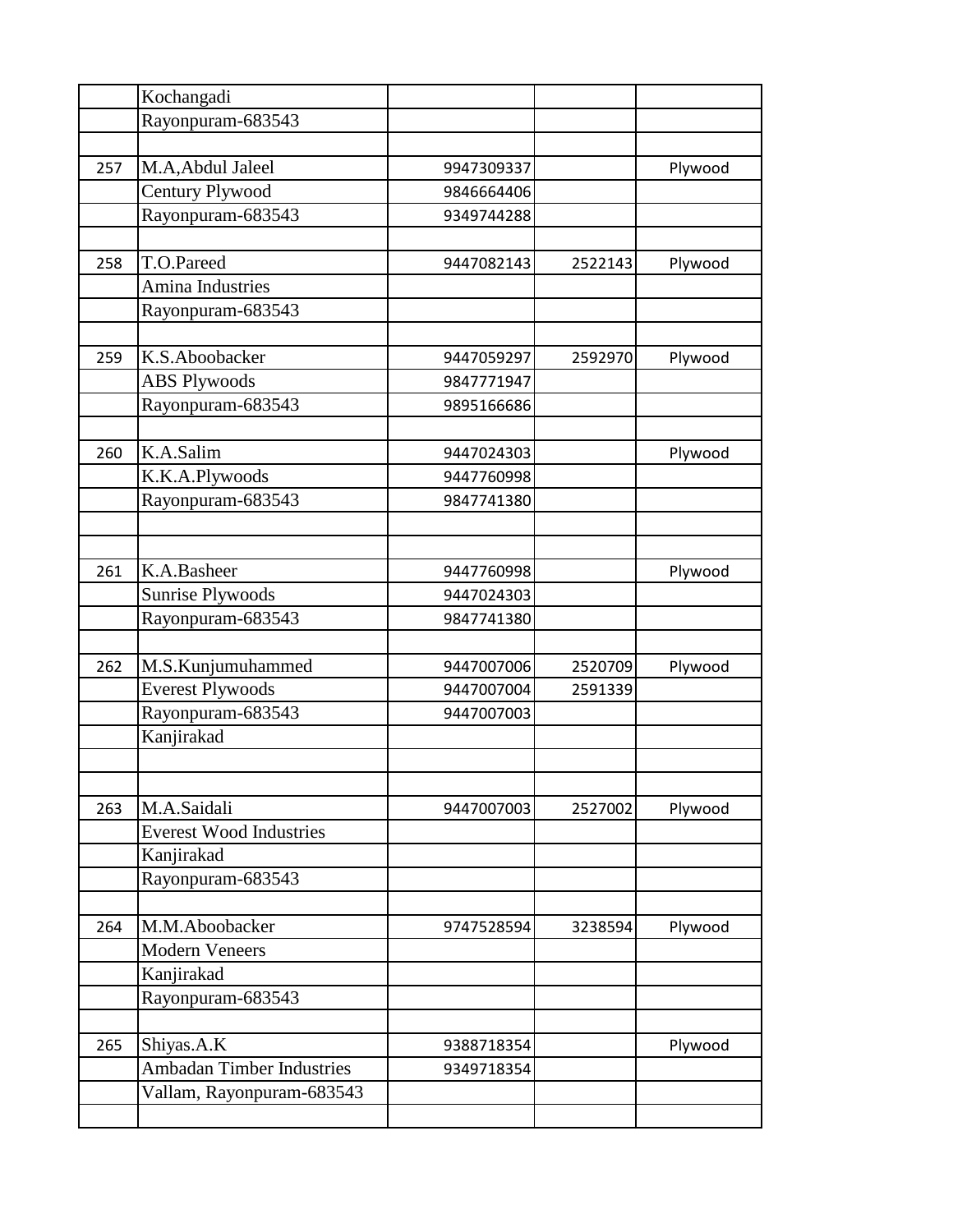| | | | | |
|---|---|---|---|---|
| | Kochangadi | | | |
| | Rayonpuram-683543 | | | |
| | | | | |
| 257 | M.A,Abdul Jaleel | 9947309337 | | Plywood |
| | Century Plywood | 9846664406 | | |
| | Rayonpuram-683543 | 9349744288 | | |
| | | | | |
| 258 | T.O.Pareed | 9447082143 | 2522143 | Plywood |
| | Amina Industries | | | |
| | Rayonpuram-683543 | | | |
| | | | | |
| 259 | K.S.Aboobacker | 9447059297 | 2592970 | Plywood |
| | ABS Plywoods | 9847771947 | | |
| | Rayonpuram-683543 | 9895166686 | | |
| | | | | |
| 260 | K.A.Salim | 9447024303 | | Plywood |
| | K.K.A.Plywoods | 9447760998 | | |
| | Rayonpuram-683543 | 9847741380 | | |
| | | | | |
| | | | | |
| 261 | K.A.Basheer | 9447760998 | | Plywood |
| | Sunrise Plywoods | 9447024303 | | |
| | Rayonpuram-683543 | 9847741380 | | |
| | | | | |
| 262 | M.S.Kunjumuhammed | 9447007006 | 2520709 | Plywood |
| | Everest Plywoods | 9447007004 | 2591339 | |
| | Rayonpuram-683543 | 9447007003 | | |
| | Kanjirakad | | | |
| | | | | |
| | | | | |
| 263 | M.A.Saidali | 9447007003 | 2527002 | Plywood |
| | Everest Wood Industries | | | |
| | Kanjirakad | | | |
| | Rayonpuram-683543 | | | |
| | | | | |
| 264 | M.M.Aboobacker | 9747528594 | 3238594 | Plywood |
| | Modern Veneers | | | |
| | Kanjirakad | | | |
| | Rayonpuram-683543 | | | |
| | | | | |
| 265 | Shiyas.A.K | 9388718354 | | Plywood |
| | Ambadan Timber Industries | 9349718354 | | |
| | Vallam, Rayonpuram-683543 | | | |
| | | | | |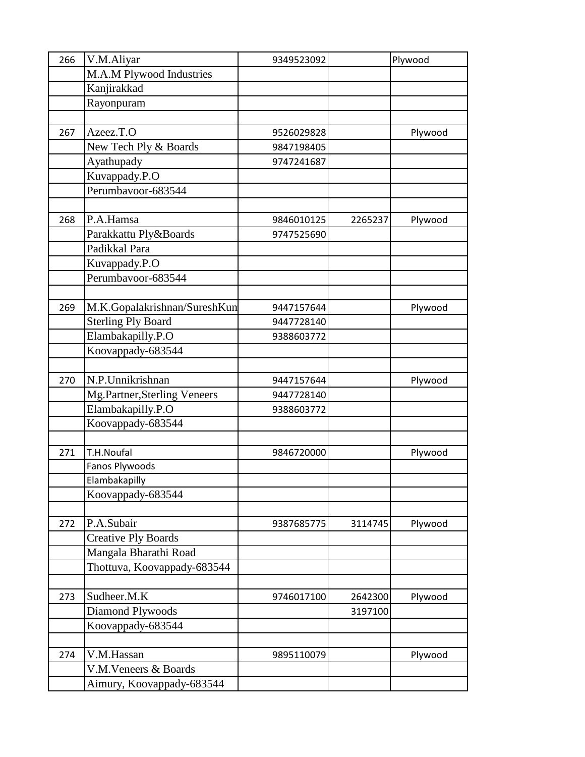| | | | | |
|---|---|---|---|---|
| 266 | V.M.Aliyar | 9349523092 | | Plywood |
| | M.A.M Plywood Industries | | | |
| | Kanjirakkad | | | |
| | Rayonpuram | | | |
| | | | | |
| 267 | Azeez.T.O | 9526029828 | | Plywood |
| | New Tech Ply & Boards | 9847198405 | | |
| | Ayathupady | 9747241687 | | |
| | Kuvappady.P.O | | | |
| | Perumbavoor-683544 | | | |
| | | | | |
| 268 | P.A.Hamsa | 9846010125 | 2265237 | Plywood |
| | Parakkattu Ply&Boards | 9747525690 | | |
| | Padikkal Para | | | |
| | Kuvappady.P.O | | | |
| | Perumbavoor-683544 | | | |
| | | | | |
| 269 | M.K.Gopalakrishnan/SureshKum | 9447157644 | | Plywood |
| | Sterling Ply Board | 9447728140 | | |
| | Elambakapilly.P.O | 9388603772 | | |
| | Koovappady-683544 | | | |
| | | | | |
| 270 | N.P.Unnikrishnan | 9447157644 | | Plywood |
| | Mg.Partner,Sterling Veneers | 9447728140 | | |
| | Elambakapilly.P.O | 9388603772 | | |
| | Koovappady-683544 | | | |
| | | | | |
| 271 | T.H.Noufal | 9846720000 | | Plywood |
| | Fanos Plywoods | | | |
| | Elambakapilly | | | |
| | Koovappady-683544 | | | |
| | | | | |
| 272 | P.A.Subair | 9387685775 | 3114745 | Plywood |
| | Creative Ply Boards | | | |
| | Mangala Bharathi Road | | | |
| | Thottuva, Koovappady-683544 | | | |
| | | | | |
| 273 | Sudheer.M.K | 9746017100 | 2642300 | Plywood |
| | Diamond Plywoods | | 3197100 | |
| | Koovappady-683544 | | | |
| | | | | |
| 274 | V.M.Hassan | 9895110079 | | Plywood |
| | V.M.Veneers & Boards | | | |
| | Aimury, Koovappady-683544 | | | |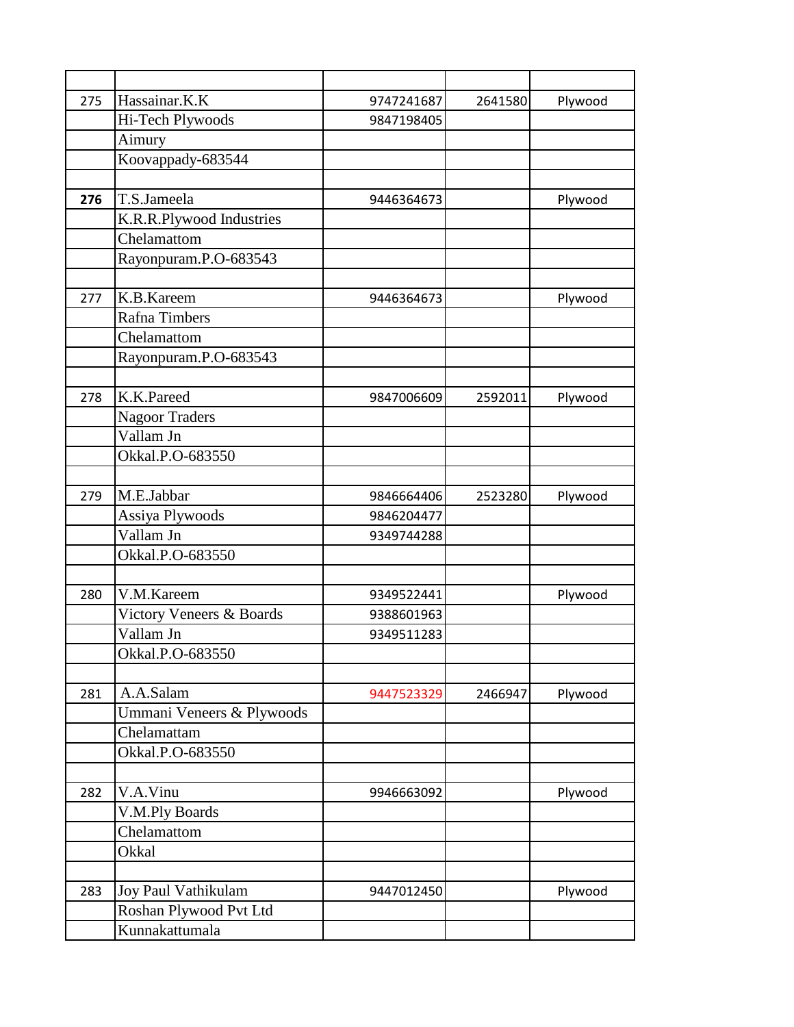| | | | | |
|---|---|---|---|---|
| 275 | Hassainar.K.K | 9747241687 | 2641580 | Plywood |
| | Hi-Tech Plywoods | 9847198405 | | |
| | Aimury | | | |
| | Koovappady-683544 | | | |
| | | | | |
| **276** | T.S.Jameela | 9446364673 | | Plywood |
| | K.R.R.Plywood Industries | | | |
| | Chelamattom | | | |
| | Rayonpuram.P.O-683543 | | | |
| | | | | |
| 277 | K.B.Kareem | 9446364673 | | Plywood |
| | Rafna Timbers | | | |
| | Chelamattom | | | |
| | Rayonpuram.P.O-683543 | | | |
| | | | | |
| 278 | K.K.Pareed | 9847006609 | 2592011 | Plywood |
| | Nagoor Traders | | | |
| | Vallam Jn | | | |
| | Okkal.P.O-683550 | | | |
| | | | | |
| 279 | M.E.Jabbar | 9846664406 | 2523280 | Plywood |
| | Assiya Plywoods | 9846204477 | | |
| | Vallam Jn | 9349744288 | | |
| | Okkal.P.O-683550 | | | |
| | | | | |
| 280 | V.M.Kareem | 9349522441 | | Plywood |
| | Victory Veneers & Boards | 9388601963 | | |
| | Vallam Jn | 9349511283 | | |
| | Okkal.P.O-683550 | | | |
| | | | | |
| 281 | A.A.Salam | 9447523329 | 2466947 | Plywood |
| | Ummani Veneers & Plywoods | | | |
| | Chelamattam | | | |
| | Okkal.P.O-683550 | | | |
| | | | | |
| 282 | V.A.Vinu | 9946663092 | | Plywood |
| | V.M.Ply Boards | | | |
| | Chelamattom | | | |
| | Okkal | | | |
| | | | | |
| 283 | Joy Paul Vathikulam | 9447012450 | | Plywood |
| | Roshan Plywood Pvt Ltd | | | |
| | Kunnakattumala | | | |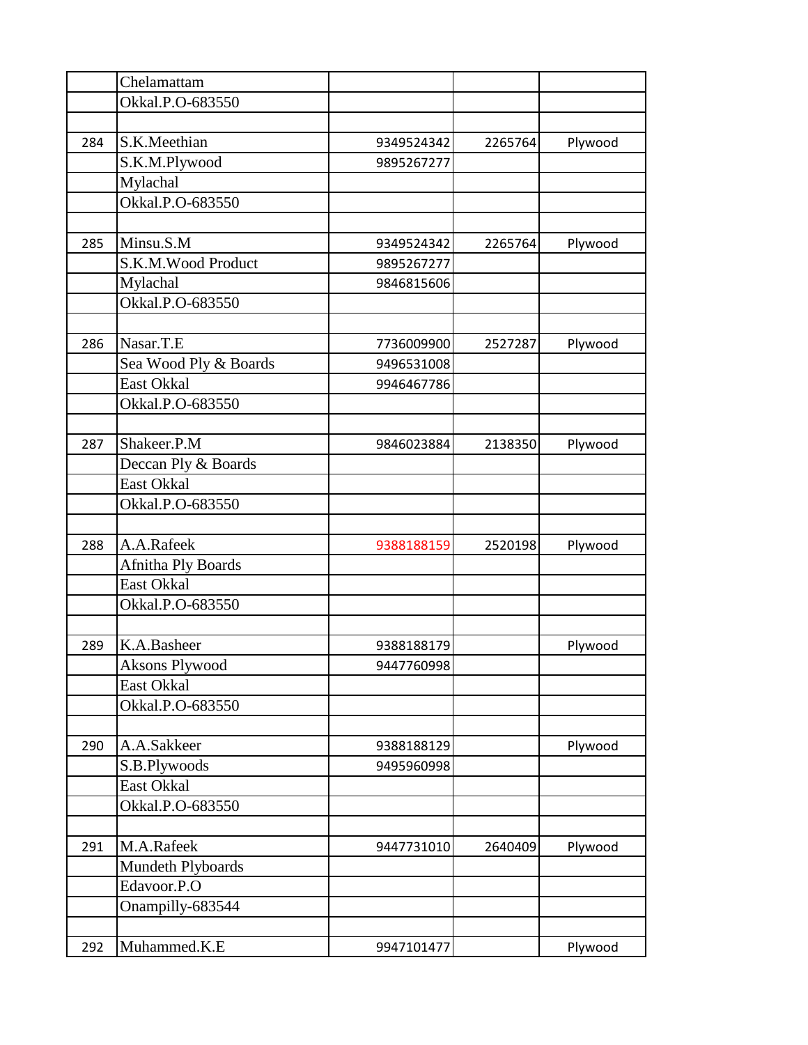| | | | | |
|---|---|---|---|---|
| | Chelamattam | | | |
| | Okkal.P.O-683550 | | | |
| | | | | |
| 284 | S.K.Meethian | 9349524342 | 2265764 | Plywood |
| | S.K.M.Plywood | 9895267277 | | |
| | Mylachal | | | |
| | Okkal.P.O-683550 | | | |
| | | | | |
| 285 | Minsu.S.M | 9349524342 | 2265764 | Plywood |
| | S.K.M.Wood Product | 9895267277 | | |
| | Mylachal | 9846815606 | | |
| | Okkal.P.O-683550 | | | |
| | | | | |
| 286 | Nasar.T.E | 7736009900 | 2527287 | Plywood |
| | Sea Wood Ply & Boards | 9496531008 | | |
| | East Okkal | 9946467786 | | |
| | Okkal.P.O-683550 | | | |
| | | | | |
| 287 | Shakeer.P.M | 9846023884 | 2138350 | Plywood |
| | Deccan Ply & Boards | | | |
| | East Okkal | | | |
| | Okkal.P.O-683550 | | | |
| | | | | |
| 288 | A.A.Rafeek | 9388188159 | 2520198 | Plywood |
| | Afnitha Ply Boards | | | |
| | East Okkal | | | |
| | Okkal.P.O-683550 | | | |
| | | | | |
| 289 | K.A.Basheer | 9388188179 | | Plywood |
| | Aksons Plywood | 9447760998 | | |
| | East Okkal | | | |
| | Okkal.P.O-683550 | | | |
| | | | | |
| 290 | A.A.Sakkeer | 9388188129 | | Plywood |
| | S.B.Plywoods | 9495960998 | | |
| | East Okkal | | | |
| | Okkal.P.O-683550 | | | |
| | | | | |
| 291 | M.A.Rafeek | 9447731010 | 2640409 | Plywood |
| | Mundeth Plyboards | | | |
| | Edavoor.P.O | | | |
| | Onampilly-683544 | | | |
| | | | | |
| 292 | Muhammed.K.E | 9947101477 | | Plywood |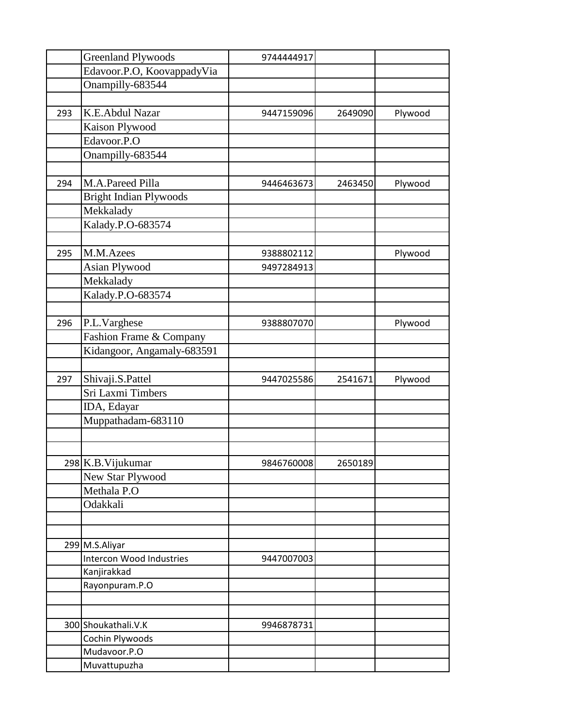| | | | | |
|---|---|---|---|---|
| | Greenland Plywoods | 9744444917 | | |
| | Edavoor.P.O, KoovappadyVia | | | |
| | Onampilly-683544 | | | |
| | | | | |
| 293 | K.E.Abdul Nazar | 9447159096 | 2649090 | Plywood |
| | Kaison Plywood | | | |
| | Edavoor.P.O | | | |
| | Onampilly-683544 | | | |
| | | | | |
| 294 | M.A.Pareed Pilla | 9446463673 | 2463450 | Plywood |
| | Bright Indian Plywoods | | | |
| | Mekkalady | | | |
| | Kalady.P.O-683574 | | | |
| | | | | |
| 295 | M.M.Azees | 9388802112 | | Plywood |
| | Asian Plywood | 9497284913 | | |
| | Mekkalady | | | |
| | Kalady.P.O-683574 | | | |
| | | | | |
| 296 | P.L.Varghese | 9388807070 | | Plywood |
| | Fashion Frame & Company | | | |
| | Kidangoor, Angamaly-683591 | | | |
| | | | | |
| 297 | Shivaji.S.Pattel | 9447025586 | 2541671 | Plywood |
| | Sri Laxmi Timbers | | | |
| | IDA, Edayar | | | |
| | Muppathadam-683110 | | | |
| | | | | |
| | | | | |
| 298 | K.B.Vijukumar | 9846760008 | 2650189 | |
| | New Star Plywood | | | |
| | Methala P.O | | | |
| | Odakkali | | | |
| | | | | |
| | | | | |
| 299 | M.S.Aliyar | | | |
| | Intercon Wood Industries | 9447007003 | | |
| | Kanjirakkad | | | |
| | Rayonpuram.P.O | | | |
| | | | | |
| | | | | |
| 300 | Shoukathali.V.K | 9946878731 | | |
| | Cochin Plywoods | | | |
| | Mudavoor.P.O | | | |
| | Muvattupuzha | | | |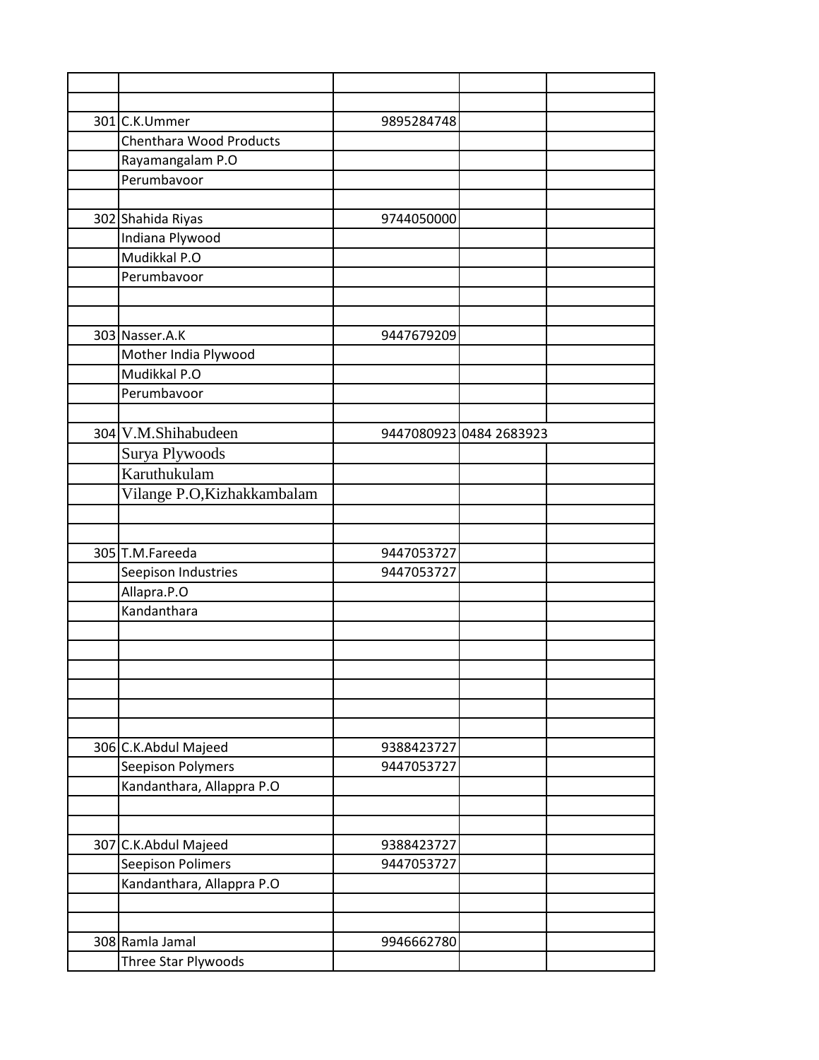| | | | | |
|---|---|---|---|---|
| | | | | |
| | | | | |
| 301 | C.K.Ummer | 9895284748 | | |
| | Chenthara Wood Products | | | |
| | Rayamangalam P.O | | | |
| | Perumbavoor | | | |
| | | | | |
| 302 | Shahida Riyas | 9744050000 | | |
| | Indiana Plywood | | | |
| | Mudikkal P.O | | | |
| | Perumbavoor | | | |
| | | | | |
| | | | | |
| 303 | Nasser.A.K | 9447679209 | | |
| | Mother India Plywood | | | |
| | Mudikkal P.O | | | |
| | Perumbavoor | | | |
| | | | | |
| 304 | V.M.Shihabudeen | 9447080923 | 0484 2683923 | |
| | Surya Plywoods | | | |
| | Karuthukulam | | | |
| | Vilange P.O,Kizhakkambalam | | | |
| | | | | |
| | | | | |
| 305 | T.M.Fareeda | 9447053727 | | |
| | Seepison Industries | 9447053727 | | |
| | Allapra.P.O | | | |
| | Kandanthara | | | |
| | | | | |
| | | | | |
| | | | | |
| | | | | |
| | | | | |
| | | | | |
| 306 | C.K.Abdul Majeed | 9388423727 | | |
| | Seepison Polymers | 9447053727 | | |
| | Kandanthara, Allappra P.O | | | |
| | | | | |
| | | | | |
| 307 | C.K.Abdul Majeed | 9388423727 | | |
| | Seepison Polimers | 9447053727 | | |
| | Kandanthara, Allappra P.O | | | |
| | | | | |
| | | | | |
| 308 | Ramla Jamal | 9946662780 | | |
| | Three Star Plywoods | | | |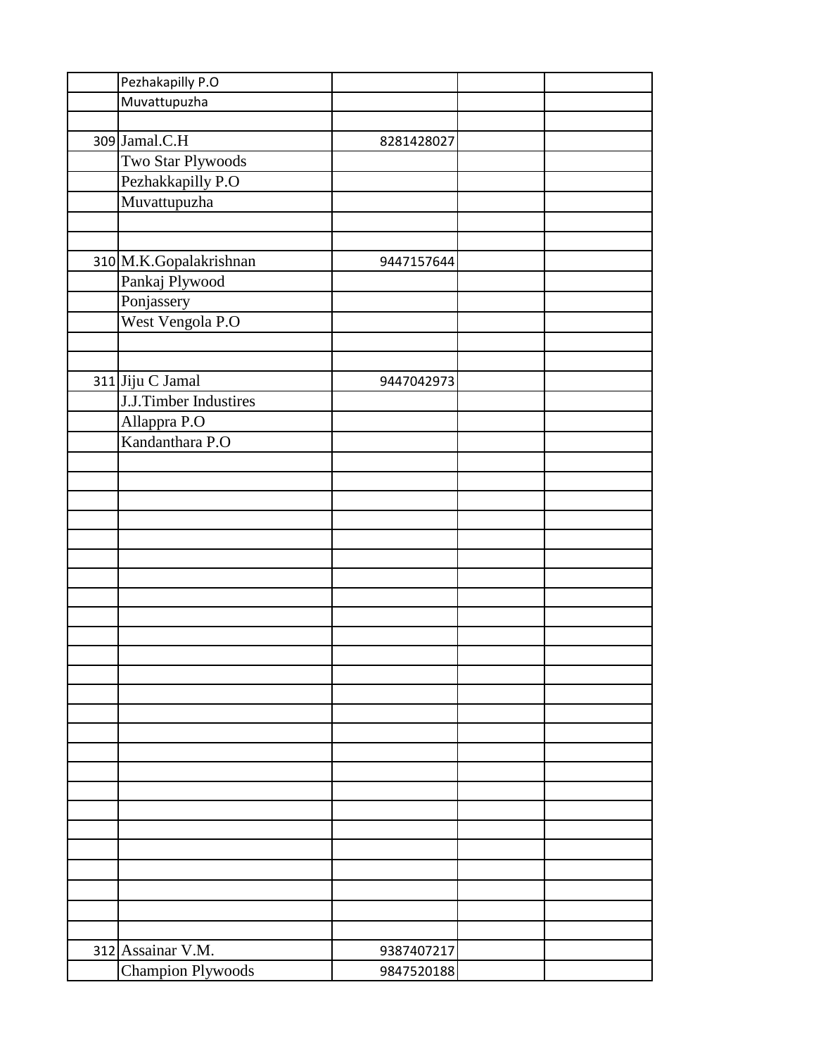| | | | | |
|---|---|---|---|---|
| | Pezhakapilly P.O | | | |
| | Muvattupuzha | | | |
| | | | | |
| 309 | Jamal.C.H | 8281428027 | | |
| | Two Star Plywoods | | | |
| | Pezhakkapilly P.O | | | |
| | Muvattupuzha | | | |
| | | | | |
| | | | | |
| 310 | M.K.Gopalakrishnan | 9447157644 | | |
| | Pankaj Plywood | | | |
| | Ponjassery | | | |
| | West Vengola P.O | | | |
| | | | | |
| | | | | |
| 311 | Jiju C Jamal | 9447042973 | | |
| | J.J.Timber Industires | | | |
| | Allappra P.O | | | |
| | Kandanthara P.O | | | |
| | | | | |
| | | | | |
| | | | | |
| | | | | |
| | | | | |
| | | | | |
| | | | | |
| | | | | |
| | | | | |
| | | | | |
| | | | | |
| | | | | |
| | | | | |
| | | | | |
| | | | | |
| | | | | |
| | | | | |
| | | | | |
| | | | | |
| | | | | |
| | | | | |
| | | | | |
| | | | | |
| | | | | |
| | | | | |
| 312 | Assainar V.M. | 9387407217 | | |
| | Champion Plywoods | 9847520188 | | |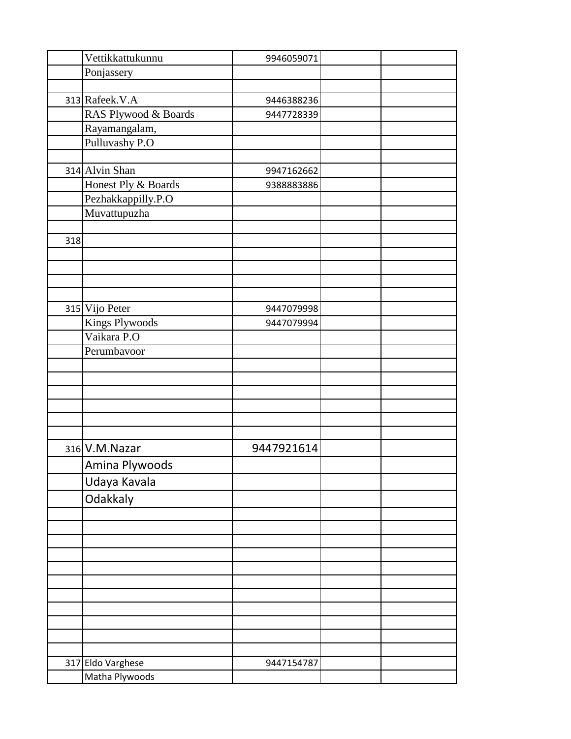| | | | | |
|---|---|---|---|---|
| | Vettikkattukunnu | 9946059071 | | |
| | Ponjassery | | | |
| | | | | |
| 313 | Rafeek.V.A | 9446388236 | | |
| | RAS Plywood & Boards | 9447728339 | | |
| | Rayamangalam, | | | |
| | Pulluvashy P.O | | | |
| | | | | |
| 314 | Alvin Shan | 9947162662 | | |
| | Honest Ply & Boards | 9388883886 | | |
| | Pezhakkappilly.P.O | | | |
| | Muvattupuzha | | | |
| | | | | |
| 318 | | | | |
| | | | | |
| | | | | |
| | | | | |
| | | | | |
| 315 | Vijo Peter | 9447079998 | | |
| | Kings Plywoods | 9447079994 | | |
| | Vaikara P.O | | | |
| | Perumbavoor | | | |
| | | | | |
| | | | | |
| | | | | |
| | | | | |
| | | | | |
| | | | | |
| 316 | V.M.Nazar | 9447921614 | | |
| | Amina Plywoods | | | |
| | Udaya Kavala | | | |
| | Odakkaly | | | |
| | | | | |
| | | | | |
| | | | | |
| | | | | |
| | | | | |
| | | | | |
| | | | | |
| | | | | |
| | | | | |
| | | | | |
| | | | | |
| 317 | Eldo Varghese | 9447154787 | | |
| | Matha Plywoods | | | |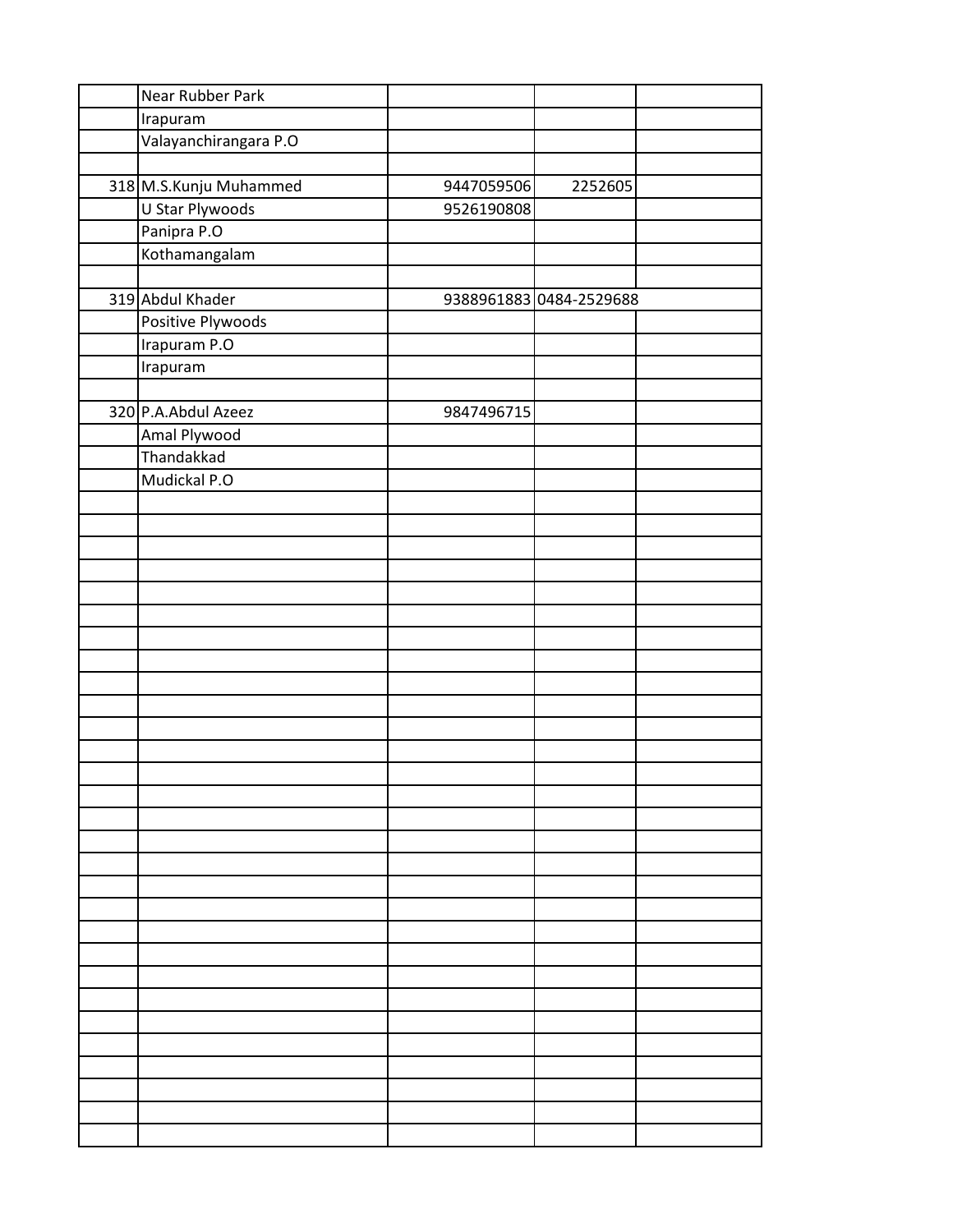| | | | | |
|---|---|---|---|---|
| | Near Rubber Park | | | |
| | Irapuram | | | |
| | Valayanchirangara P.O | | | |
| | | | | |
| 318 | M.S.Kunju Muhammed | 9447059506 | 2252605 | |
| | U Star Plywoods | 9526190808 | | |
| | Panipra P.O | | | |
| | Kothamangalam | | | |
| | | | | |
| 319 | Abdul Khader | 9388961883 | 0484-2529688 | |
| | Positive Plywoods | | | |
| | Irapuram P.O | | | |
| | Irapuram | | | |
| | | | | |
| 320 | P.A.Abdul Azeez | 9847496715 | | |
| | Amal Plywood | | | |
| | Thandakkad | | | |
| | Mudickal P.O | | | |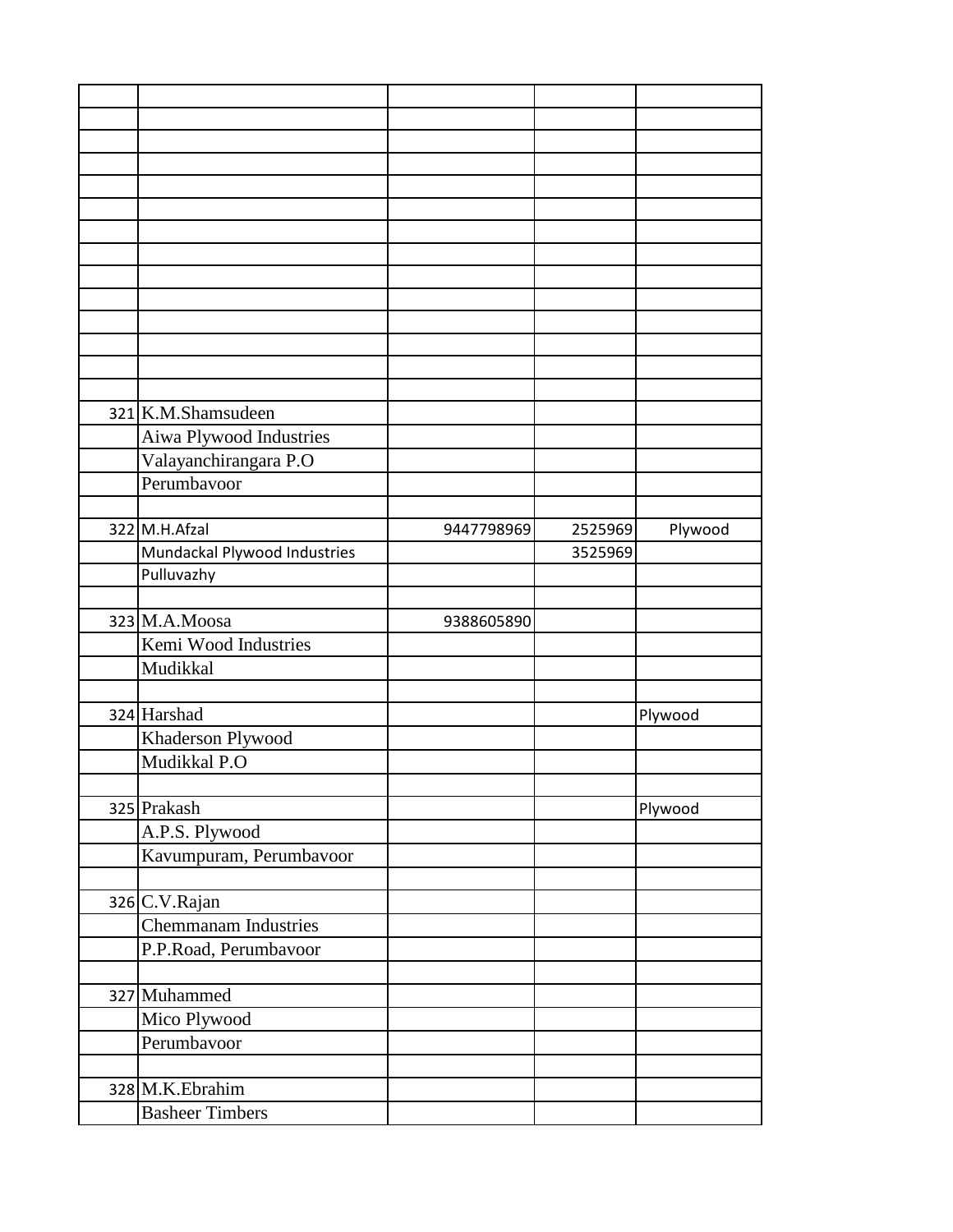| | | | | |
|---|---|---|---|---|
| | | | | |
| | | | | |
| | | | | |
| | | | | |
| | | | | |
| | | | | |
| | | | | |
| | | | | |
| | | | | |
| | | | | |
| | | | | |
| | | | | |
| | | | | |
| 321 | K.M.Shamsudeen | | | |
| | Aiwa Plywood Industries | | | |
| | Valayanchirangara P.O | | | |
| | Perumbavoor | | | |
| | | | | |
| 322 | M.H.Afzal | 9447798969 | 2525969 | Plywood |
| | Mundackal Plywood Industries | | 3525969 | |
| | Pulluvazhy | | | |
| | | | | |
| 323 | M.A.Moosa | 9388605890 | | |
| | Kemi Wood Industries | | | |
| | Mudikkal | | | |
| | | | | |
| 324 | Harshad | | | Plywood |
| | Khaderson Plywood | | | |
| | Mudikkal P.O | | | |
| | | | | |
| 325 | Prakash | | | Plywood |
| | A.P.S. Plywood | | | |
| | Kavumpuram, Perumbavoor | | | |
| | | | | |
| 326 | C.V.Rajan | | | |
| | Chemmanam Industries | | | |
| | P.P.Road, Perumbavoor | | | |
| | | | | |
| 327 | Muhammed | | | |
| | Mico Plywood | | | |
| | Perumbavoor | | | |
| | | | | |
| 328 | M.K.Ebrahim | | | |
| | Basheer Timbers | | | |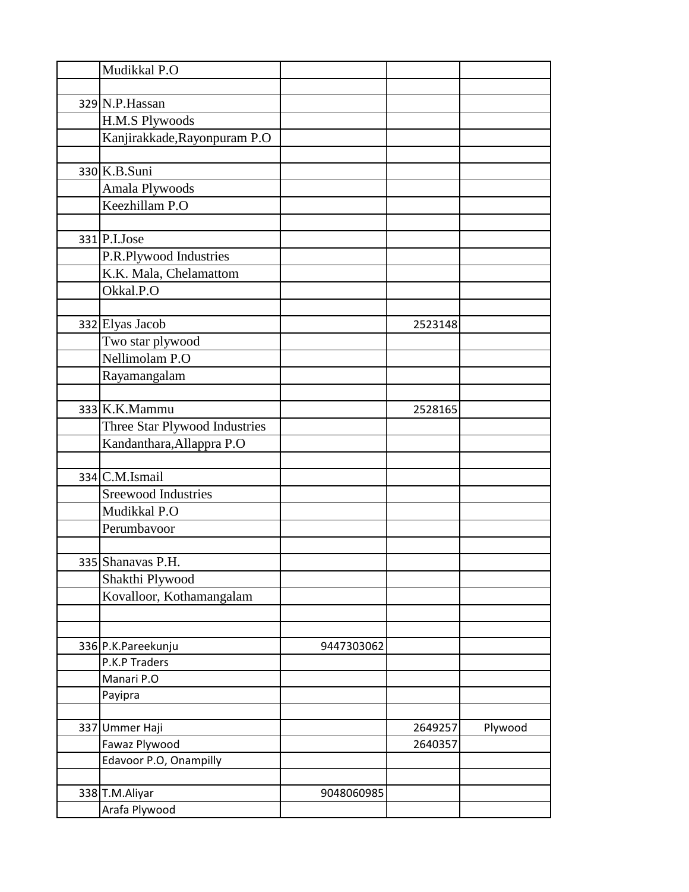| | | | | |
|---|---|---|---|---|
| | Mudikkal P.O | | | |
| | | | | |
| 329 | N.P.Hassan | | | |
| | H.M.S Plywoods | | | |
| | Kanjirakkade,Rayonpuram P.O | | | |
| | | | | |
| 330 | K.B.Suni | | | |
| | Amala Plywoods | | | |
| | Keezhillam P.O | | | |
| | | | | |
| 331 | P.I.Jose | | | |
| | P.R.Plywood Industries | | | |
| | K.K. Mala, Chelamattom | | | |
| | Okkal.P.O | | | |
| | | | | |
| 332 | Elyas Jacob | | 2523148 | |
| | Two star plywood | | | |
| | Nellimolam P.O | | | |
| | Rayamangalam | | | |
| | | | | |
| 333 | K.K.Mammu | | 2528165 | |
| | Three Star Plywood Industries | | | |
| | Kandanthara,Allappra P.O | | | |
| | | | | |
| 334 | C.M.Ismail | | | |
| | Sreewood Industries | | | |
| | Mudikkal P.O | | | |
| | Perumbavoor | | | |
| | | | | |
| 335 | Shanavas P.H. | | | |
| | Shakthi Plywood | | | |
| | Kovalloor, Kothamangalam | | | |
| | | | | |
| | | | | |
| 336 | P.K.Pareekunju | 9447303062 | | |
| | P.K.P Traders | | | |
| | Manari P.O | | | |
| | Payipra | | | |
| | | | | |
| 337 | Ummer Haji | | 2649257 | Plywood |
| | Fawaz Plywood | | 2640357 | |
| | Edavoor P.O, Onampilly | | | |
| | | | | |
| 338 | T.M.Aliyar | 9048060985 | | |
| | Arafa Plywood | | | |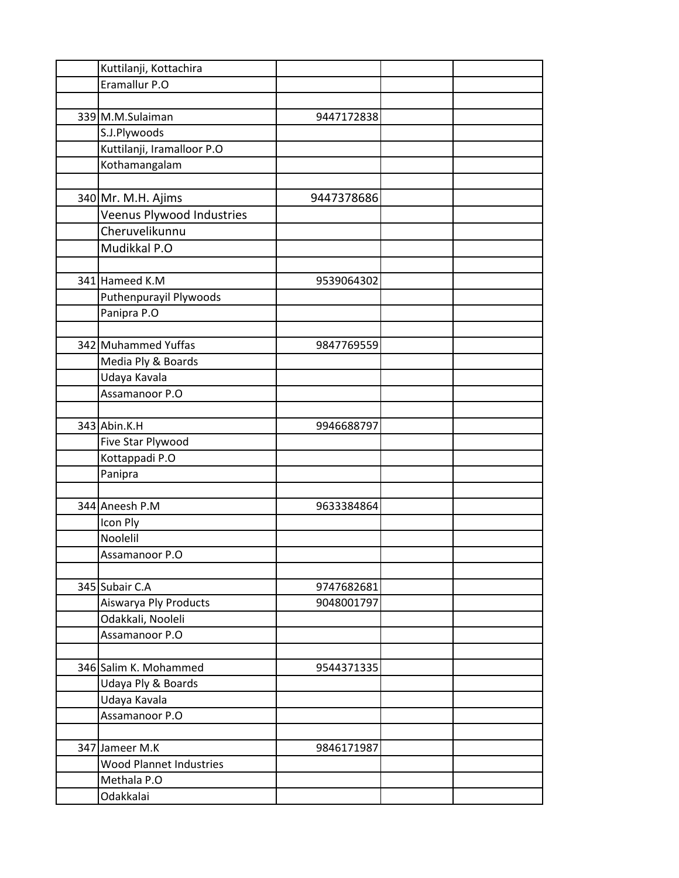|  |  |  |  |  |
|---|---|---|---|---|
|  | Kuttilanji, Kottachira |  |  |  |
|  | Eramallur P.O |  |  |  |
|  |  |  |  |  |
| 339 | M.M.Sulaiman | 9447172838 |  |  |
|  | S.J.Plywoods |  |  |  |
|  | Kuttilanji, Iramalloor P.O |  |  |  |
|  | Kothamangalam |  |  |  |
|  |  |  |  |  |
| 340 | Mr. M.H. Ajims | 9447378686 |  |  |
|  | Veenus Plywood Industries |  |  |  |
|  | Cheruvelikunnu |  |  |  |
|  | Mudikkal P.O |  |  |  |
|  |  |  |  |  |
| 341 | Hameed K.M | 9539064302 |  |  |
|  | Puthenpurayil Plywoods |  |  |  |
|  | Panipra P.O |  |  |  |
|  |  |  |  |  |
| 342 | Muhammed Yuffas | 9847769559 |  |  |
|  | Media Ply & Boards |  |  |  |
|  | Udaya Kavala |  |  |  |
|  | Assamanoor P.O |  |  |  |
|  |  |  |  |  |
| 343 | Abin.K.H | 9946688797 |  |  |
|  | Five Star Plywood |  |  |  |
|  | Kottappadi P.O |  |  |  |
|  | Panipra |  |  |  |
|  |  |  |  |  |
| 344 | Aneesh P.M | 9633384864 |  |  |
|  | Icon Ply |  |  |  |
|  | Noolelil |  |  |  |
|  | Assamanoor P.O |  |  |  |
|  |  |  |  |  |
| 345 | Subair C.A | 9747682681 |  |  |
|  | Aiswarya Ply Products | 9048001797 |  |  |
|  | Odakkali, Nooleli |  |  |  |
|  | Assamanoor P.O |  |  |  |
|  |  |  |  |  |
| 346 | Salim K. Mohammed | 9544371335 |  |  |
|  | Udaya Ply & Boards |  |  |  |
|  | Udaya Kavala |  |  |  |
|  | Assamanoor P.O |  |  |  |
|  |  |  |  |  |
| 347 | Jameer M.K | 9846171987 |  |  |
|  | Wood Plannet Industries |  |  |  |
|  | Methala P.O |  |  |  |
|  | Odakkalai |  |  |  |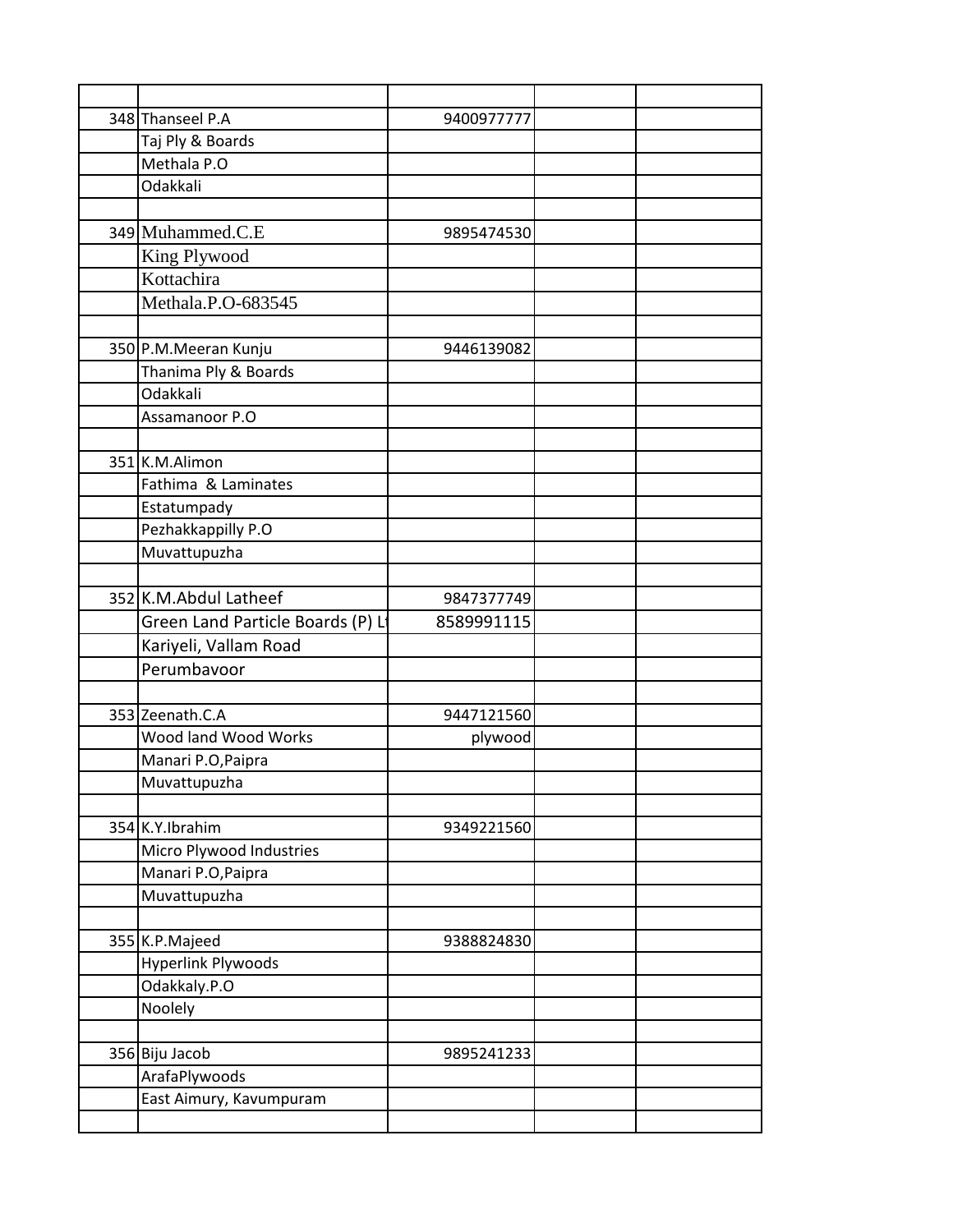| | | | | |
|---|---|---|---|---|
| 348 | Thanseel P.A | 9400977777 | | |
| | Taj Ply & Boards | | | |
| | Methala P.O | | | |
| | Odakkali | | | |
| | | | | |
| 349 | Muhammed.C.E | 9895474530 | | |
| | King Plywood | | | |
| | Kottachira | | | |
| | Methala.P.O-683545 | | | |
| | | | | |
| 350 | P.M.Meeran Kunju | 9446139082 | | |
| | Thanima Ply & Boards | | | |
| | Odakkali | | | |
| | Assamanoor P.O | | | |
| | | | | |
| 351 | K.M.Alimon | | | |
| | Fathima & Laminates | | | |
| | Estatumpady | | | |
| | Pezhakkappilly P.O | | | |
| | Muvattupuzha | | | |
| | | | | |
| 352 | K.M.Abdul Latheef | 9847377749 | | |
| | Green Land Particle Boards (P) Lt | 8589991115 | | |
| | Kariyeli, Vallam Road | | | |
| | Perumbavoor | | | |
| | | | | |
| 353 | Zeenath.C.A | 9447121560 | | |
| | Wood land Wood Works | plywood | | |
| | Manari P.O,Paipra | | | |
| | Muvattupuzha | | | |
| | | | | |
| 354 | K.Y.Ibrahim | 9349221560 | | |
| | Micro Plywood Industries | | | |
| | Manari P.O,Paipra | | | |
| | Muvattupuzha | | | |
| | | | | |
| 355 | K.P.Majeed | 9388824830 | | |
| | Hyperlink Plywoods | | | |
| | Odakkaly.P.O | | | |
| | Noolely | | | |
| | | | | |
| 356 | Biju Jacob | 9895241233 | | |
| | ArafaPlywoods | | | |
| | East Aimury, Kavumpuram | | | |
| | | | | |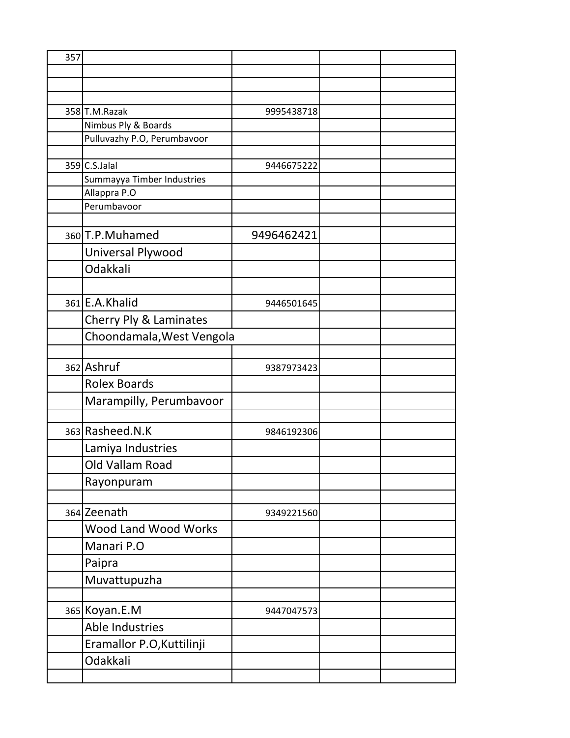| | | | | |
|---|---|---|---|---|
| 357 | | | | |
| | | | | |
| | | | | |
| | | | | |
| 358 | T.M.Razak | 9995438718 | | |
| | Nimbus Ply & Boards | | | |
| | Pulluvazhy P.O, Perumbavoor | | | |
| | | | | |
| 359 | C.S.Jalal | 9446675222 | | |
| | Summayya Timber Industries | | | |
| | Allappra P.O | | | |
| | Perumbavoor | | | |
| | | | | |
| 360 | T.P.Muhamed | 9496462421 | | |
| | Universal Plywood | | | |
| | Odakkali | | | |
| | | | | |
| 361 | E.A.Khalid | 9446501645 | | |
| | Cherry Ply & Laminates | | | |
| | Choondamala,West Vengola | | | |
| | | | | |
| 362 | Ashruf | 9387973423 | | |
| | Rolex Boards | | | |
| | Marampilly, Perumbavoor | | | |
| | | | | |
| 363 | Rasheed.N.K | 9846192306 | | |
| | Lamiya Industries | | | |
| | Old Vallam Road | | | |
| | Rayonpuram | | | |
| | | | | |
| 364 | Zeenath | 9349221560 | | |
| | Wood Land Wood Works | | | |
| | Manari P.O | | | |
| | Paipra | | | |
| | Muvattupuzha | | | |
| | | | | |
| 365 | Koyan.E.M | 9447047573 | | |
| | Able Industries | | | |
| | Eramallor P.O,Kuttilinji | | | |
| | Odakkali | | | |
| | | | | |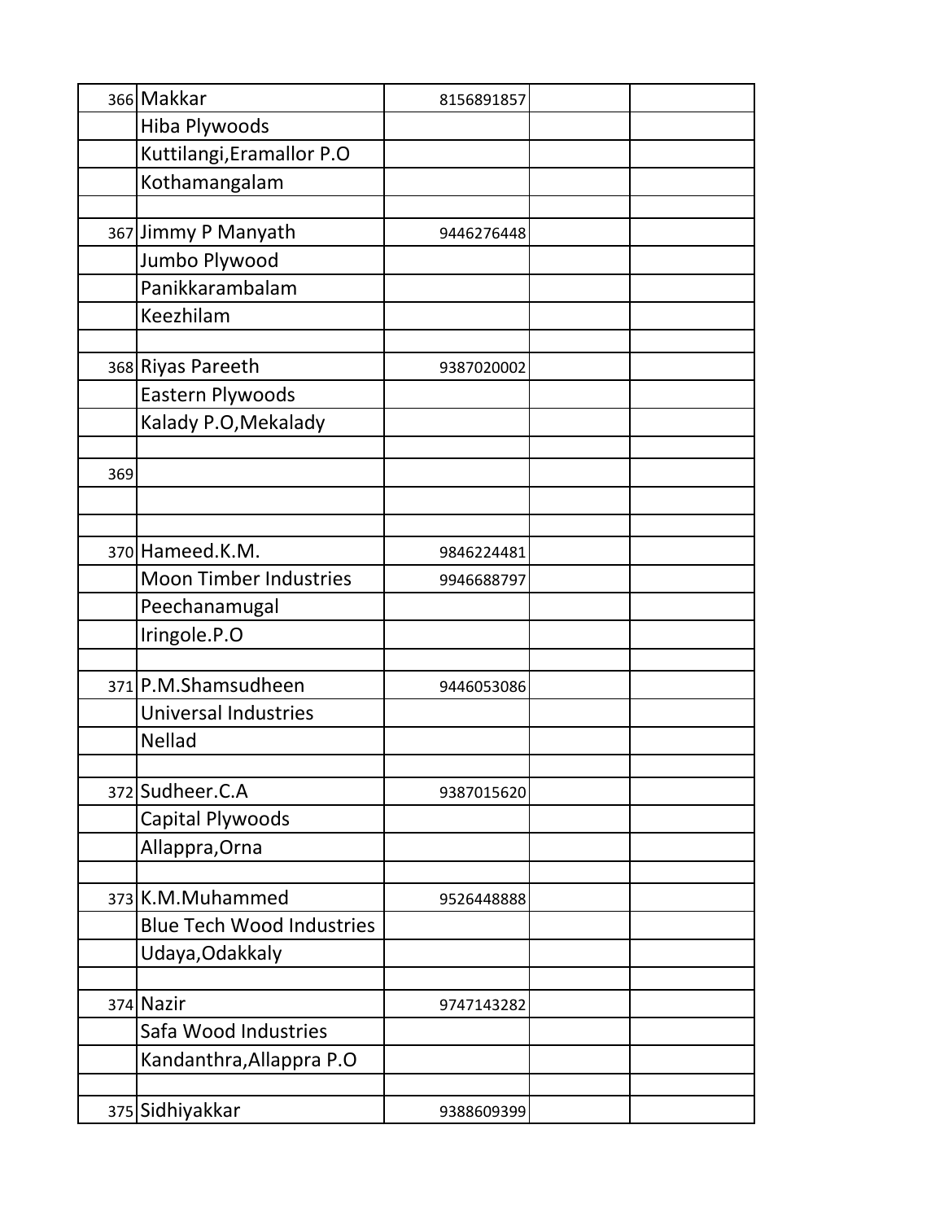| | | | | |
|---|---|---|---|---|
| 366 | Makkar | 8156891857 | | |
| | Hiba Plywoods | | | |
| | Kuttilangi,Eramallor P.O | | | |
| | Kothamangalam | | | |
| | | | | |
| 367 | Jimmy P Manyath | 9446276448 | | |
| | Jumbo Plywood | | | |
| | Panikkarambalam | | | |
| | Keezhilam | | | |
| | | | | |
| 368 | Riyas Pareeth | 9387020002 | | |
| | Eastern Plywoods | | | |
| | Kalady P.O,Mekalady | | | |
| | | | | |
| 369 | | | | |
| | | | | |
| | | | | |
| 370 | Hameed.K.M. | 9846224481 | | |
| | Moon Timber Industries | 9946688797 | | |
| | Peechanamugal | | | |
| | Iringole.P.O | | | |
| | | | | |
| 371 | P.M.Shamsudheen | 9446053086 | | |
| | Universal Industries | | | |
| | Nellad | | | |
| | | | | |
| 372 | Sudheer.C.A | 9387015620 | | |
| | Capital Plywoods | | | |
| | Allappra,Orna | | | |
| | | | | |
| 373 | K.M.Muhammed | 9526448888 | | |
| | Blue Tech Wood Industries | | | |
| | Udaya,Odakkaly | | | |
| | | | | |
| 374 | Nazir | 9747143282 | | |
| | Safa Wood Industries | | | |
| | Kandanthra,Allappra P.O | | | |
| | | | | |
| 375 | Sidhiyakkar | 9388609399 | | |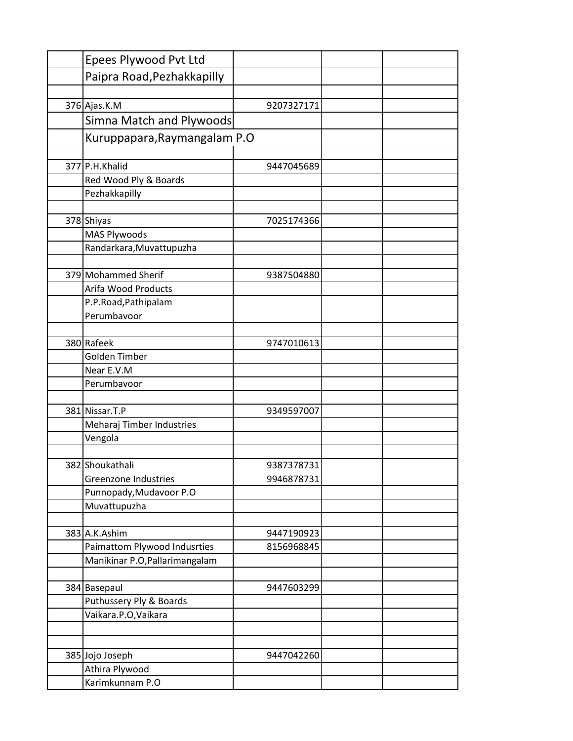| | | | | |
|---|---|---|---|---|
| | Epees Plywood Pvt Ltd | | | |
| | Paipra Road,Pezhakkapilly | | | |
| | | | | |
| 376 | Ajas.K.M | 9207327171 | | |
| | Simna Match and Plywoods | | | |
| | Kuruppapara,Raymangalam P.O | | | |
| | | | | |
| 377 | P.H.Khalid | 9447045689 | | |
| | Red Wood Ply & Boards | | | |
| | Pezhakkapilly | | | |
| | | | | |
| 378 | Shiyas | 7025174366 | | |
| | MAS Plywoods | | | |
| | Randarkara,Muvattupuzha | | | |
| | | | | |
| 379 | Mohammed Sherif | 9387504880 | | |
| | Arifa Wood Products | | | |
| | P.P.Road,Pathipalam | | | |
| | Perumbavoor | | | |
| | | | | |
| 380 | Rafeek | 9747010613 | | |
| | Golden Timber | | | |
| | Near E.V.M | | | |
| | Perumbavoor | | | |
| | | | | |
| 381 | Nissar.T.P | 9349597007 | | |
| | Meharaj Timber Industries | | | |
| | Vengola | | | |
| | | | | |
| 382 | Shoukathali | 9387378731 | | |
| | Greenzone Industries | 9946878731 | | |
| | Punnopady,Mudavoor P.O | | | |
| | Muvattupuzha | | | |
| | | | | |
| 383 | A.K.Ashim | 9447190923 | | |
| | Paimattom Plywood Indusrties | 8156968845 | | |
| | Manikinar P.O,Pallarimangalam | | | |
| | | | | |
| 384 | Basepaul | 9447603299 | | |
| | Puthussery Ply & Boards | | | |
| | Vaikara.P.O,Vaikara | | | |
| | | | | |
| | | | | |
| 385 | Jojo Joseph | 9447042260 | | |
| | Athira Plywood | | | |
| | Karimkunnam P.O | | | |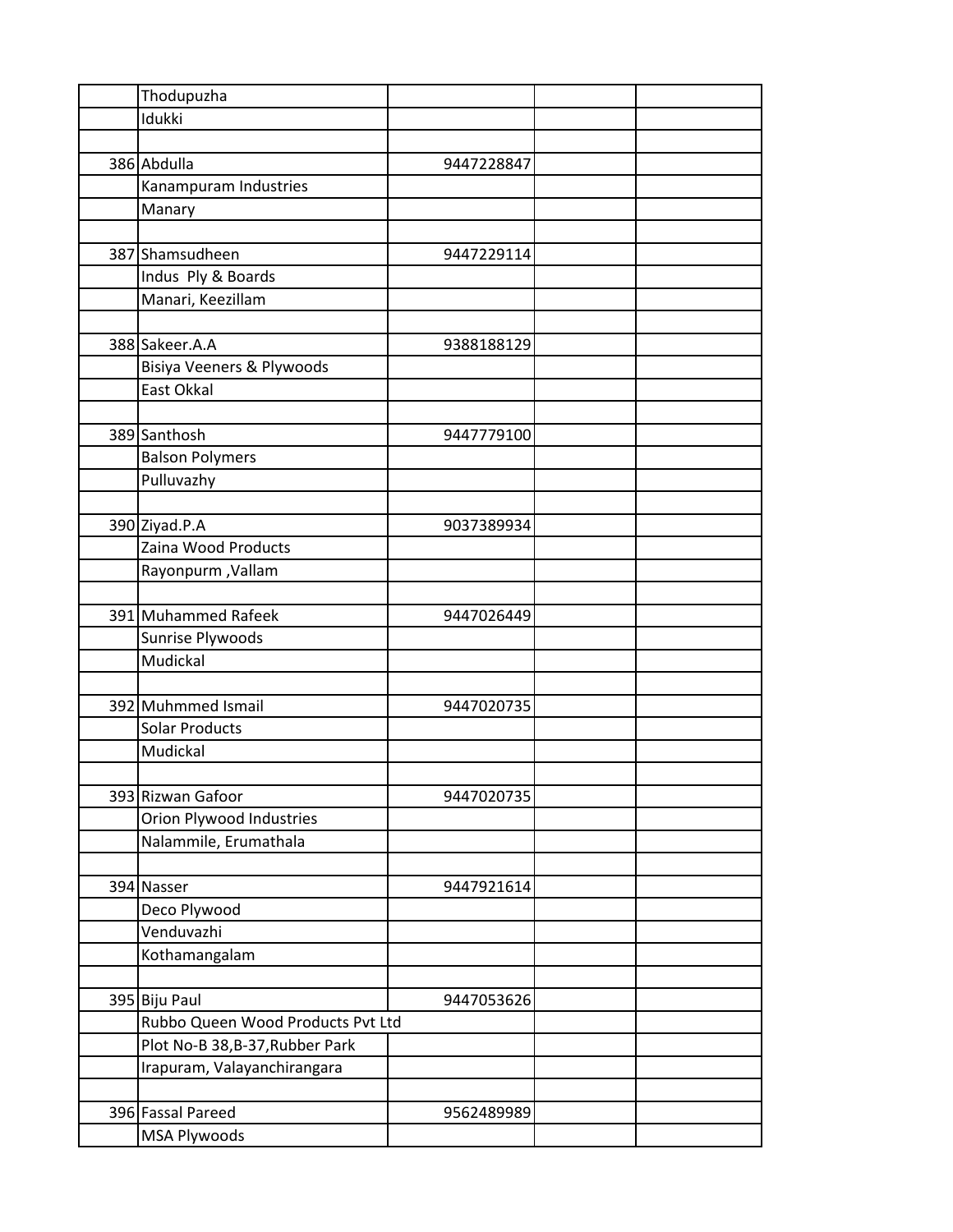| | | | | |
|---|---|---|---|---|
| | Thodupuzha | | | |
| | Idukki | | | |
| | | | | |
| 386 | Abdulla | 9447228847 | | |
| | Kanampuram Industries | | | |
| | Manary | | | |
| | | | | |
| 387 | Shamsudheen | 9447229114 | | |
| | Indus Ply & Boards | | | |
| | Manari, Keezillam | | | |
| | | | | |
| 388 | Sakeer.A.A | 9388188129 | | |
| | Bisiya Veeners & Plywoods | | | |
| | East Okkal | | | |
| | | | | |
| 389 | Santhosh | 9447779100 | | |
| | Balson Polymers | | | |
| | Pulluvazhy | | | |
| | | | | |
| 390 | Ziyad.P.A | 9037389934 | | |
| | Zaina Wood Products | | | |
| | Rayonpurm ,Vallam | | | |
| | | | | |
| 391 | Muhammed Rafeek | 9447026449 | | |
| | Sunrise Plywoods | | | |
| | Mudickal | | | |
| | | | | |
| 392 | Muhmmed Ismail | 9447020735 | | |
| | Solar Products | | | |
| | Mudickal | | | |
| | | | | |
| 393 | Rizwan Gafoor | 9447020735 | | |
| | Orion Plywood Industries | | | |
| | Nalammile, Erumathala | | | |
| | | | | |
| 394 | Nasser | 9447921614 | | |
| | Deco Plywood | | | |
| | Venduvazhi | | | |
| | Kothamangalam | | | |
| | | | | |
| 395 | Biju Paul | 9447053626 | | |
| | Rubbo Queen Wood Products Pvt Ltd | | | |
| | Plot No-B 38,B-37,Rubber Park | | | |
| | Irapuram, Valayanchirangara | | | |
| | | | | |
| 396 | Fassal Pareed | 9562489989 | | |
| | MSA Plywoods | | | |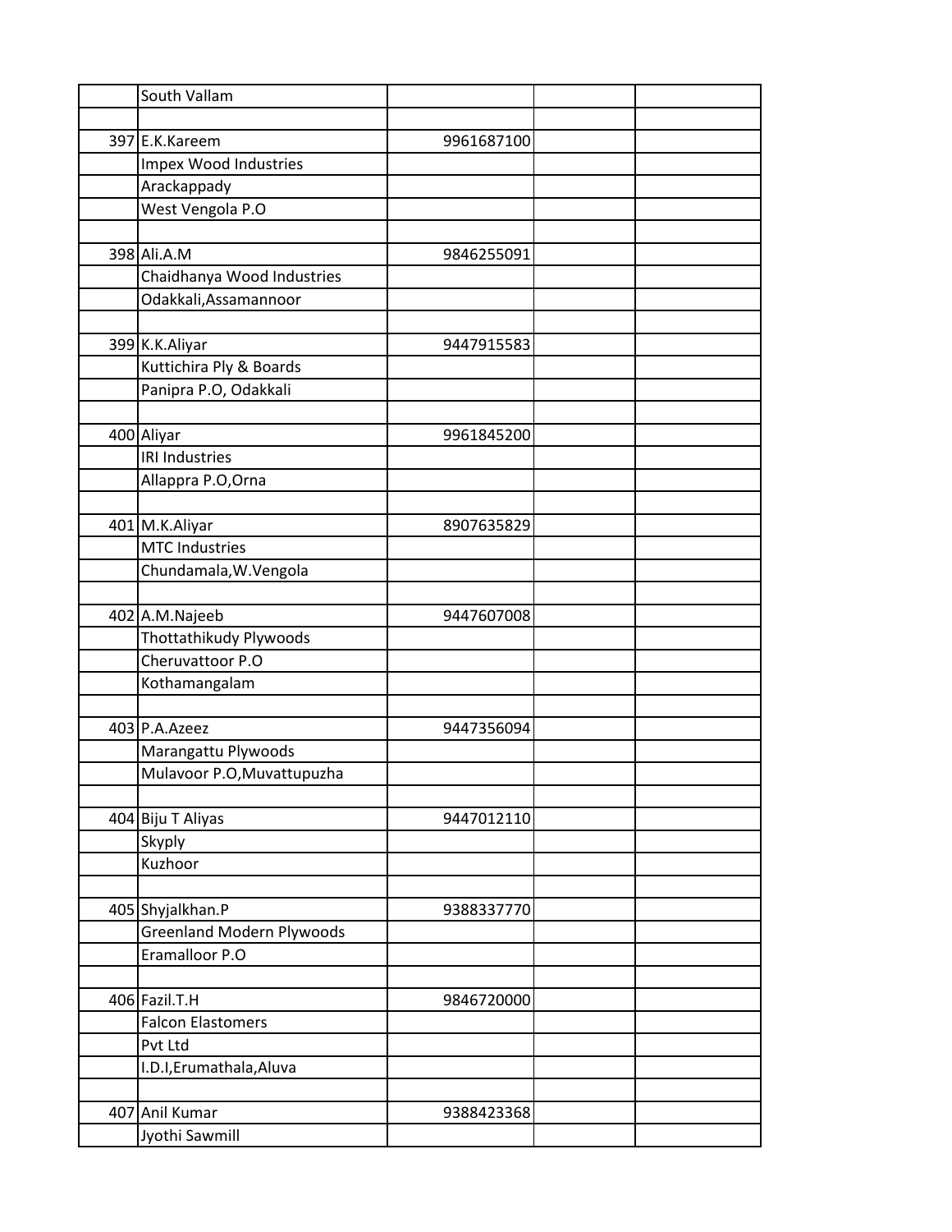| | | | | |
|---|---|---|---|---|
| | South Vallam | | | |
| | | | | |
| 397 | E.K.Kareem | 9961687100 | | |
| | Impex Wood Industries | | | |
| | Arackappady | | | |
| | West Vengola P.O | | | |
| | | | | |
| 398 | Ali.A.M | 9846255091 | | |
| | Chaidhanya Wood Industries | | | |
| | Odakkali,Assamannoor | | | |
| | | | | |
| 399 | K.K.Aliyar | 9447915583 | | |
| | Kuttichira Ply & Boards | | | |
| | Panipra P.O, Odakkali | | | |
| | | | | |
| 400 | Aliyar | 9961845200 | | |
| | IRI Industries | | | |
| | Allappra P.O,Orna | | | |
| | | | | |
| 401 | M.K.Aliyar | 8907635829 | | |
| | MTC Industries | | | |
| | Chundamala,W.Vengola | | | |
| | | | | |
| 402 | A.M.Najeeb | 9447607008 | | |
| | Thottathikudy Plywoods | | | |
| | Cheruvattoor P.O | | | |
| | Kothamangalam | | | |
| | | | | |
| 403 | P.A.Azeez | 9447356094 | | |
| | Marangattu Plywoods | | | |
| | Mulavoor P.O,Muvattupuzha | | | |
| | | | | |
| 404 | Biju T Aliyas | 9447012110 | | |
| | Skyply | | | |
| | Kuzhoor | | | |
| | | | | |
| 405 | Shyjalkhan.P | 9388337770 | | |
| | Greenland Modern Plywoods | | | |
| | Eramalloor P.O | | | |
| | | | | |
| 406 | Fazil.T.H | 9846720000 | | |
| | Falcon Elastomers | | | |
| | Pvt Ltd | | | |
| | I.D.I,Erumathala,Aluva | | | |
| | | | | |
| 407 | Anil Kumar | 9388423368 | | |
| | Jyothi Sawmill | | | |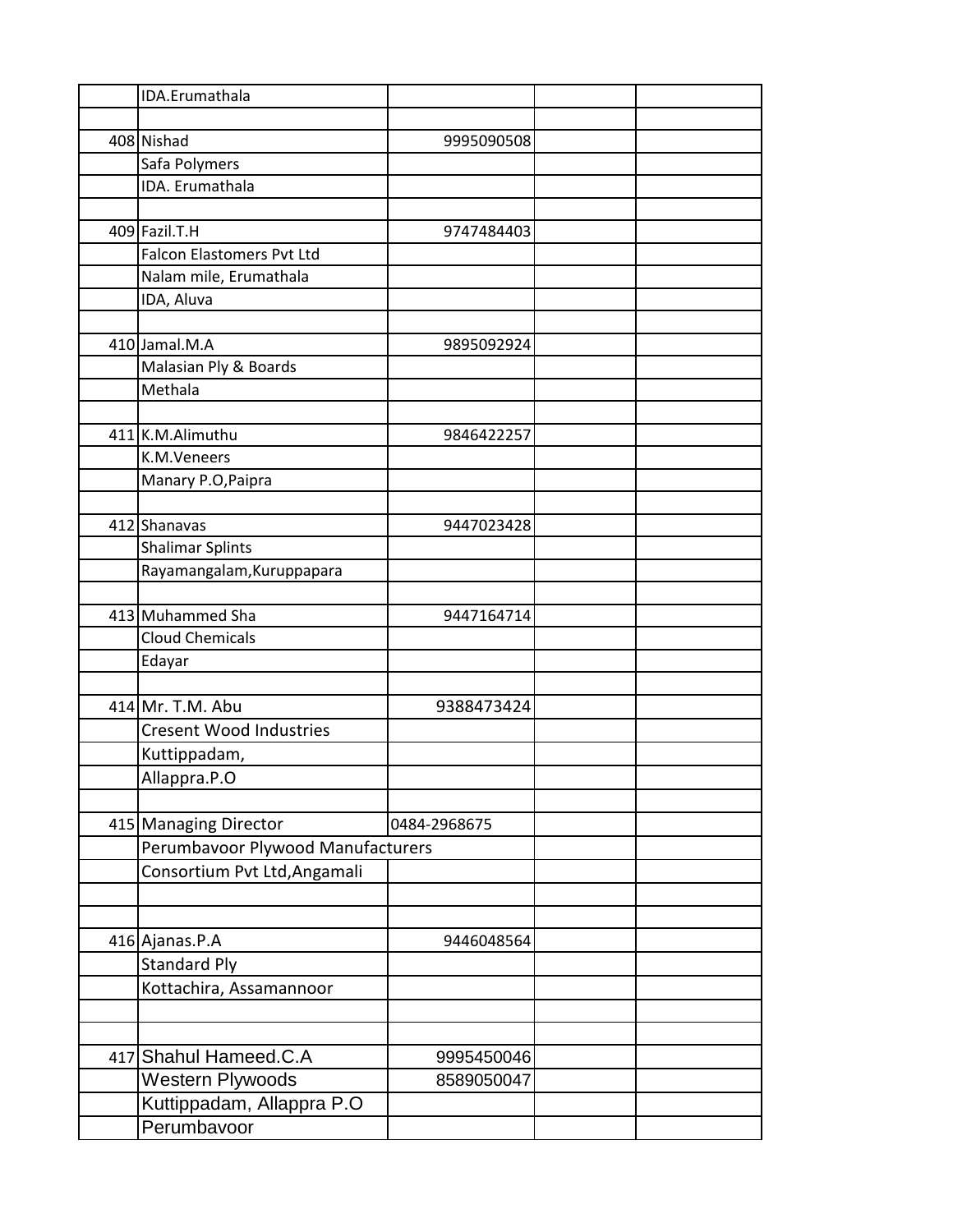| | | | | |
|---|---|---|---|---|
| | IDA.Erumathala | | | |
| | | | | |
| 408 | Nishad | 9995090508 | | |
| | Safa Polymers | | | |
| | IDA. Erumathala | | | |
| | | | | |
| 409 | Fazil.T.H | 9747484403 | | |
| | Falcon Elastomers Pvt Ltd | | | |
| | Nalam mile, Erumathala | | | |
| | IDA, Aluva | | | |
| | | | | |
| 410 | Jamal.M.A | 9895092924 | | |
| | Malasian Ply & Boards | | | |
| | Methala | | | |
| | | | | |
| 411 | K.M.Alimuthu | 9846422257 | | |
| | K.M.Veneers | | | |
| | Manary P.O,Paipra | | | |
| | | | | |
| 412 | Shanavas | 9447023428 | | |
| | Shalimar Splints | | | |
| | Rayamangalam,Kuruppapara | | | |
| | | | | |
| 413 | Muhammed Sha | 9447164714 | | |
| | Cloud Chemicals | | | |
| | Edayar | | | |
| | | | | |
| 414 | Mr. T.M. Abu | 9388473424 | | |
| | Cresent Wood Industries | | | |
| | Kuttippadam, | | | |
| | Allappra.P.O | | | |
| | | | | |
| 415 | Managing Director | 0484-2968675 | | |
| | Perumbavoor Plywood Manufacturers | | | |
| | Consortium Pvt Ltd,Angamali | | | |
| | | | | |
| | | | | |
| 416 | Ajanas.P.A | 9446048564 | | |
| | Standard Ply | | | |
| | Kottachira, Assamannoor | | | |
| | | | | |
| | | | | |
| 417 | Shahul Hameed.C.A | 9995450046 | | |
| | Western Plywoods | 8589050047 | | |
| | Kuttippadam, Allappra P.O | | | |
| | Perumbavoor | | | |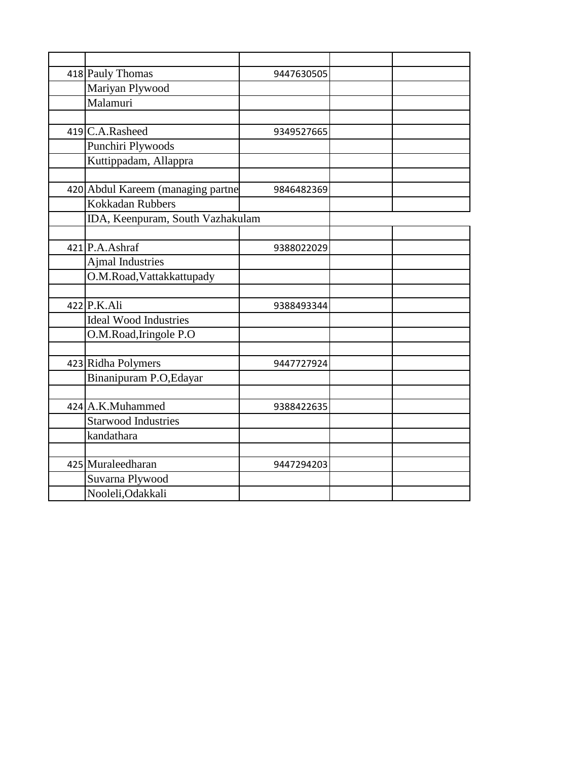| | | | | |
|---|---|---|---|---|
| | | | | |
| 418 | Pauly Thomas | 9447630505 | | |
| | Mariyan Plywood | | | |
| | Malamuri | | | |
| | | | | |
| 419 | C.A.Rasheed | 9349527665 | | |
| | Punchiri Plywoods | | | |
| | Kuttippadam, Allappra | | | |
| | | | | |
| 420 | Abdul Kareem (managing partne | 9846482369 | | |
| | Kokkadan Rubbers | | | |
| | IDA, Keenpuram, South Vazhakulam | | | |
| | | | | |
| 421 | P.A.Ashraf | 9388022029 | | |
| | Ajmal Industries | | | |
| | O.M.Road,Vattakkattupady | | | |
| | | | | |
| 422 | P.K.Ali | 9388493344 | | |
| | Ideal Wood Industries | | | |
| | O.M.Road,Iringole P.O | | | |
| | | | | |
| 423 | Ridha Polymers | 9447727924 | | |
| | Binanipuram P.O,Edayar | | | |
| | | | | |
| 424 | A.K.Muhammed | 9388422635 | | |
| | Starwood Industries | | | |
| | kandathara | | | |
| | | | | |
| 425 | Muraleedharan | 9447294203 | | |
| | Suvarna Plywood | | | |
| | Nooleli,Odakkali | | | |